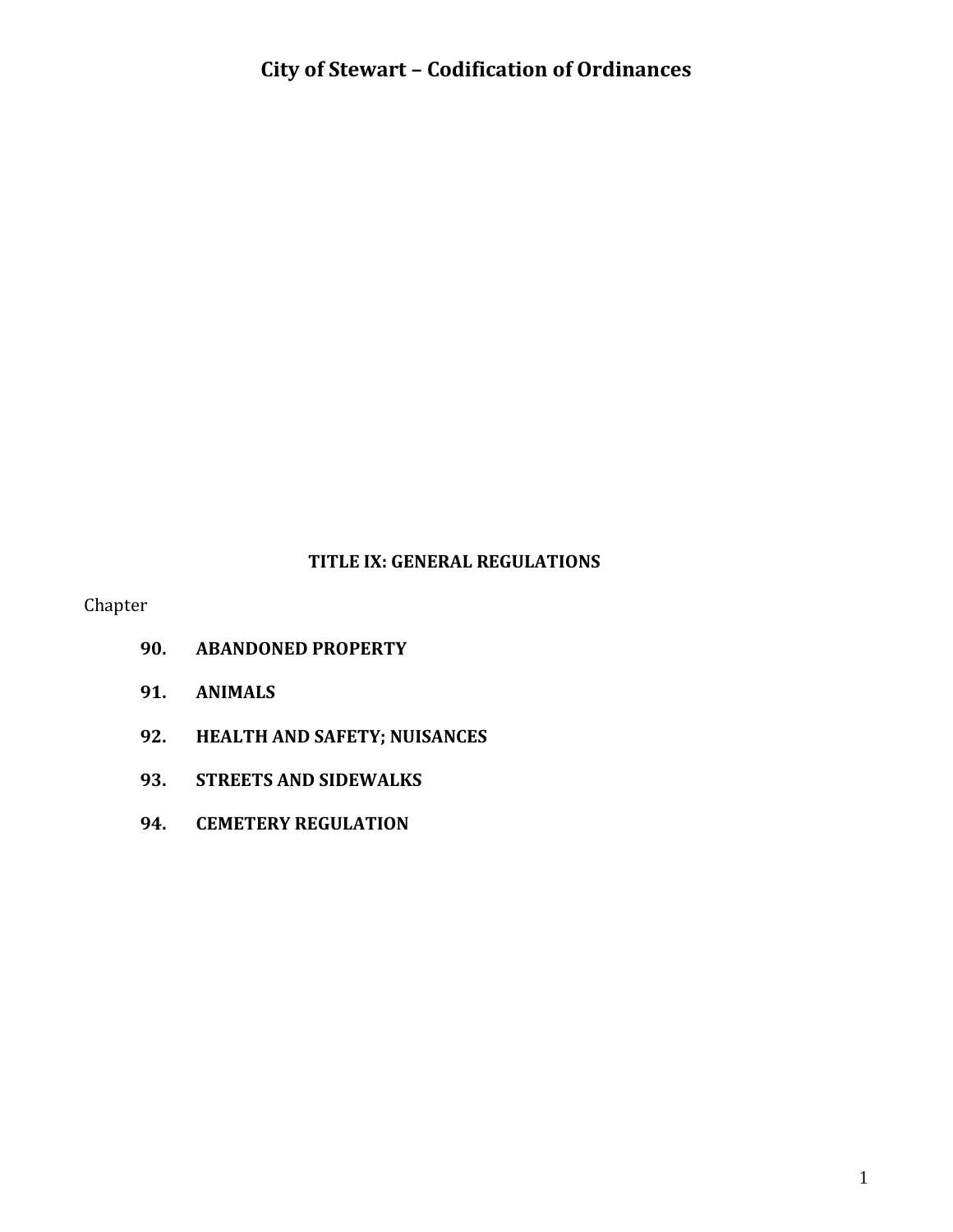# City of Stewart – Codification of Ordinances

## TITLE IX: GENERAL REGULATIONS

Chapter

**90. ABANDONED PROPERTY**

**91. ANIMALS**

**92. HEALTH AND SAFETY; NUISANCES**

**93. STREETS AND SIDEWALKS**

**94. CEMETERY REGULATION**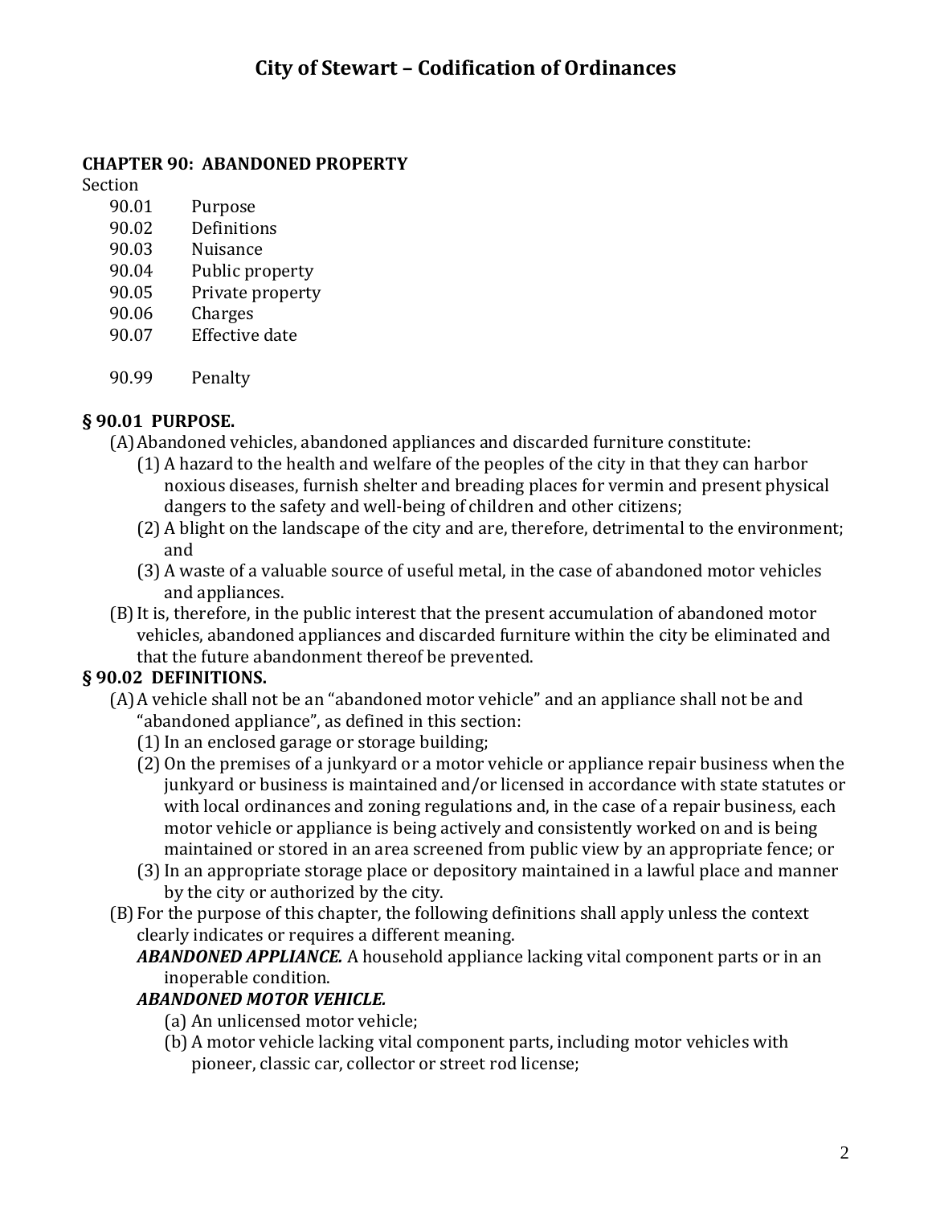# City of Stewart – Codification of Ordinances

## CHAPTER 90: ABANDONED PROPERTY

Section

- 90.01 Purpose
- 90.02 Definitions
- 90.03 Nuisance
- 90.04 Public property
- 90.05 Private property
- 90.06 Charges
- 90.07 Effective date

- 90.99 Penalty

### § 90.01 PURPOSE.

(A) Abandoned vehicles, abandoned appliances and discarded furniture constitute:

(1) A hazard to the health and welfare of the peoples of the city in that they can harbor noxious diseases, furnish shelter and breading places for vermin and present physical dangers to the safety and well-being of children and other citizens;

(2) A blight on the landscape of the city and are, therefore, detrimental to the environment; and

(3) A waste of a valuable source of useful metal, in the case of abandoned motor vehicles and appliances.

(B) It is, therefore, in the public interest that the present accumulation of abandoned motor vehicles, abandoned appliances and discarded furniture within the city be eliminated and that the future abandonment thereof be prevented.

### § 90.02 DEFINITIONS.

(A) A vehicle shall not be an "abandoned motor vehicle" and an appliance shall not be and "abandoned appliance", as defined in this section:

(1) In an enclosed garage or storage building;

(2) On the premises of a junkyard or a motor vehicle or appliance repair business when the junkyard or business is maintained and/or licensed in accordance with state statutes or with local ordinances and zoning regulations and, in the case of a repair business, each motor vehicle or appliance is being actively and consistently worked on and is being maintained or stored in an area screened from public view by an appropriate fence; or

(3) In an appropriate storage place or depository maintained in a lawful place and manner by the city or authorized by the city.

(B) For the purpose of this chapter, the following definitions shall apply unless the context clearly indicates or requires a different meaning.

***ABANDONED APPLIANCE.*** A household appliance lacking vital component parts or in an inoperable condition.

***ABANDONED MOTOR VEHICLE.***

(a) An unlicensed motor vehicle;

(b) A motor vehicle lacking vital component parts, including motor vehicles with pioneer, classic car, collector or street rod license;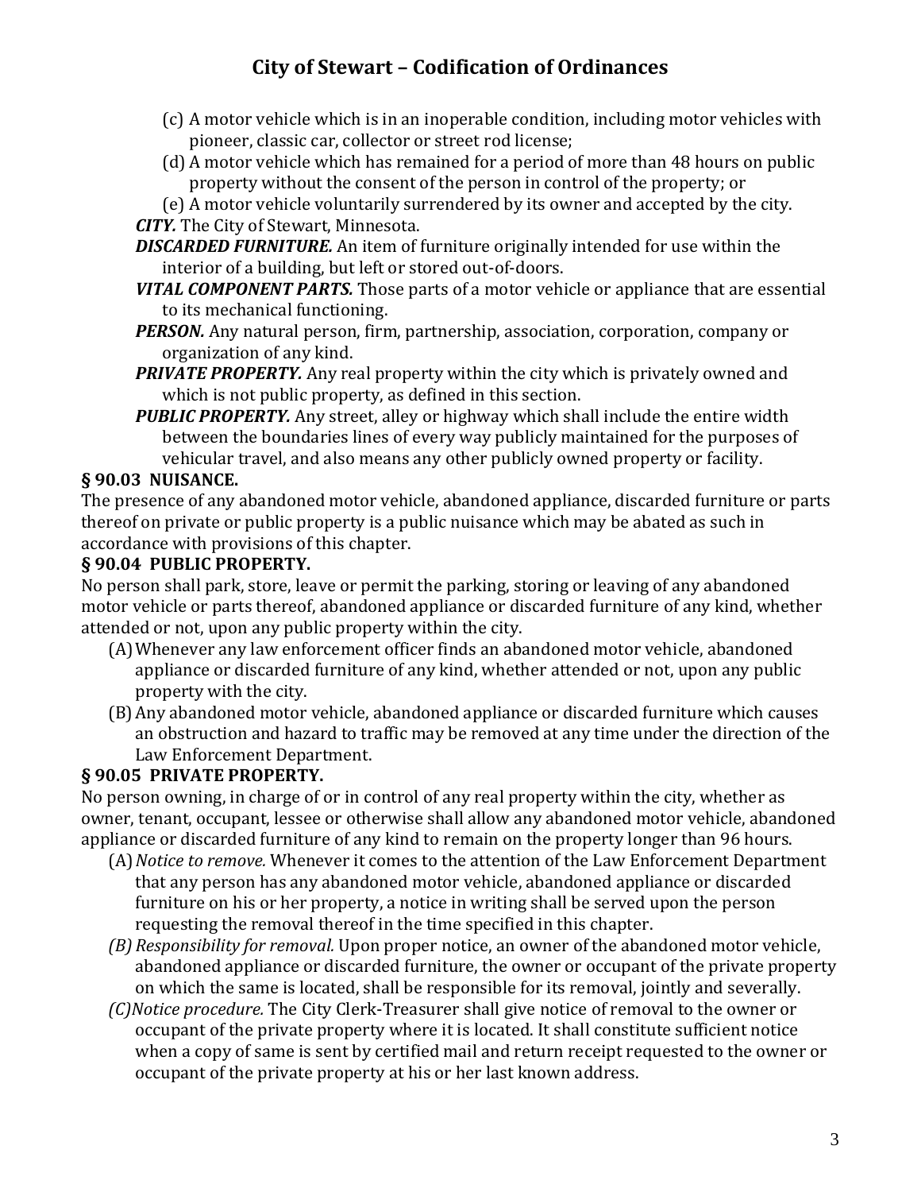(c) A motor vehicle which is in an inoperable condition, including motor vehicles with pioneer, classic car, collector or street rod license;

(d) A motor vehicle which has remained for a period of more than 48 hours on public property without the consent of the person in control of the property; or

(e) A motor vehicle voluntarily surrendered by its owner and accepted by the city.

***CITY.*** The City of Stewart, Minnesota.

***DISCARDED FURNITURE.*** An item of furniture originally intended for use within the interior of a building, but left or stored out-of-doors.

***VITAL COMPONENT PARTS.*** Those parts of a motor vehicle or appliance that are essential to its mechanical functioning.

***PERSON.*** Any natural person, firm, partnership, association, corporation, company or organization of any kind.

***PRIVATE PROPERTY.*** Any real property within the city which is privately owned and which is not public property, as defined in this section.

***PUBLIC PROPERTY.*** Any street, alley or highway which shall include the entire width between the boundaries lines of every way publicly maintained for the purposes of vehicular travel, and also means any other publicly owned property or facility.

**§ 90.03 NUISANCE.**

The presence of any abandoned motor vehicle, abandoned appliance, discarded furniture or parts thereof on private or public property is a public nuisance which may be abated as such in accordance with provisions of this chapter.

**§ 90.04 PUBLIC PROPERTY.**

No person shall park, store, leave or permit the parking, storing or leaving of any abandoned motor vehicle or parts thereof, abandoned appliance or discarded furniture of any kind, whether attended or not, upon any public property within the city.

(A) Whenever any law enforcement officer finds an abandoned motor vehicle, abandoned appliance or discarded furniture of any kind, whether attended or not, upon any public property with the city.

(B) Any abandoned motor vehicle, abandoned appliance or discarded furniture which causes an obstruction and hazard to traffic may be removed at any time under the direction of the Law Enforcement Department.

**§ 90.05 PRIVATE PROPERTY.**

No person owning, in charge of or in control of any real property within the city, whether as owner, tenant, occupant, lessee or otherwise shall allow any abandoned motor vehicle, abandoned appliance or discarded furniture of any kind to remain on the property longer than 96 hours.

(A) *Notice to remove.* Whenever it comes to the attention of the Law Enforcement Department that any person has any abandoned motor vehicle, abandoned appliance or discarded furniture on his or her property, a notice in writing shall be served upon the person requesting the removal thereof in the time specified in this chapter.

*(B) Responsibility for removal.* Upon proper notice, an owner of the abandoned motor vehicle, abandoned appliance or discarded furniture, the owner or occupant of the private property on which the same is located, shall be responsible for its removal, jointly and severally.

*(C) Notice procedure.* The City Clerk-Treasurer shall give notice of removal to the owner or occupant of the private property where it is located. It shall constitute sufficient notice when a copy of same is sent by certified mail and return receipt requested to the owner or occupant of the private property at his or her last known address.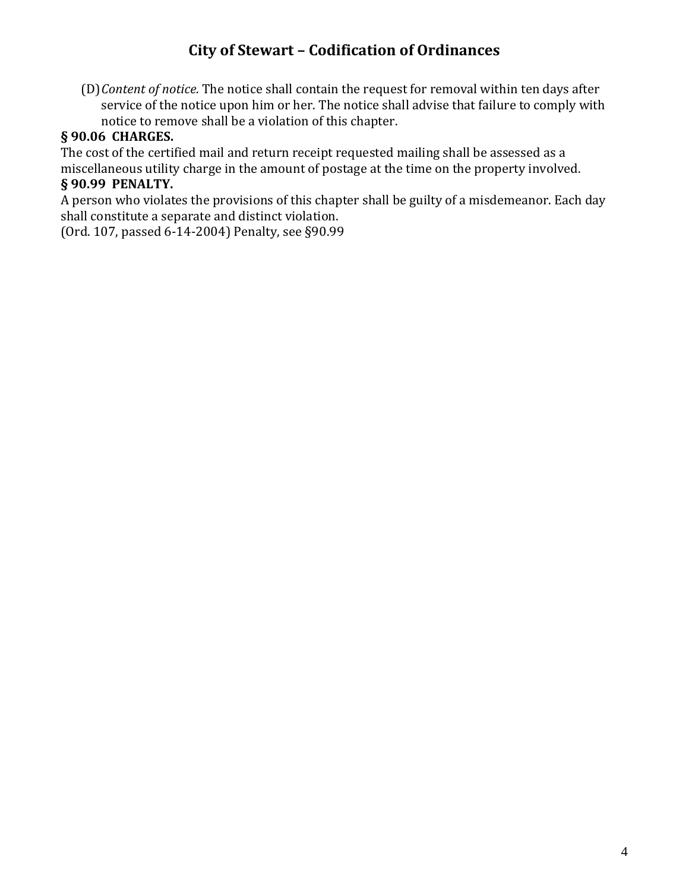(D) *Content of notice.* The notice shall contain the request for removal within ten days after service of the notice upon him or her. The notice shall advise that failure to comply with notice to remove shall be a violation of this chapter.

**§ 90.06 CHARGES.**

The cost of the certified mail and return receipt requested mailing shall be assessed as a miscellaneous utility charge in the amount of postage at the time on the property involved.

**§ 90.99 PENALTY.**

A person who violates the provisions of this chapter shall be guilty of a misdemeanor. Each day shall constitute a separate and distinct violation.

(Ord. 107, passed 6-14-2004) Penalty, see §90.99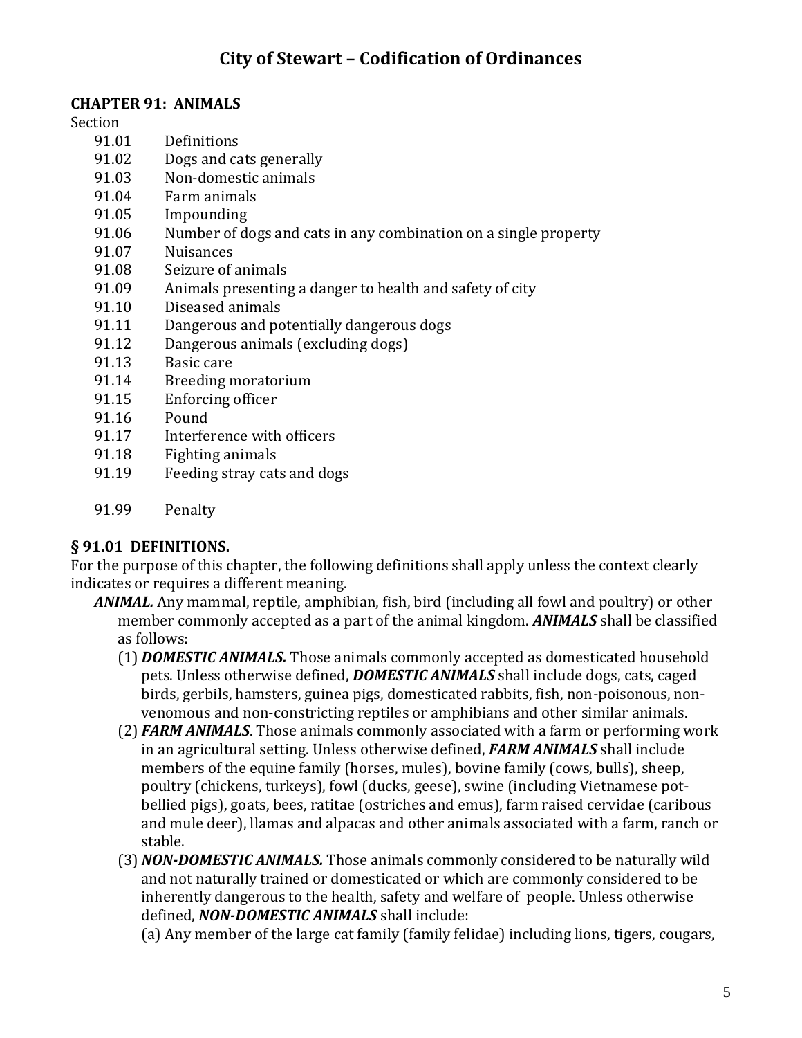# City of Stewart – Codification of Ordinances

## CHAPTER 91: ANIMALS

Section

- 91.01 Definitions
- 91.02 Dogs and cats generally
- 91.03 Non-domestic animals
- 91.04 Farm animals
- 91.05 Impounding
- 91.06 Number of dogs and cats in any combination on a single property
- 91.07 Nuisances
- 91.08 Seizure of animals
- 91.09 Animals presenting a danger to health and safety of city
- 91.10 Diseased animals
- 91.11 Dangerous and potentially dangerous dogs
- 91.12 Dangerous animals (excluding dogs)
- 91.13 Basic care
- 91.14 Breeding moratorium
- 91.15 Enforcing officer
- 91.16 Pound
- 91.17 Interference with officers
- 91.18 Fighting animals
- 91.19 Feeding stray cats and dogs

- 91.99 Penalty

### § 91.01 DEFINITIONS.

For the purpose of this chapter, the following definitions shall apply unless the context clearly indicates or requires a different meaning.

***ANIMAL.*** Any mammal, reptile, amphibian, fish, bird (including all fowl and poultry) or other member commonly accepted as a part of the animal kingdom. ***ANIMALS*** shall be classified as follows:

(1) ***DOMESTIC ANIMALS.*** Those animals commonly accepted as domesticated household pets. Unless otherwise defined, ***DOMESTIC ANIMALS*** shall include dogs, cats, caged birds, gerbils, hamsters, guinea pigs, domesticated rabbits, fish, non-poisonous, non-venomous and non-constricting reptiles or amphibians and other similar animals.

(2) ***FARM ANIMALS***. Those animals commonly associated with a farm or performing work in an agricultural setting. Unless otherwise defined, ***FARM ANIMALS*** shall include members of the equine family (horses, mules), bovine family (cows, bulls), sheep, poultry (chickens, turkeys), fowl (ducks, geese), swine (including Vietnamese pot-bellied pigs), goats, bees, ratitae (ostriches and emus), farm raised cervidae (caribous and mule deer), llamas and alpacas and other animals associated with a farm, ranch or stable.

(3) ***NON-DOMESTIC ANIMALS.*** Those animals commonly considered to be naturally wild and not naturally trained or domesticated or which are commonly considered to be inherently dangerous to the health, safety and welfare of people. Unless otherwise defined, ***NON-DOMESTIC ANIMALS*** shall include:

(a) Any member of the large cat family (family felidae) including lions, tigers, cougars,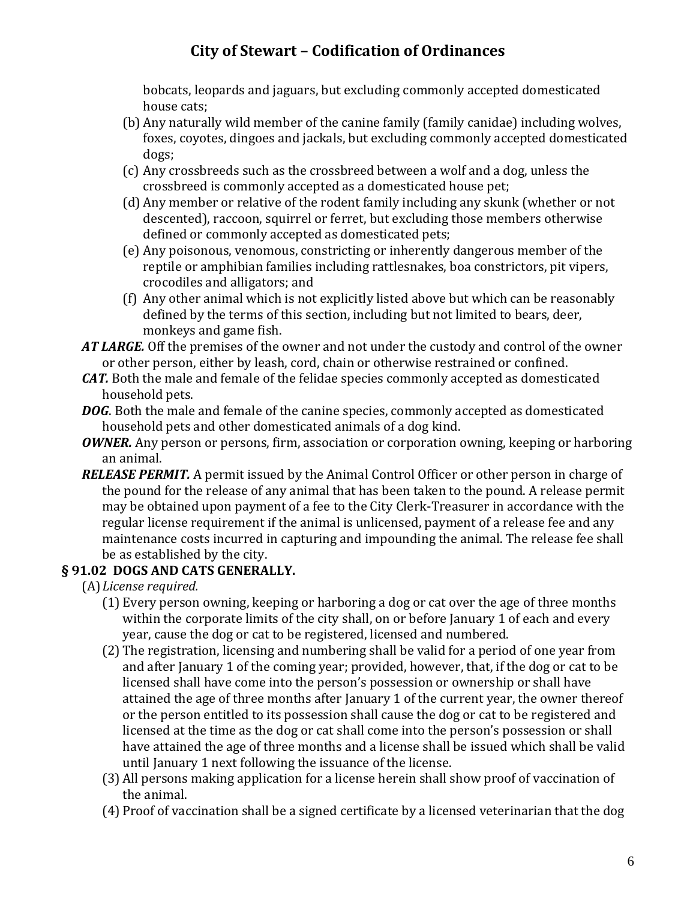bobcats, leopards and jaguars, but excluding commonly accepted domesticated house cats;

(b) Any naturally wild member of the canine family (family canidae) including wolves, foxes, coyotes, dingoes and jackals, but excluding commonly accepted domesticated dogs;

(c) Any crossbreeds such as the crossbreed between a wolf and a dog, unless the crossbreed is commonly accepted as a domesticated house pet;

(d) Any member or relative of the rodent family including any skunk (whether or not descented), raccoon, squirrel or ferret, but excluding those members otherwise defined or commonly accepted as domesticated pets;

(e) Any poisonous, venomous, constricting or inherently dangerous member of the reptile or amphibian families including rattlesnakes, boa constrictors, pit vipers, crocodiles and alligators; and

(f) Any other animal which is not explicitly listed above but which can be reasonably defined by the terms of this section, including but not limited to bears, deer, monkeys and game fish.

***AT LARGE.*** Off the premises of the owner and not under the custody and control of the owner or other person, either by leash, cord, chain or otherwise restrained or confined.

***CAT.*** Both the male and female of the felidae species commonly accepted as domesticated household pets.

***DOG***. Both the male and female of the canine species, commonly accepted as domesticated household pets and other domesticated animals of a dog kind.

***OWNER.*** Any person or persons, firm, association or corporation owning, keeping or harboring an animal.

***RELEASE PERMIT.*** A permit issued by the Animal Control Officer or other person in charge of the pound for the release of any animal that has been taken to the pound. A release permit may be obtained upon payment of a fee to the City Clerk-Treasurer in accordance with the regular license requirement if the animal is unlicensed, payment of a release fee and any maintenance costs incurred in capturing and impounding the animal. The release fee shall be as established by the city.

## § 91.02 DOGS AND CATS GENERALLY.

(A) *License required.*

(1) Every person owning, keeping or harboring a dog or cat over the age of three months within the corporate limits of the city shall, on or before January 1 of each and every year, cause the dog or cat to be registered, licensed and numbered.

(2) The registration, licensing and numbering shall be valid for a period of one year from and after January 1 of the coming year; provided, however, that, if the dog or cat to be licensed shall have come into the person's possession or ownership or shall have attained the age of three months after January 1 of the current year, the owner thereof or the person entitled to its possession shall cause the dog or cat to be registered and licensed at the time as the dog or cat shall come into the person's possession or shall have attained the age of three months and a license shall be issued which shall be valid until January 1 next following the issuance of the license.

(3) All persons making application for a license herein shall show proof of vaccination of the animal.

(4) Proof of vaccination shall be a signed certificate by a licensed veterinarian that the dog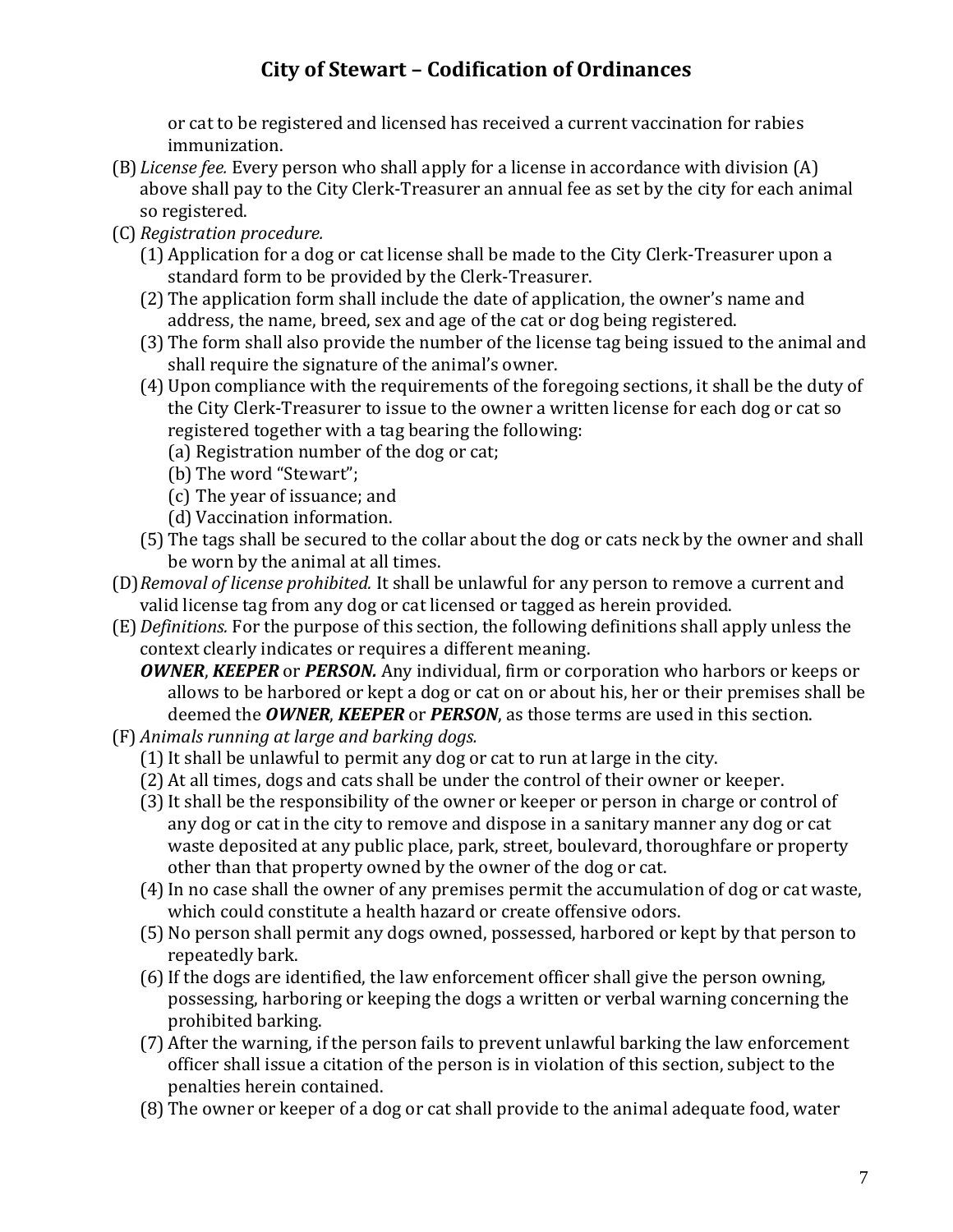or cat to be registered and licensed has received a current vaccination for rabies immunization.

(B) *License fee.* Every person who shall apply for a license in accordance with division (A) above shall pay to the City Clerk-Treasurer an annual fee as set by the city for each animal so registered.

(C) *Registration procedure.*

(1) Application for a dog or cat license shall be made to the City Clerk-Treasurer upon a standard form to be provided by the Clerk-Treasurer.

(2) The application form shall include the date of application, the owner's name and address, the name, breed, sex and age of the cat or dog being registered.

(3) The form shall also provide the number of the license tag being issued to the animal and shall require the signature of the animal's owner.

(4) Upon compliance with the requirements of the foregoing sections, it shall be the duty of the City Clerk-Treasurer to issue to the owner a written license for each dog or cat so registered together with a tag bearing the following:

(a) Registration number of the dog or cat;

(b) The word "Stewart";

(c) The year of issuance; and

(d) Vaccination information.

(5) The tags shall be secured to the collar about the dog or cats neck by the owner and shall be worn by the animal at all times.

(D) *Removal of license prohibited.* It shall be unlawful for any person to remove a current and valid license tag from any dog or cat licensed or tagged as herein provided.

(E) *Definitions.* For the purpose of this section, the following definitions shall apply unless the context clearly indicates or requires a different meaning.

***OWNER***, ***KEEPER*** or ***PERSON.*** Any individual, firm or corporation who harbors or keeps or allows to be harbored or kept a dog or cat on or about his, her or their premises shall be deemed the ***OWNER***, ***KEEPER*** or ***PERSON***, as those terms are used in this section.

(F) *Animals running at large and barking dogs.*

(1) It shall be unlawful to permit any dog or cat to run at large in the city.

(2) At all times, dogs and cats shall be under the control of their owner or keeper.

(3) It shall be the responsibility of the owner or keeper or person in charge or control of any dog or cat in the city to remove and dispose in a sanitary manner any dog or cat waste deposited at any public place, park, street, boulevard, thoroughfare or property other than that property owned by the owner of the dog or cat.

(4) In no case shall the owner of any premises permit the accumulation of dog or cat waste, which could constitute a health hazard or create offensive odors.

(5) No person shall permit any dogs owned, possessed, harbored or kept by that person to repeatedly bark.

(6) If the dogs are identified, the law enforcement officer shall give the person owning, possessing, harboring or keeping the dogs a written or verbal warning concerning the prohibited barking.

(7) After the warning, if the person fails to prevent unlawful barking the law enforcement officer shall issue a citation of the person is in violation of this section, subject to the penalties herein contained.

(8) The owner or keeper of a dog or cat shall provide to the animal adequate food, water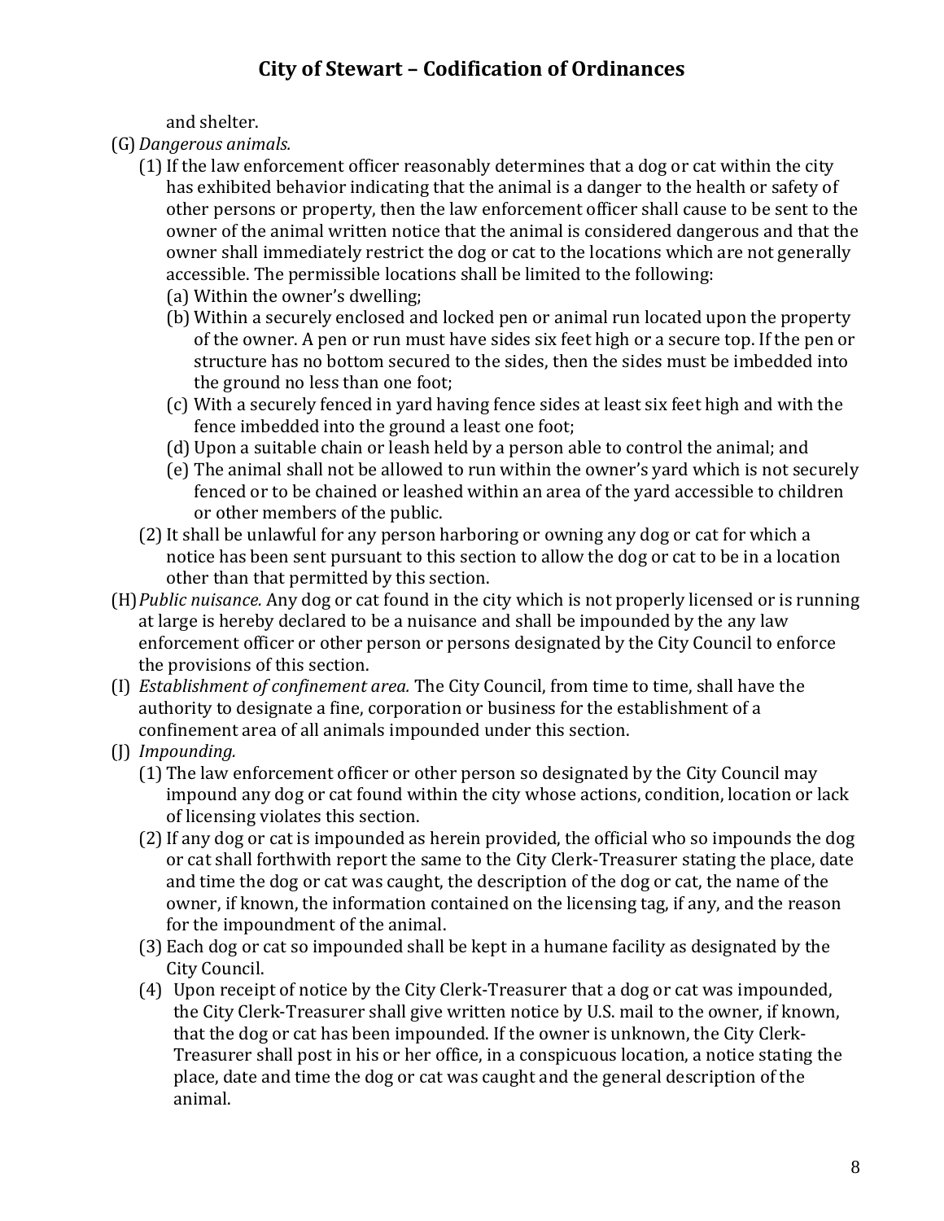and shelter.

(G) *Dangerous animals.*

(1) If the law enforcement officer reasonably determines that a dog or cat within the city has exhibited behavior indicating that the animal is a danger to the health or safety of other persons or property, then the law enforcement officer shall cause to be sent to the owner of the animal written notice that the animal is considered dangerous and that the owner shall immediately restrict the dog or cat to the locations which are not generally accessible. The permissible locations shall be limited to the following:

(a) Within the owner's dwelling;

(b) Within a securely enclosed and locked pen or animal run located upon the property of the owner. A pen or run must have sides six feet high or a secure top. If the pen or structure has no bottom secured to the sides, then the sides must be imbedded into the ground no less than one foot;

(c) With a securely fenced in yard having fence sides at least six feet high and with the fence imbedded into the ground a least one foot;

(d) Upon a suitable chain or leash held by a person able to control the animal; and

(e) The animal shall not be allowed to run within the owner's yard which is not securely fenced or to be chained or leashed within an area of the yard accessible to children or other members of the public.

(2) It shall be unlawful for any person harboring or owning any dog or cat for which a notice has been sent pursuant to this section to allow the dog or cat to be in a location other than that permitted by this section.

(H) *Public nuisance.* Any dog or cat found in the city which is not properly licensed or is running at large is hereby declared to be a nuisance and shall be impounded by the any law enforcement officer or other person or persons designated by the City Council to enforce the provisions of this section.

(I) *Establishment of confinement area.* The City Council, from time to time, shall have the authority to designate a fine, corporation or business for the establishment of a confinement area of all animals impounded under this section.

(J) *Impounding.*

(1) The law enforcement officer or other person so designated by the City Council may impound any dog or cat found within the city whose actions, condition, location or lack of licensing violates this section.

(2) If any dog or cat is impounded as herein provided, the official who so impounds the dog or cat shall forthwith report the same to the City Clerk-Treasurer stating the place, date and time the dog or cat was caught, the description of the dog or cat, the name of the owner, if known, the information contained on the licensing tag, if any, and the reason for the impoundment of the animal.

(3) Each dog or cat so impounded shall be kept in a humane facility as designated by the City Council.

(4) Upon receipt of notice by the City Clerk-Treasurer that a dog or cat was impounded, the City Clerk-Treasurer shall give written notice by U.S. mail to the owner, if known, that the dog or cat has been impounded. If the owner is unknown, the City Clerk-Treasurer shall post in his or her office, in a conspicuous location, a notice stating the place, date and time the dog or cat was caught and the general description of the animal.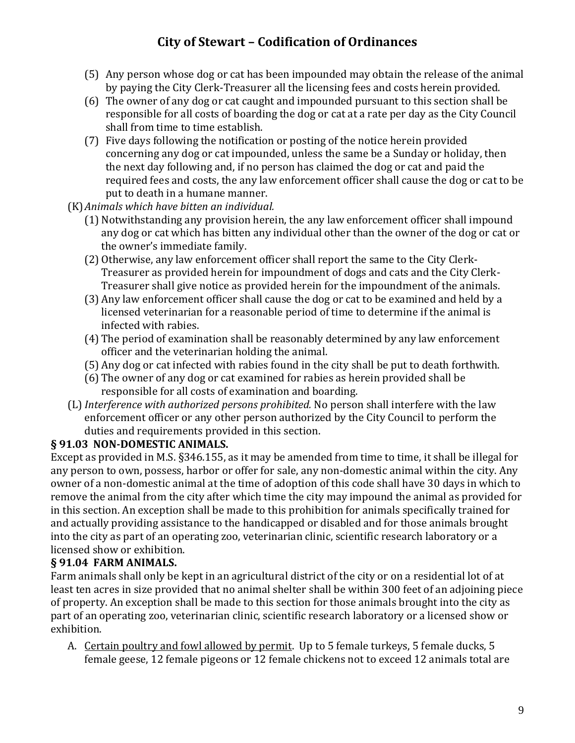(5) Any person whose dog or cat has been impounded may obtain the release of the animal by paying the City Clerk-Treasurer all the licensing fees and costs herein provided.

(6) The owner of any dog or cat caught and impounded pursuant to this section shall be responsible for all costs of boarding the dog or cat at a rate per day as the City Council shall from time to time establish.

(7) Five days following the notification or posting of the notice herein provided concerning any dog or cat impounded, unless the same be a Sunday or holiday, then the next day following and, if no person has claimed the dog or cat and paid the required fees and costs, the any law enforcement officer shall cause the dog or cat to be put to death in a humane manner.

(K) *Animals which have bitten an individual.*

(1) Notwithstanding any provision herein, the any law enforcement officer shall impound any dog or cat which has bitten any individual other than the owner of the dog or cat or the owner's immediate family.

(2) Otherwise, any law enforcement officer shall report the same to the City Clerk-Treasurer as provided herein for impoundment of dogs and cats and the City Clerk-Treasurer shall give notice as provided herein for the impoundment of the animals.

(3) Any law enforcement officer shall cause the dog or cat to be examined and held by a licensed veterinarian for a reasonable period of time to determine if the animal is infected with rabies.

(4) The period of examination shall be reasonably determined by any law enforcement officer and the veterinarian holding the animal.

(5) Any dog or cat infected with rabies found in the city shall be put to death forthwith.

(6) The owner of any dog or cat examined for rabies as herein provided shall be responsible for all costs of examination and boarding.

(L) *Interference with authorized persons prohibited.* No person shall interfere with the law enforcement officer or any other person authorized by the City Council to perform the duties and requirements provided in this section.

**§ 91.03 NON-DOMESTIC ANIMALS.**

Except as provided in M.S. §346.155, as it may be amended from time to time, it shall be illegal for any person to own, possess, harbor or offer for sale, any non-domestic animal within the city. Any owner of a non-domestic animal at the time of adoption of this code shall have 30 days in which to remove the animal from the city after which time the city may impound the animal as provided for in this section. An exception shall be made to this prohibition for animals specifically trained for and actually providing assistance to the handicapped or disabled and for those animals brought into the city as part of an operating zoo, veterinarian clinic, scientific research laboratory or a licensed show or exhibition.

**§ 91.04 FARM ANIMALS.**

Farm animals shall only be kept in an agricultural district of the city or on a residential lot of at least ten acres in size provided that no animal shelter shall be within 300 feet of an adjoining piece of property. An exception shall be made to this section for those animals brought into the city as part of an operating zoo, veterinarian clinic, scientific research laboratory or a licensed show or exhibition.

A. Certain poultry and fowl allowed by permit. Up to 5 female turkeys, 5 female ducks, 5 female geese, 12 female pigeons or 12 female chickens not to exceed 12 animals total are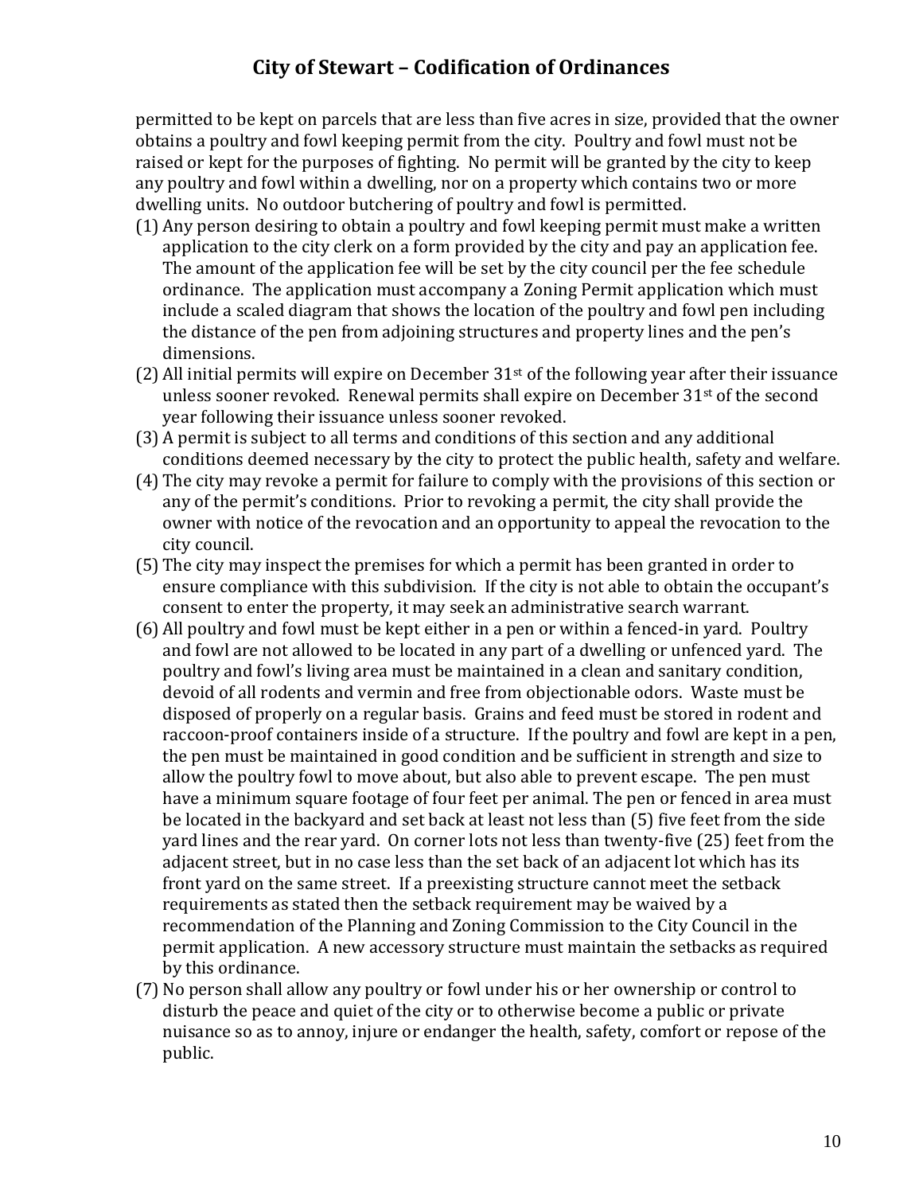permitted to be kept on parcels that are less than five acres in size, provided that the owner obtains a poultry and fowl keeping permit from the city. Poultry and fowl must not be raised or kept for the purposes of fighting. No permit will be granted by the city to keep any poultry and fowl within a dwelling, nor on a property which contains two or more dwelling units. No outdoor butchering of poultry and fowl is permitted.

(1) Any person desiring to obtain a poultry and fowl keeping permit must make a written application to the city clerk on a form provided by the city and pay an application fee. The amount of the application fee will be set by the city council per the fee schedule ordinance. The application must accompany a Zoning Permit application which must include a scaled diagram that shows the location of the poultry and fowl pen including the distance of the pen from adjoining structures and property lines and the pen's dimensions.

(2) All initial permits will expire on December 31st of the following year after their issuance unless sooner revoked. Renewal permits shall expire on December 31st of the second year following their issuance unless sooner revoked.

(3) A permit is subject to all terms and conditions of this section and any additional conditions deemed necessary by the city to protect the public health, safety and welfare.

(4) The city may revoke a permit for failure to comply with the provisions of this section or any of the permit's conditions. Prior to revoking a permit, the city shall provide the owner with notice of the revocation and an opportunity to appeal the revocation to the city council.

(5) The city may inspect the premises for which a permit has been granted in order to ensure compliance with this subdivision. If the city is not able to obtain the occupant's consent to enter the property, it may seek an administrative search warrant.

(6) All poultry and fowl must be kept either in a pen or within a fenced-in yard. Poultry and fowl are not allowed to be located in any part of a dwelling or unfenced yard. The poultry and fowl's living area must be maintained in a clean and sanitary condition, devoid of all rodents and vermin and free from objectionable odors. Waste must be disposed of properly on a regular basis. Grains and feed must be stored in rodent and raccoon-proof containers inside of a structure. If the poultry and fowl are kept in a pen, the pen must be maintained in good condition and be sufficient in strength and size to allow the poultry fowl to move about, but also able to prevent escape. The pen must have a minimum square footage of four feet per animal. The pen or fenced in area must be located in the backyard and set back at least not less than (5) five feet from the side yard lines and the rear yard. On corner lots not less than twenty-five (25) feet from the adjacent street, but in no case less than the set back of an adjacent lot which has its front yard on the same street. If a preexisting structure cannot meet the setback requirements as stated then the setback requirement may be waived by a recommendation of the Planning and Zoning Commission to the City Council in the permit application. A new accessory structure must maintain the setbacks as required by this ordinance.

(7) No person shall allow any poultry or fowl under his or her ownership or control to disturb the peace and quiet of the city or to otherwise become a public or private nuisance so as to annoy, injure or endanger the health, safety, comfort or repose of the public.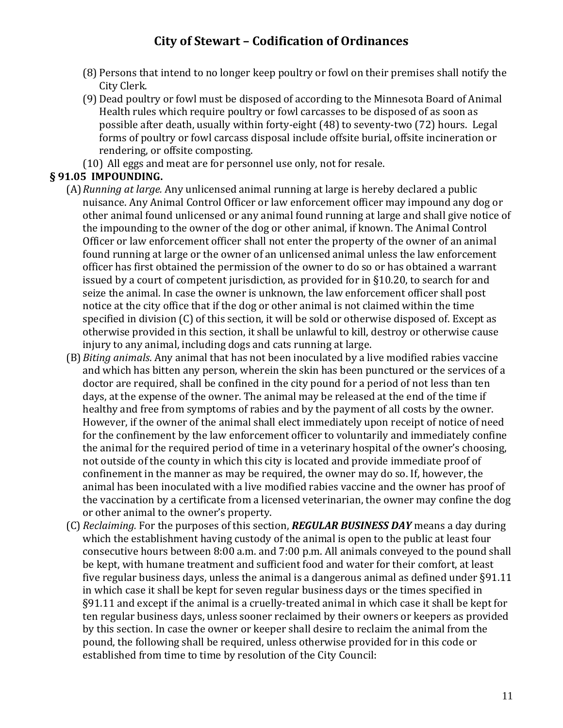(8) Persons that intend to no longer keep poultry or fowl on their premises shall notify the City Clerk.

(9) Dead poultry or fowl must be disposed of according to the Minnesota Board of Animal Health rules which require poultry or fowl carcasses to be disposed of as soon as possible after death, usually within forty-eight (48) to seventy-two (72) hours. Legal forms of poultry or fowl carcass disposal include offsite burial, offsite incineration or rendering, or offsite composting.

(10) All eggs and meat are for personnel use only, not for resale.

## § 91.05 IMPOUNDING.

(A) *Running at large.* Any unlicensed animal running at large is hereby declared a public nuisance. Any Animal Control Officer or law enforcement officer may impound any dog or other animal found unlicensed or any animal found running at large and shall give notice of the impounding to the owner of the dog or other animal, if known. The Animal Control Officer or law enforcement officer shall not enter the property of the owner of an animal found running at large or the owner of an unlicensed animal unless the law enforcement officer has first obtained the permission of the owner to do so or has obtained a warrant issued by a court of competent jurisdiction, as provided for in §10.20, to search for and seize the animal. In case the owner is unknown, the law enforcement officer shall post notice at the city office that if the dog or other animal is not claimed within the time specified in division (C) of this section, it will be sold or otherwise disposed of. Except as otherwise provided in this section, it shall be unlawful to kill, destroy or otherwise cause injury to any animal, including dogs and cats running at large.

(B) *Biting animals.* Any animal that has not been inoculated by a live modified rabies vaccine and which has bitten any person, wherein the skin has been punctured or the services of a doctor are required, shall be confined in the city pound for a period of not less than ten days, at the expense of the owner. The animal may be released at the end of the time if healthy and free from symptoms of rabies and by the payment of all costs by the owner. However, if the owner of the animal shall elect immediately upon receipt of notice of need for the confinement by the law enforcement officer to voluntarily and immediately confine the animal for the required period of time in a veterinary hospital of the owner's choosing, not outside of the county in which this city is located and provide immediate proof of confinement in the manner as may be required, the owner may do so. If, however, the animal has been inoculated with a live modified rabies vaccine and the owner has proof of the vaccination by a certificate from a licensed veterinarian, the owner may confine the dog or other animal to the owner's property.

(C) *Reclaiming.* For the purposes of this section, ***REGULAR BUSINESS DAY*** means a day during which the establishment having custody of the animal is open to the public at least four consecutive hours between 8:00 a.m. and 7:00 p.m. All animals conveyed to the pound shall be kept, with humane treatment and sufficient food and water for their comfort, at least five regular business days, unless the animal is a dangerous animal as defined under §91.11 in which case it shall be kept for seven regular business days or the times specified in §91.11 and except if the animal is a cruelly-treated animal in which case it shall be kept for ten regular business days, unless sooner reclaimed by their owners or keepers as provided by this section. In case the owner or keeper shall desire to reclaim the animal from the pound, the following shall be required, unless otherwise provided for in this code or established from time to time by resolution of the City Council: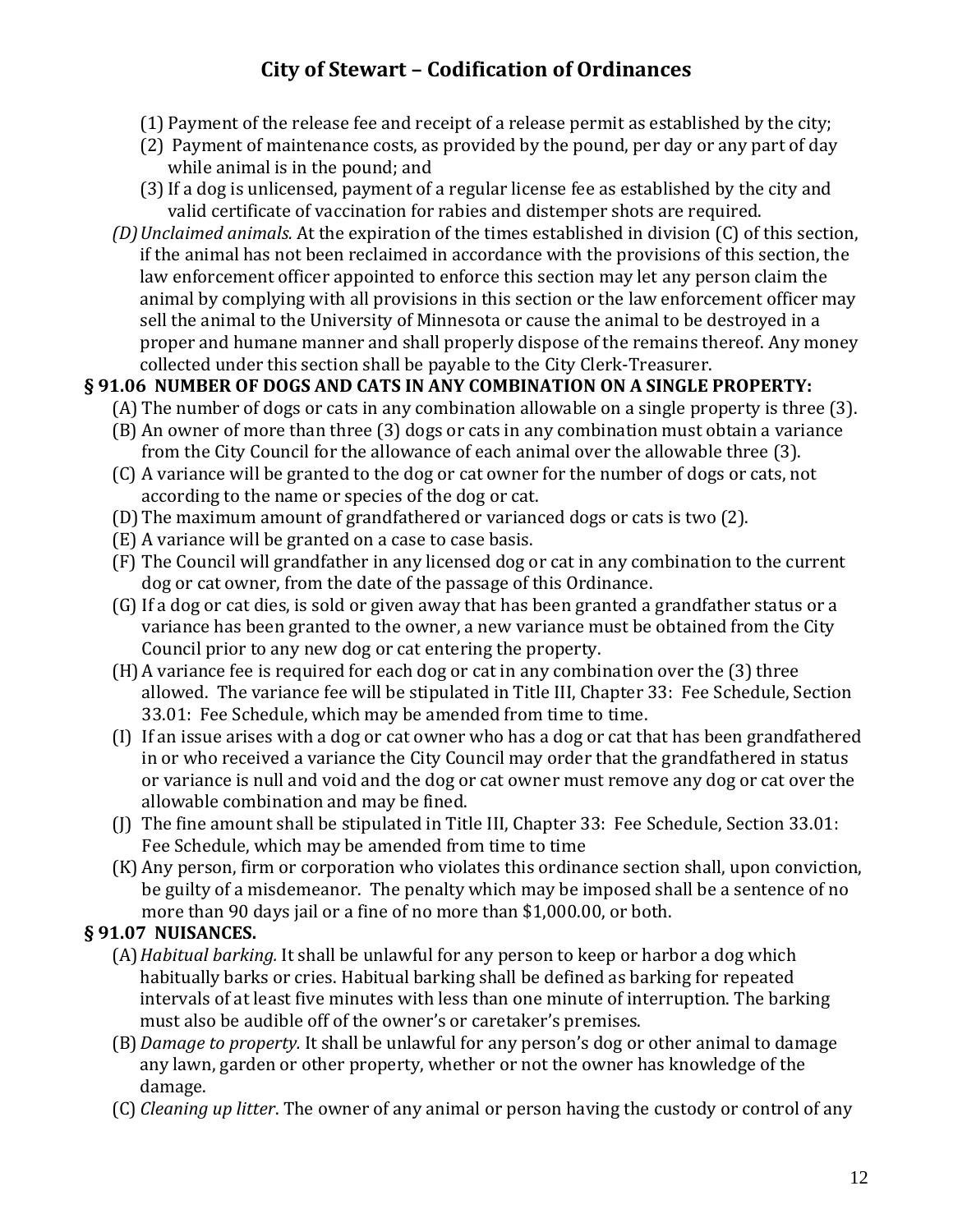(1) Payment of the release fee and receipt of a release permit as established by the city;

(2) Payment of maintenance costs, as provided by the pound, per day or any part of day while animal is in the pound; and

(3) If a dog is unlicensed, payment of a regular license fee as established by the city and valid certificate of vaccination for rabies and distemper shots are required.

*(D) Unclaimed animals.* At the expiration of the times established in division (C) of this section, if the animal has not been reclaimed in accordance with the provisions of this section, the law enforcement officer appointed to enforce this section may let any person claim the animal by complying with all provisions in this section or the law enforcement officer may sell the animal to the University of Minnesota or cause the animal to be destroyed in a proper and humane manner and shall properly dispose of the remains thereof. Any money collected under this section shall be payable to the City Clerk-Treasurer.

### § 91.06 NUMBER OF DOGS AND CATS IN ANY COMBINATION ON A SINGLE PROPERTY:

(A) The number of dogs or cats in any combination allowable on a single property is three (3).

(B) An owner of more than three (3) dogs or cats in any combination must obtain a variance from the City Council for the allowance of each animal over the allowable three (3).

(C) A variance will be granted to the dog or cat owner for the number of dogs or cats, not according to the name or species of the dog or cat.

(D) The maximum amount of grandfathered or varianced dogs or cats is two (2).

(E) A variance will be granted on a case to case basis.

(F) The Council will grandfather in any licensed dog or cat in any combination to the current dog or cat owner, from the date of the passage of this Ordinance.

(G) If a dog or cat dies, is sold or given away that has been granted a grandfather status or a variance has been granted to the owner, a new variance must be obtained from the City Council prior to any new dog or cat entering the property.

(H) A variance fee is required for each dog or cat in any combination over the (3) three allowed. The variance fee will be stipulated in Title III, Chapter 33: Fee Schedule, Section 33.01: Fee Schedule, which may be amended from time to time.

(I) If an issue arises with a dog or cat owner who has a dog or cat that has been grandfathered in or who received a variance the City Council may order that the grandfathered in status or variance is null and void and the dog or cat owner must remove any dog or cat over the allowable combination and may be fined.

(J) The fine amount shall be stipulated in Title III, Chapter 33: Fee Schedule, Section 33.01: Fee Schedule, which may be amended from time to time

(K) Any person, firm or corporation who violates this ordinance section shall, upon conviction, be guilty of a misdemeanor. The penalty which may be imposed shall be a sentence of no more than 90 days jail or a fine of no more than $1,000.00, or both.

### § 91.07 NUISANCES.

(A) *Habitual barking.* It shall be unlawful for any person to keep or harbor a dog which habitually barks or cries. Habitual barking shall be defined as barking for repeated intervals of at least five minutes with less than one minute of interruption. The barking must also be audible off of the owner's or caretaker's premises.

(B) *Damage to property.* It shall be unlawful for any person's dog or other animal to damage any lawn, garden or other property, whether or not the owner has knowledge of the damage.

(C) *Cleaning up litter*. The owner of any animal or person having the custody or control of any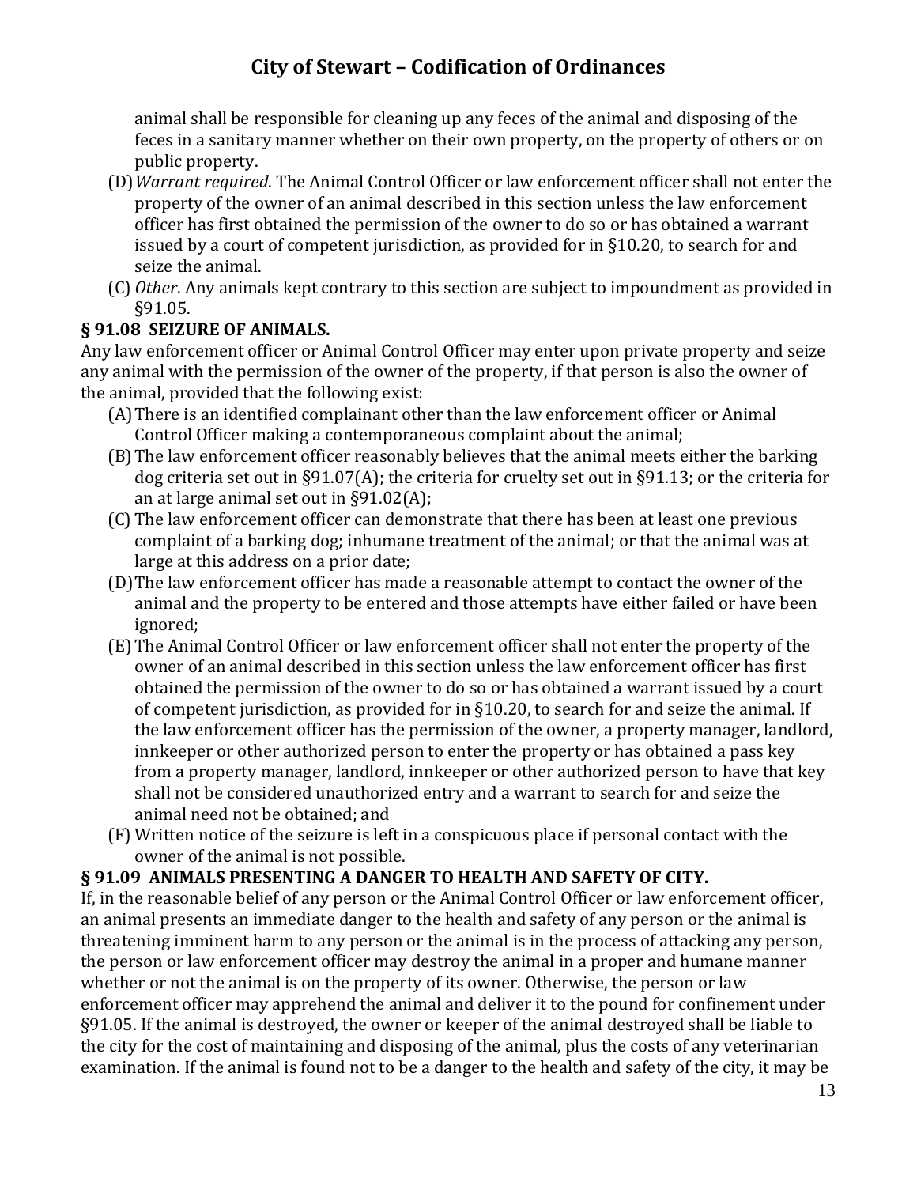animal shall be responsible for cleaning up any feces of the animal and disposing of the feces in a sanitary manner whether on their own property, on the property of others or on public property.

(D) *Warrant required*. The Animal Control Officer or law enforcement officer shall not enter the property of the owner of an animal described in this section unless the law enforcement officer has first obtained the permission of the owner to do so or has obtained a warrant issued by a court of competent jurisdiction, as provided for in §10.20, to search for and seize the animal.

(C) *Other*. Any animals kept contrary to this section are subject to impoundment as provided in §91.05.

### § 91.08 SEIZURE OF ANIMALS.

Any law enforcement officer or Animal Control Officer may enter upon private property and seize any animal with the permission of the owner of the property, if that person is also the owner of the animal, provided that the following exist:

(A) There is an identified complainant other than the law enforcement officer or Animal Control Officer making a contemporaneous complaint about the animal;

(B) The law enforcement officer reasonably believes that the animal meets either the barking dog criteria set out in §91.07(A); the criteria for cruelty set out in §91.13; or the criteria for an at large animal set out in §91.02(A);

(C) The law enforcement officer can demonstrate that there has been at least one previous complaint of a barking dog; inhumane treatment of the animal; or that the animal was at large at this address on a prior date;

(D) The law enforcement officer has made a reasonable attempt to contact the owner of the animal and the property to be entered and those attempts have either failed or have been ignored;

(E) The Animal Control Officer or law enforcement officer shall not enter the property of the owner of an animal described in this section unless the law enforcement officer has first obtained the permission of the owner to do so or has obtained a warrant issued by a court of competent jurisdiction, as provided for in §10.20, to search for and seize the animal. If the law enforcement officer has the permission of the owner, a property manager, landlord, innkeeper or other authorized person to enter the property or has obtained a pass key from a property manager, landlord, innkeeper or other authorized person to have that key shall not be considered unauthorized entry and a warrant to search for and seize the animal need not be obtained; and

(F) Written notice of the seizure is left in a conspicuous place if personal contact with the owner of the animal is not possible.

### § 91.09 ANIMALS PRESENTING A DANGER TO HEALTH AND SAFETY OF CITY.

If, in the reasonable belief of any person or the Animal Control Officer or law enforcement officer, an animal presents an immediate danger to the health and safety of any person or the animal is threatening imminent harm to any person or the animal is in the process of attacking any person, the person or law enforcement officer may destroy the animal in a proper and humane manner whether or not the animal is on the property of its owner. Otherwise, the person or law enforcement officer may apprehend the animal and deliver it to the pound for confinement under §91.05. If the animal is destroyed, the owner or keeper of the animal destroyed shall be liable to the city for the cost of maintaining and disposing of the animal, plus the costs of any veterinarian examination. If the animal is found not to be a danger to the health and safety of the city, it may be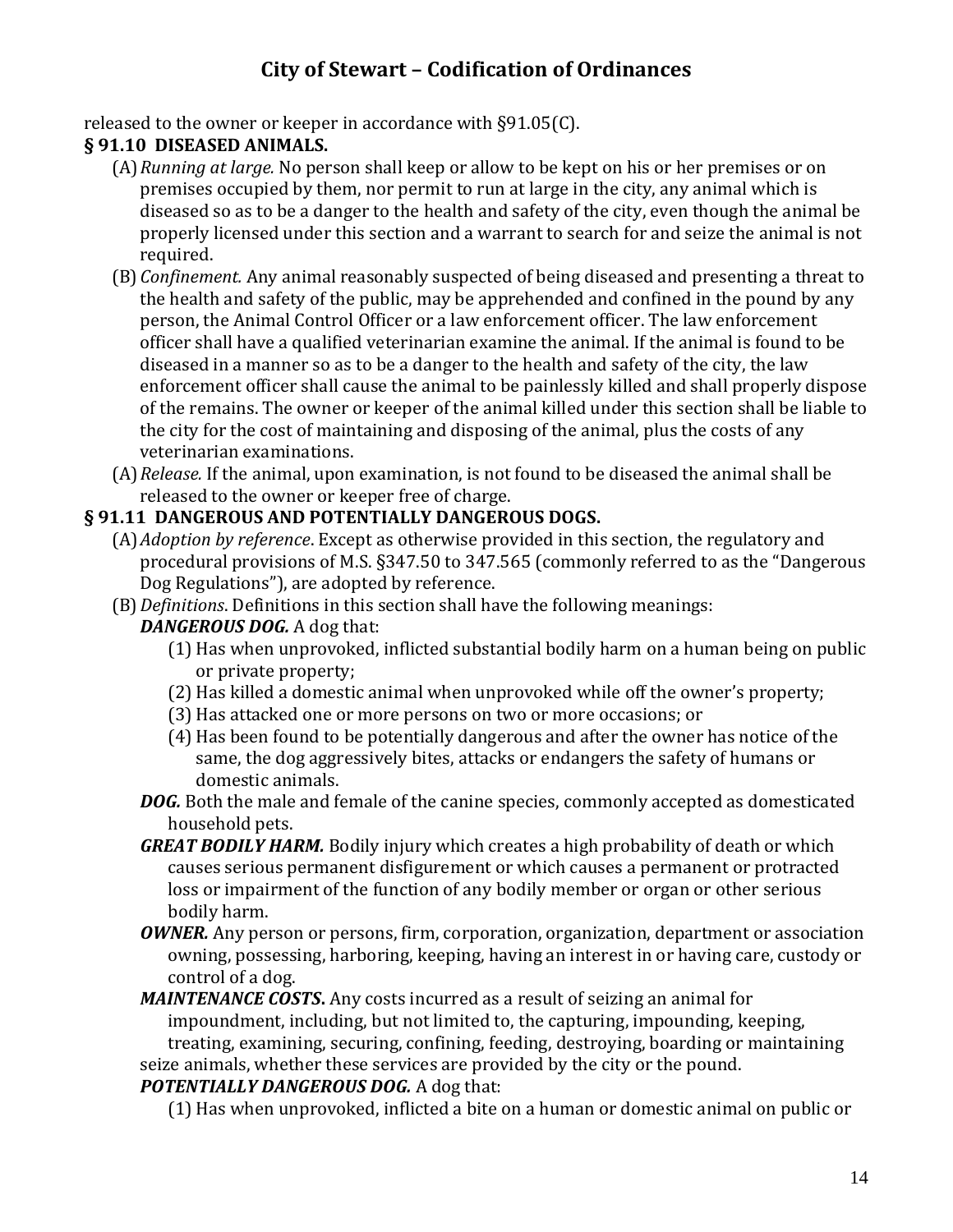released to the owner or keeper in accordance with §91.05(C).

**§ 91.10 DISEASED ANIMALS.**

(A) *Running at large.* No person shall keep or allow to be kept on his or her premises or on premises occupied by them, nor permit to run at large in the city, any animal which is diseased so as to be a danger to the health and safety of the city, even though the animal be properly licensed under this section and a warrant to search for and seize the animal is not required.

(B) *Confinement.* Any animal reasonably suspected of being diseased and presenting a threat to the health and safety of the public, may be apprehended and confined in the pound by any person, the Animal Control Officer or a law enforcement officer. The law enforcement officer shall have a qualified veterinarian examine the animal. If the animal is found to be diseased in a manner so as to be a danger to the health and safety of the city, the law enforcement officer shall cause the animal to be painlessly killed and shall properly dispose of the remains. The owner or keeper of the animal killed under this section shall be liable to the city for the cost of maintaining and disposing of the animal, plus the costs of any veterinarian examinations.

(A) *Release.* If the animal, upon examination, is not found to be diseased the animal shall be released to the owner or keeper free of charge.

**§ 91.11 DANGEROUS AND POTENTIALLY DANGEROUS DOGS.**

(A) *Adoption by reference*. Except as otherwise provided in this section, the regulatory and procedural provisions of M.S. §347.50 to 347.565 (commonly referred to as the "Dangerous Dog Regulations"), are adopted by reference.

(B) *Definitions*. Definitions in this section shall have the following meanings:

***DANGEROUS DOG.*** A dog that:

(1) Has when unprovoked, inflicted substantial bodily harm on a human being on public or private property;

(2) Has killed a domestic animal when unprovoked while off the owner's property;

(3) Has attacked one or more persons on two or more occasions; or

(4) Has been found to be potentially dangerous and after the owner has notice of the same, the dog aggressively bites, attacks or endangers the safety of humans or domestic animals.

***DOG.*** Both the male and female of the canine species, commonly accepted as domesticated household pets.

***GREAT BODILY HARM.*** Bodily injury which creates a high probability of death or which causes serious permanent disfigurement or which causes a permanent or protracted loss or impairment of the function of any bodily member or organ or other serious bodily harm.

***OWNER.*** Any person or persons, firm, corporation, organization, department or association owning, possessing, harboring, keeping, having an interest in or having care, custody or control of a dog.

***MAINTENANCE COSTS*****.** Any costs incurred as a result of seizing an animal for impoundment, including, but not limited to, the capturing, impounding, keeping, treating, examining, securing, confining, feeding, destroying, boarding or maintaining seize animals, whether these services are provided by the city or the pound.

***POTENTIALLY DANGEROUS DOG.*** A dog that:

(1) Has when unprovoked, inflicted a bite on a human or domestic animal on public or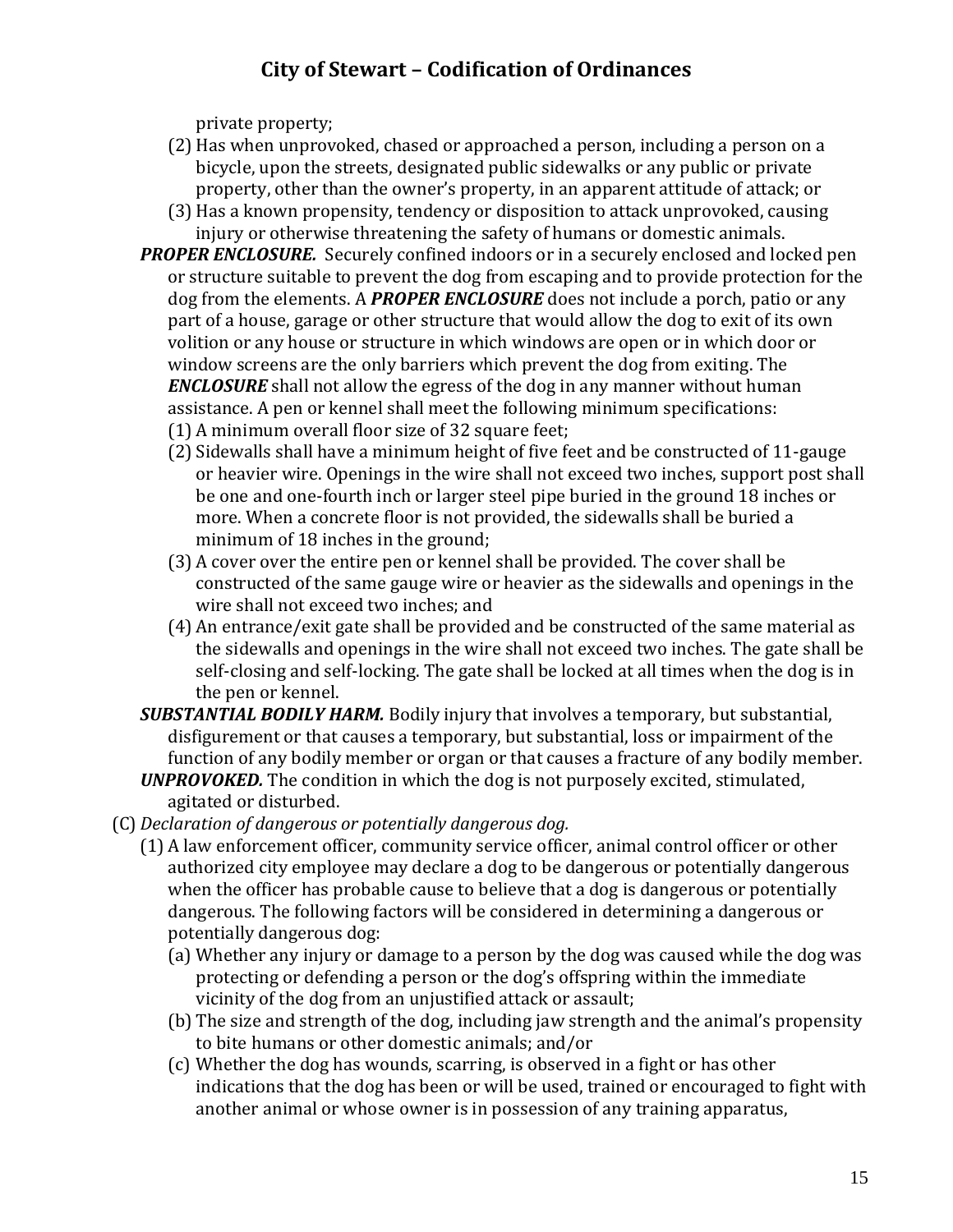private property;

(2) Has when unprovoked, chased or approached a person, including a person on a bicycle, upon the streets, designated public sidewalks or any public or private property, other than the owner's property, in an apparent attitude of attack; or

(3) Has a known propensity, tendency or disposition to attack unprovoked, causing injury or otherwise threatening the safety of humans or domestic animals.

***PROPER ENCLOSURE.*** Securely confined indoors or in a securely enclosed and locked pen or structure suitable to prevent the dog from escaping and to provide protection for the dog from the elements. A ***PROPER ENCLOSURE*** does not include a porch, patio or any part of a house, garage or other structure that would allow the dog to exit of its own volition or any house or structure in which windows are open or in which door or window screens are the only barriers which prevent the dog from exiting. The ***ENCLOSURE*** shall not allow the egress of the dog in any manner without human assistance. A pen or kennel shall meet the following minimum specifications:

(1) A minimum overall floor size of 32 square feet;

(2) Sidewalls shall have a minimum height of five feet and be constructed of 11-gauge or heavier wire. Openings in the wire shall not exceed two inches, support post shall be one and one-fourth inch or larger steel pipe buried in the ground 18 inches or more. When a concrete floor is not provided, the sidewalls shall be buried a minimum of 18 inches in the ground;

(3) A cover over the entire pen or kennel shall be provided. The cover shall be constructed of the same gauge wire or heavier as the sidewalls and openings in the wire shall not exceed two inches; and

(4) An entrance/exit gate shall be provided and be constructed of the same material as the sidewalls and openings in the wire shall not exceed two inches. The gate shall be self-closing and self-locking. The gate shall be locked at all times when the dog is in the pen or kennel.

***SUBSTANTIAL BODILY HARM.*** Bodily injury that involves a temporary, but substantial, disfigurement or that causes a temporary, but substantial, loss or impairment of the function of any bodily member or organ or that causes a fracture of any bodily member.

***UNPROVOKED.*** The condition in which the dog is not purposely excited, stimulated, agitated or disturbed.

(C) *Declaration of dangerous or potentially dangerous dog.*

(1) A law enforcement officer, community service officer, animal control officer or other authorized city employee may declare a dog to be dangerous or potentially dangerous when the officer has probable cause to believe that a dog is dangerous or potentially dangerous. The following factors will be considered in determining a dangerous or potentially dangerous dog:

(a) Whether any injury or damage to a person by the dog was caused while the dog was protecting or defending a person or the dog's offspring within the immediate vicinity of the dog from an unjustified attack or assault;

(b) The size and strength of the dog, including jaw strength and the animal's propensity to bite humans or other domestic animals; and/or

(c) Whether the dog has wounds, scarring, is observed in a fight or has other indications that the dog has been or will be used, trained or encouraged to fight with another animal or whose owner is in possession of any training apparatus,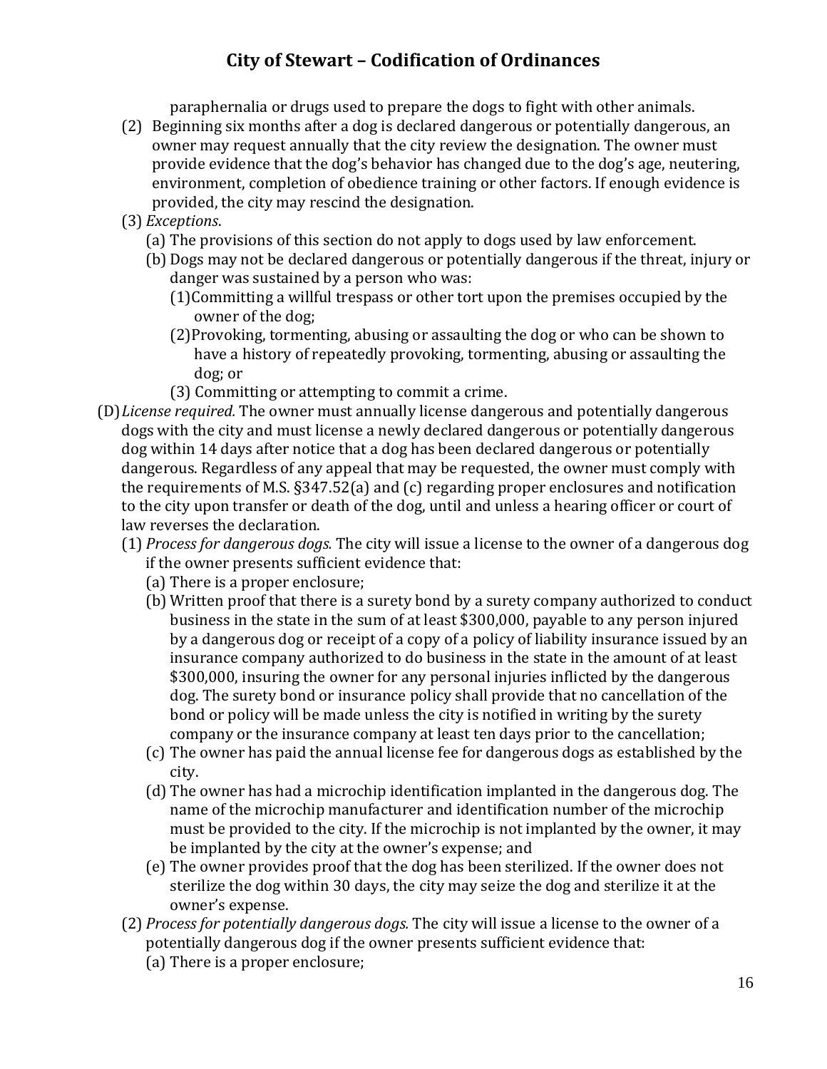paraphernalia or drugs used to prepare the dogs to fight with other animals.

(2) Beginning six months after a dog is declared dangerous or potentially dangerous, an owner may request annually that the city review the designation. The owner must provide evidence that the dog's behavior has changed due to the dog's age, neutering, environment, completion of obedience training or other factors. If enough evidence is provided, the city may rescind the designation.

(3) *Exceptions*.

(a) The provisions of this section do not apply to dogs used by law enforcement.

(b) Dogs may not be declared dangerous or potentially dangerous if the threat, injury or danger was sustained by a person who was:

(1) Committing a willful trespass or other tort upon the premises occupied by the owner of the dog;

(2) Provoking, tormenting, abusing or assaulting the dog or who can be shown to have a history of repeatedly provoking, tormenting, abusing or assaulting the dog; or

(3) Committing or attempting to commit a crime.

(D) *License required.* The owner must annually license dangerous and potentially dangerous dogs with the city and must license a newly declared dangerous or potentially dangerous dog within 14 days after notice that a dog has been declared dangerous or potentially dangerous. Regardless of any appeal that may be requested, the owner must comply with the requirements of M.S. §347.52(a) and (c) regarding proper enclosures and notification to the city upon transfer or death of the dog, until and unless a hearing officer or court of law reverses the declaration.

(1) *Process for dangerous dogs.* The city will issue a license to the owner of a dangerous dog if the owner presents sufficient evidence that:

(a) There is a proper enclosure;

(b) Written proof that there is a surety bond by a surety company authorized to conduct business in the state in the sum of at least $300,000, payable to any person injured by a dangerous dog or receipt of a copy of a policy of liability insurance issued by an insurance company authorized to do business in the state in the amount of at least $300,000, insuring the owner for any personal injuries inflicted by the dangerous dog. The surety bond or insurance policy shall provide that no cancellation of the bond or policy will be made unless the city is notified in writing by the surety company or the insurance company at least ten days prior to the cancellation;

(c) The owner has paid the annual license fee for dangerous dogs as established by the city.

(d) The owner has had a microchip identification implanted in the dangerous dog. The name of the microchip manufacturer and identification number of the microchip must be provided to the city. If the microchip is not implanted by the owner, it may be implanted by the city at the owner's expense; and

(e) The owner provides proof that the dog has been sterilized. If the owner does not sterilize the dog within 30 days, the city may seize the dog and sterilize it at the owner's expense.

(2) *Process for potentially dangerous dogs.* The city will issue a license to the owner of a potentially dangerous dog if the owner presents sufficient evidence that:

(a) There is a proper enclosure;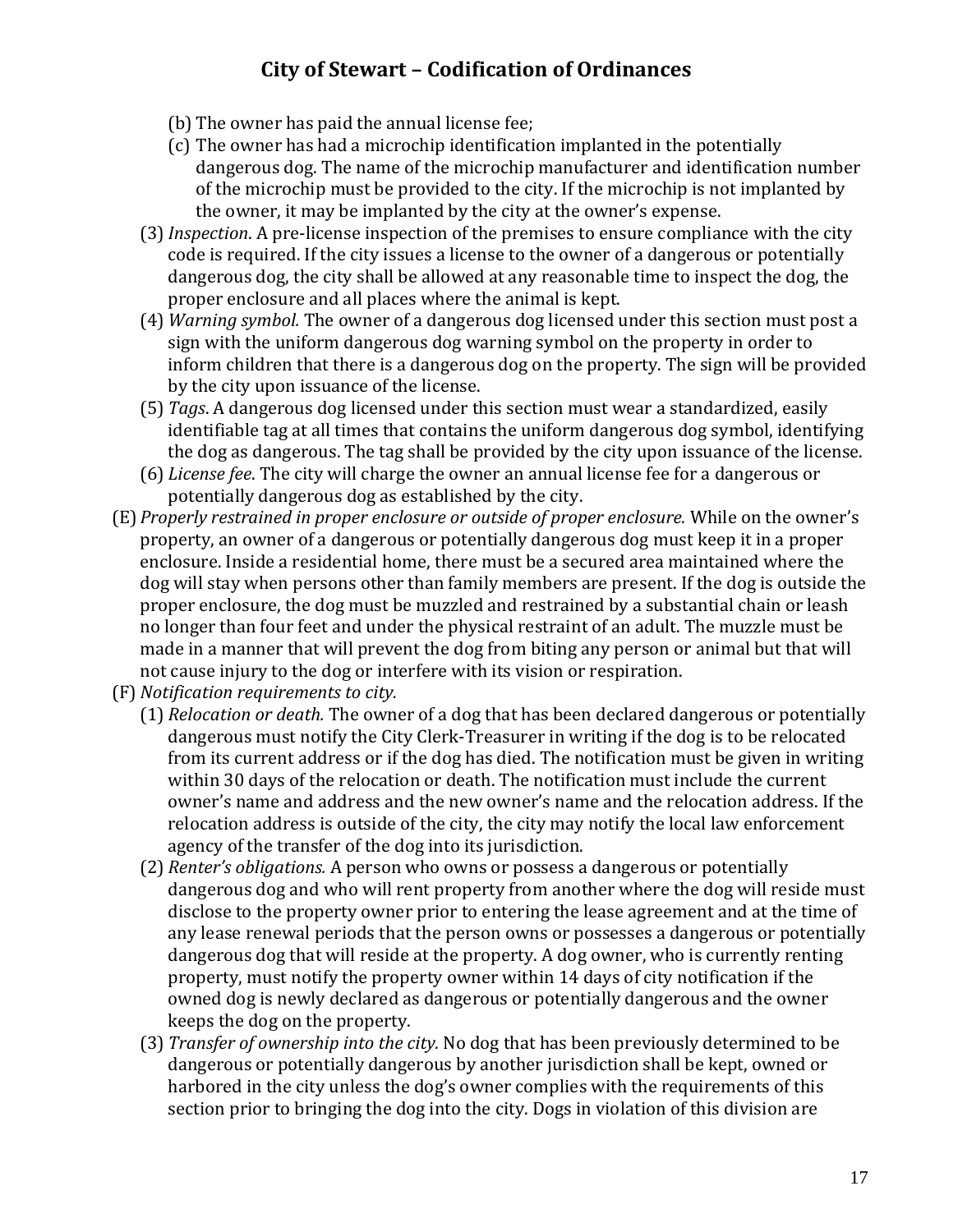(b) The owner has paid the annual license fee;

(c) The owner has had a microchip identification implanted in the potentially dangerous dog. The name of the microchip manufacturer and identification number of the microchip must be provided to the city. If the microchip is not implanted by the owner, it may be implanted by the city at the owner's expense.

(3) *Inspection*. A pre-license inspection of the premises to ensure compliance with the city code is required. If the city issues a license to the owner of a dangerous or potentially dangerous dog, the city shall be allowed at any reasonable time to inspect the dog, the proper enclosure and all places where the animal is kept.

(4) *Warning symbol.* The owner of a dangerous dog licensed under this section must post a sign with the uniform dangerous dog warning symbol on the property in order to inform children that there is a dangerous dog on the property. The sign will be provided by the city upon issuance of the license.

(5) *Tags*. A dangerous dog licensed under this section must wear a standardized, easily identifiable tag at all times that contains the uniform dangerous dog symbol, identifying the dog as dangerous. The tag shall be provided by the city upon issuance of the license.

(6) *License fee*. The city will charge the owner an annual license fee for a dangerous or potentially dangerous dog as established by the city.

(E) *Properly restrained in proper enclosure or outside of proper enclosure.* While on the owner's property, an owner of a dangerous or potentially dangerous dog must keep it in a proper enclosure. Inside a residential home, there must be a secured area maintained where the dog will stay when persons other than family members are present. If the dog is outside the proper enclosure, the dog must be muzzled and restrained by a substantial chain or leash no longer than four feet and under the physical restraint of an adult. The muzzle must be made in a manner that will prevent the dog from biting any person or animal but that will not cause injury to the dog or interfere with its vision or respiration.

(F) *Notification requirements to city.*

(1) *Relocation or death.* The owner of a dog that has been declared dangerous or potentially dangerous must notify the City Clerk-Treasurer in writing if the dog is to be relocated from its current address or if the dog has died. The notification must be given in writing within 30 days of the relocation or death. The notification must include the current owner's name and address and the new owner's name and the relocation address. If the relocation address is outside of the city, the city may notify the local law enforcement agency of the transfer of the dog into its jurisdiction.

(2) *Renter's obligations.* A person who owns or possess a dangerous or potentially dangerous dog and who will rent property from another where the dog will reside must disclose to the property owner prior to entering the lease agreement and at the time of any lease renewal periods that the person owns or possesses a dangerous or potentially dangerous dog that will reside at the property. A dog owner, who is currently renting property, must notify the property owner within 14 days of city notification if the owned dog is newly declared as dangerous or potentially dangerous and the owner keeps the dog on the property.

(3) *Transfer of ownership into the city.* No dog that has been previously determined to be dangerous or potentially dangerous by another jurisdiction shall be kept, owned or harbored in the city unless the dog's owner complies with the requirements of this section prior to bringing the dog into the city. Dogs in violation of this division are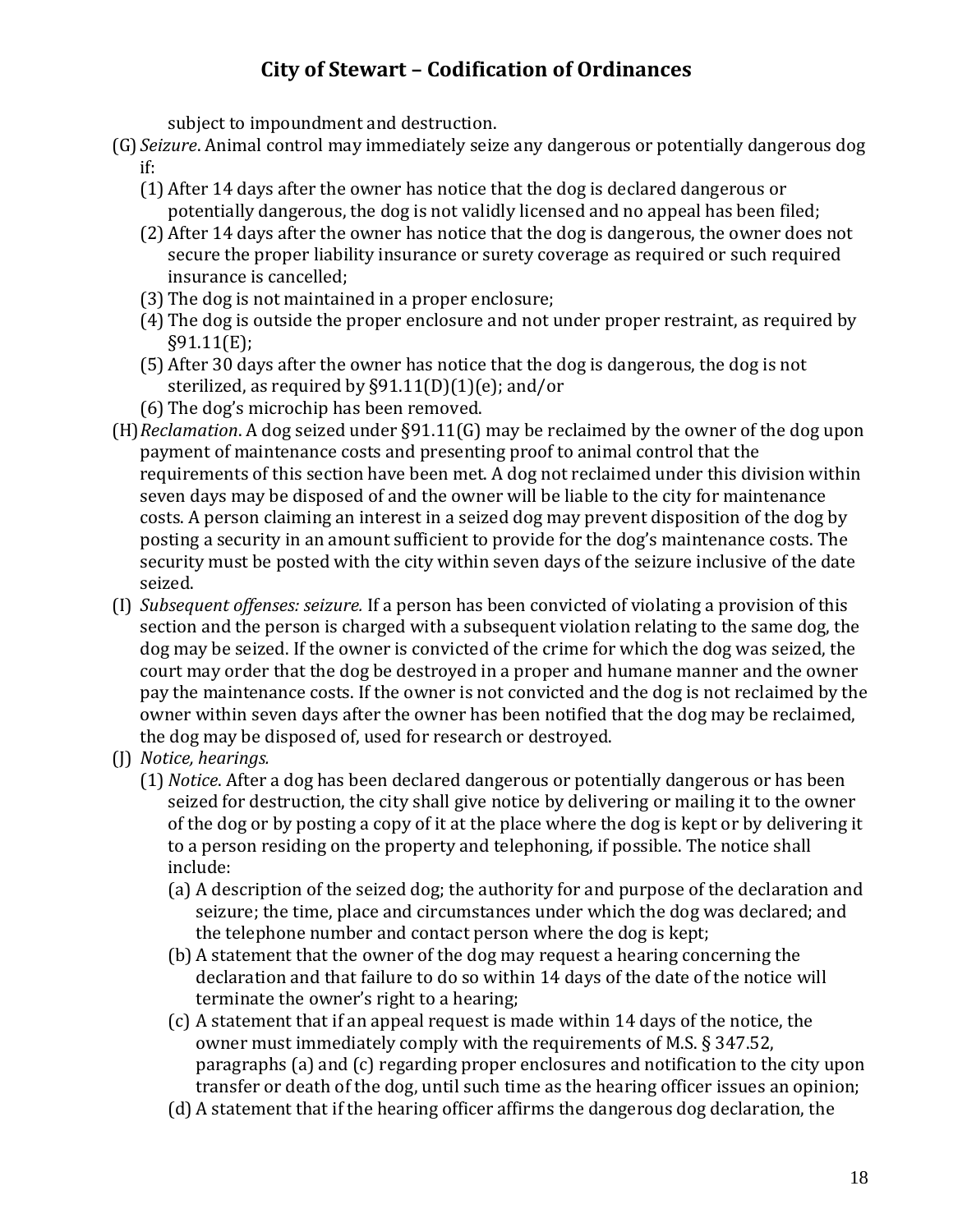subject to impoundment and destruction.

(G) *Seizure*. Animal control may immediately seize any dangerous or potentially dangerous dog if:

  (1) After 14 days after the owner has notice that the dog is declared dangerous or potentially dangerous, the dog is not validly licensed and no appeal has been filed;

  (2) After 14 days after the owner has notice that the dog is dangerous, the owner does not secure the proper liability insurance or surety coverage as required or such required insurance is cancelled;

  (3) The dog is not maintained in a proper enclosure;

  (4) The dog is outside the proper enclosure and not under proper restraint, as required by §91.11(E);

  (5) After 30 days after the owner has notice that the dog is dangerous, the dog is not sterilized, as required by §91.11(D)(1)(e); and/or

  (6) The dog's microchip has been removed.

(H) *Reclamation*. A dog seized under §91.11(G) may be reclaimed by the owner of the dog upon payment of maintenance costs and presenting proof to animal control that the requirements of this section have been met. A dog not reclaimed under this division within seven days may be disposed of and the owner will be liable to the city for maintenance costs. A person claiming an interest in a seized dog may prevent disposition of the dog by posting a security in an amount sufficient to provide for the dog's maintenance costs. The security must be posted with the city within seven days of the seizure inclusive of the date seized.

(I) *Subsequent offenses: seizure.* If a person has been convicted of violating a provision of this section and the person is charged with a subsequent violation relating to the same dog, the dog may be seized. If the owner is convicted of the crime for which the dog was seized, the court may order that the dog be destroyed in a proper and humane manner and the owner pay the maintenance costs. If the owner is not convicted and the dog is not reclaimed by the owner within seven days after the owner has been notified that the dog may be reclaimed, the dog may be disposed of, used for research or destroyed.

(J) *Notice, hearings.*

  (1) *Notice*. After a dog has been declared dangerous or potentially dangerous or has been seized for destruction, the city shall give notice by delivering or mailing it to the owner of the dog or by posting a copy of it at the place where the dog is kept or by delivering it to a person residing on the property and telephoning, if possible. The notice shall include:

    (a) A description of the seized dog; the authority for and purpose of the declaration and seizure; the time, place and circumstances under which the dog was declared; and the telephone number and contact person where the dog is kept;

    (b) A statement that the owner of the dog may request a hearing concerning the declaration and that failure to do so within 14 days of the date of the notice will terminate the owner's right to a hearing;

    (c) A statement that if an appeal request is made within 14 days of the notice, the owner must immediately comply with the requirements of M.S. § 347.52, paragraphs (a) and (c) regarding proper enclosures and notification to the city upon transfer or death of the dog, until such time as the hearing officer issues an opinion;

    (d) A statement that if the hearing officer affirms the dangerous dog declaration, the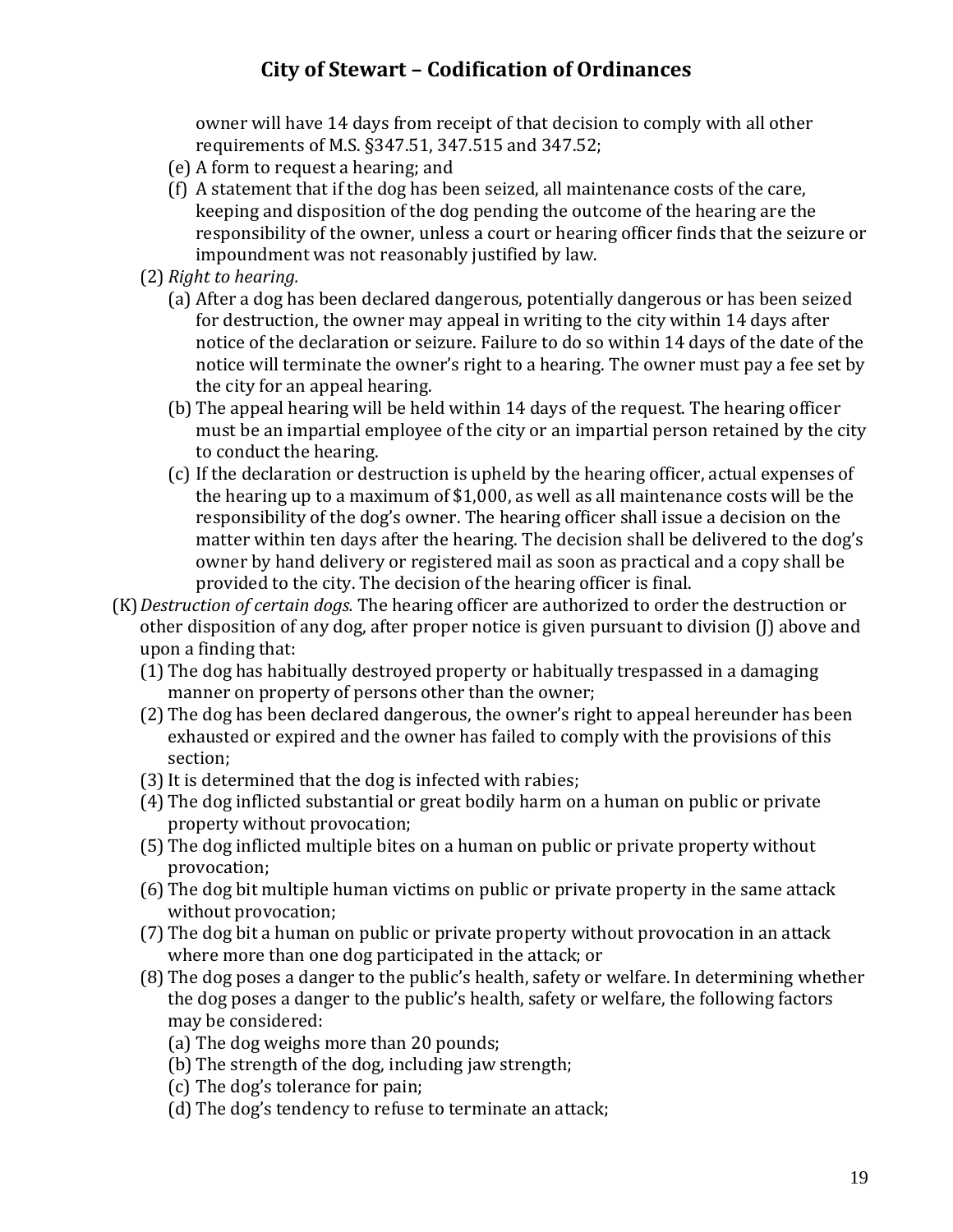owner will have 14 days from receipt of that decision to comply with all other requirements of M.S. §347.51, 347.515 and 347.52;

(e) A form to request a hearing; and

(f) A statement that if the dog has been seized, all maintenance costs of the care, keeping and disposition of the dog pending the outcome of the hearing are the responsibility of the owner, unless a court or hearing officer finds that the seizure or impoundment was not reasonably justified by law.

(2) *Right to hearing.*

(a) After a dog has been declared dangerous, potentially dangerous or has been seized for destruction, the owner may appeal in writing to the city within 14 days after notice of the declaration or seizure. Failure to do so within 14 days of the date of the notice will terminate the owner's right to a hearing. The owner must pay a fee set by the city for an appeal hearing.

(b) The appeal hearing will be held within 14 days of the request. The hearing officer must be an impartial employee of the city or an impartial person retained by the city to conduct the hearing.

(c) If the declaration or destruction is upheld by the hearing officer, actual expenses of the hearing up to a maximum of $1,000, as well as all maintenance costs will be the responsibility of the dog's owner. The hearing officer shall issue a decision on the matter within ten days after the hearing. The decision shall be delivered to the dog's owner by hand delivery or registered mail as soon as practical and a copy shall be provided to the city. The decision of the hearing officer is final.

(K) *Destruction of certain dogs.* The hearing officer are authorized to order the destruction or other disposition of any dog, after proper notice is given pursuant to division (J) above and upon a finding that:

(1) The dog has habitually destroyed property or habitually trespassed in a damaging manner on property of persons other than the owner;

(2) The dog has been declared dangerous, the owner's right to appeal hereunder has been exhausted or expired and the owner has failed to comply with the provisions of this section;

(3) It is determined that the dog is infected with rabies;

(4) The dog inflicted substantial or great bodily harm on a human on public or private property without provocation;

(5) The dog inflicted multiple bites on a human on public or private property without provocation;

(6) The dog bit multiple human victims on public or private property in the same attack without provocation;

(7) The dog bit a human on public or private property without provocation in an attack where more than one dog participated in the attack; or

(8) The dog poses a danger to the public's health, safety or welfare. In determining whether the dog poses a danger to the public's health, safety or welfare, the following factors may be considered:

(a) The dog weighs more than 20 pounds;

(b) The strength of the dog, including jaw strength;

(c) The dog's tolerance for pain;

(d) The dog's tendency to refuse to terminate an attack;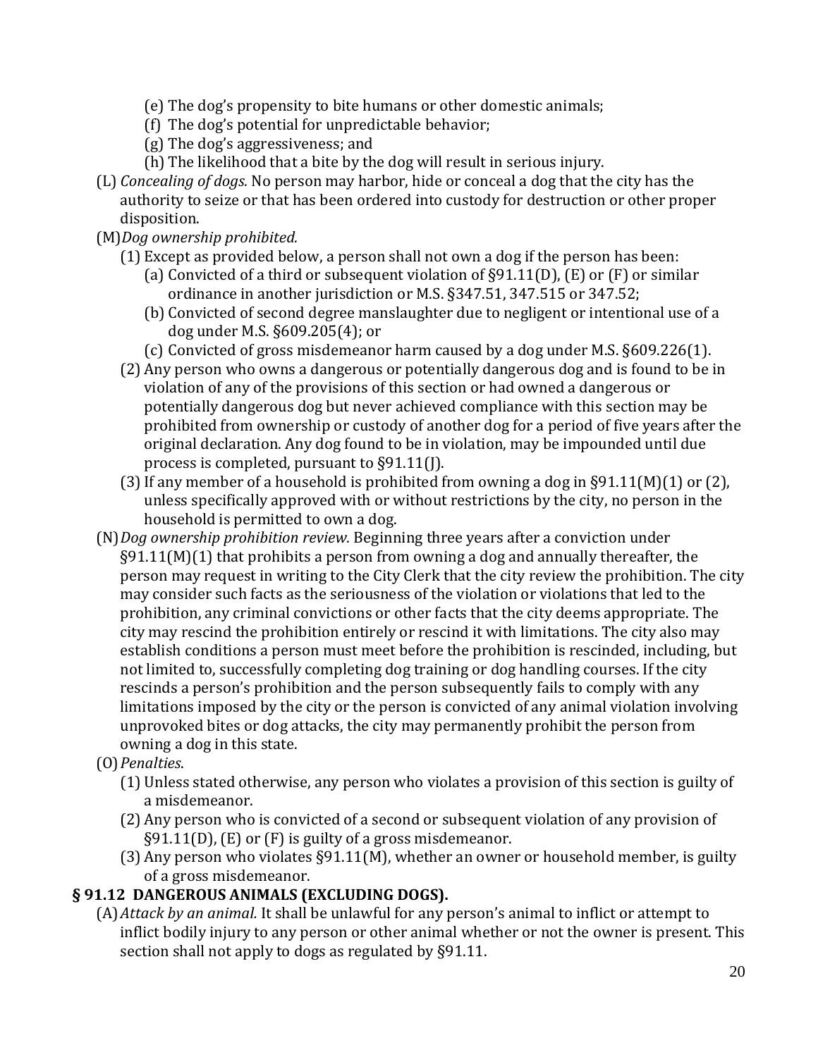(e) The dog's propensity to bite humans or other domestic animals;
(f) The dog's potential for unpredictable behavior;
(g) The dog's aggressiveness; and
(h) The likelihood that a bite by the dog will result in serious injury.

(L) *Concealing of dogs.* No person may harbor, hide or conceal a dog that the city has the authority to seize or that has been ordered into custody for destruction or other proper disposition.

(M) *Dog ownership prohibited.*

(1) Except as provided below, a person shall not own a dog if the person has been:
(a) Convicted of a third or subsequent violation of §91.11(D), (E) or (F) or similar ordinance in another jurisdiction or M.S. §347.51, 347.515 or 347.52;
(b) Convicted of second degree manslaughter due to negligent or intentional use of a dog under M.S. §609.205(4); or
(c) Convicted of gross misdemeanor harm caused by a dog under M.S. §609.226(1).

(2) Any person who owns a dangerous or potentially dangerous dog and is found to be in violation of any of the provisions of this section or had owned a dangerous or potentially dangerous dog but never achieved compliance with this section may be prohibited from ownership or custody of another dog for a period of five years after the original declaration. Any dog found to be in violation, may be impounded until due process is completed, pursuant to §91.11(J).

(3) If any member of a household is prohibited from owning a dog in §91.11(M)(1) or (2), unless specifically approved with or without restrictions by the city, no person in the household is permitted to own a dog.

(N) *Dog ownership prohibition review.* Beginning three years after a conviction under §91.11(M)(1) that prohibits a person from owning a dog and annually thereafter, the person may request in writing to the City Clerk that the city review the prohibition. The city may consider such facts as the seriousness of the violation or violations that led to the prohibition, any criminal convictions or other facts that the city deems appropriate. The city may rescind the prohibition entirely or rescind it with limitations. The city also may establish conditions a person must meet before the prohibition is rescinded, including, but not limited to, successfully completing dog training or dog handling courses. If the city rescinds a person's prohibition and the person subsequently fails to comply with any limitations imposed by the city or the person is convicted of any animal violation involving unprovoked bites or dog attacks, the city may permanently prohibit the person from owning a dog in this state.

(O) *Penalties*.

(1) Unless stated otherwise, any person who violates a provision of this section is guilty of a misdemeanor.
(2) Any person who is convicted of a second or subsequent violation of any provision of §91.11(D), (E) or (F) is guilty of a gross misdemeanor.
(3) Any person who violates §91.11(M), whether an owner or household member, is guilty of a gross misdemeanor.

## § 91.12 DANGEROUS ANIMALS (EXCLUDING DOGS).

(A) *Attack by an animal.* It shall be unlawful for any person's animal to inflict or attempt to inflict bodily injury to any person or other animal whether or not the owner is present. This section shall not apply to dogs as regulated by §91.11.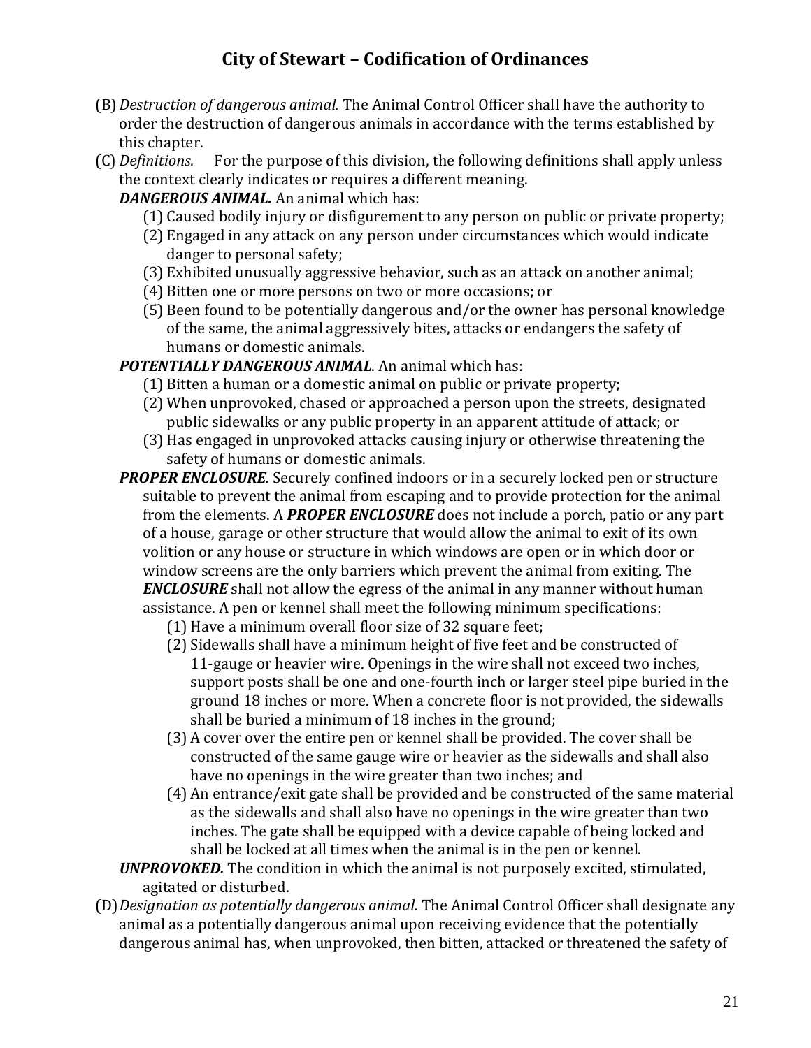(B) *Destruction of dangerous animal.* The Animal Control Officer shall have the authority to order the destruction of dangerous animals in accordance with the terms established by this chapter.

(C) *Definitions.* For the purpose of this division, the following definitions shall apply unless the context clearly indicates or requires a different meaning.

***DANGEROUS ANIMAL.*** An animal which has:

- (1) Caused bodily injury or disfigurement to any person on public or private property;
- (2) Engaged in any attack on any person under circumstances which would indicate danger to personal safety;
- (3) Exhibited unusually aggressive behavior, such as an attack on another animal;
- (4) Bitten one or more persons on two or more occasions; or
- (5) Been found to be potentially dangerous and/or the owner has personal knowledge of the same, the animal aggressively bites, attacks or endangers the safety of humans or domestic animals.

***POTENTIALLY DANGEROUS ANIMAL***. An animal which has:

- (1) Bitten a human or a domestic animal on public or private property;
- (2) When unprovoked, chased or approached a person upon the streets, designated public sidewalks or any public property in an apparent attitude of attack; or
- (3) Has engaged in unprovoked attacks causing injury or otherwise threatening the safety of humans or domestic animals.

***PROPER ENCLOSURE.*** Securely confined indoors or in a securely locked pen or structure suitable to prevent the animal from escaping and to provide protection for the animal from the elements. A ***PROPER ENCLOSURE*** does not include a porch, patio or any part of a house, garage or other structure that would allow the animal to exit of its own volition or any house or structure in which windows are open or in which door or window screens are the only barriers which prevent the animal from exiting. The ***ENCLOSURE*** shall not allow the egress of the animal in any manner without human assistance. A pen or kennel shall meet the following minimum specifications:

- (1) Have a minimum overall floor size of 32 square feet;
- (2) Sidewalls shall have a minimum height of five feet and be constructed of 11-gauge or heavier wire. Openings in the wire shall not exceed two inches, support posts shall be one and one-fourth inch or larger steel pipe buried in the ground 18 inches or more. When a concrete floor is not provided, the sidewalls shall be buried a minimum of 18 inches in the ground;
- (3) A cover over the entire pen or kennel shall be provided. The cover shall be constructed of the same gauge wire or heavier as the sidewalls and shall also have no openings in the wire greater than two inches; and
- (4) An entrance/exit gate shall be provided and be constructed of the same material as the sidewalls and shall also have no openings in the wire greater than two inches. The gate shall be equipped with a device capable of being locked and shall be locked at all times when the animal is in the pen or kennel.

***UNPROVOKED.*** The condition in which the animal is not purposely excited, stimulated, agitated or disturbed.

(D) *Designation as potentially dangerous animal.* The Animal Control Officer shall designate any animal as a potentially dangerous animal upon receiving evidence that the potentially dangerous animal has, when unprovoked, then bitten, attacked or threatened the safety of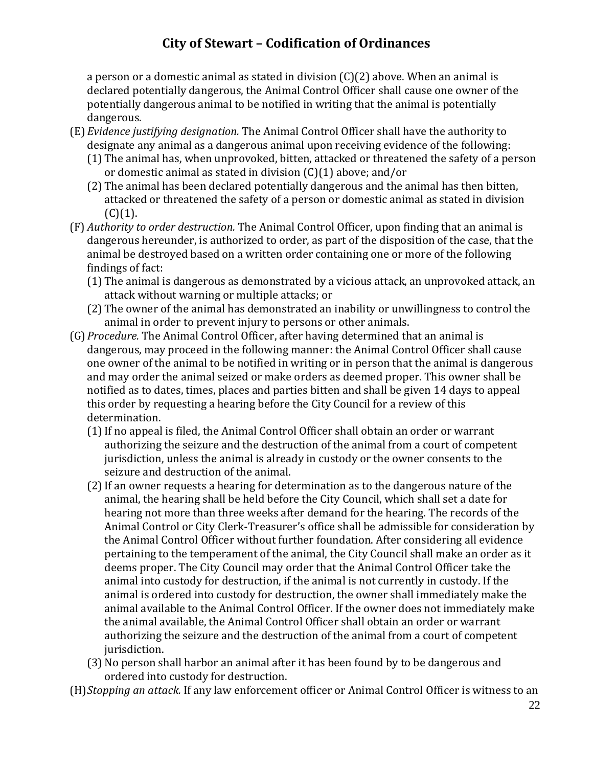a person or a domestic animal as stated in division (C)(2) above. When an animal is declared potentially dangerous, the Animal Control Officer shall cause one owner of the potentially dangerous animal to be notified in writing that the animal is potentially dangerous.

(E) *Evidence justifying designation.* The Animal Control Officer shall have the authority to designate any animal as a dangerous animal upon receiving evidence of the following:

(1) The animal has, when unprovoked, bitten, attacked or threatened the safety of a person or domestic animal as stated in division (C)(1) above; and/or

(2) The animal has been declared potentially dangerous and the animal has then bitten, attacked or threatened the safety of a person or domestic animal as stated in division (C)(1).

(F) *Authority to order destruction.* The Animal Control Officer, upon finding that an animal is dangerous hereunder, is authorized to order, as part of the disposition of the case, that the animal be destroyed based on a written order containing one or more of the following findings of fact:

(1) The animal is dangerous as demonstrated by a vicious attack, an unprovoked attack, an attack without warning or multiple attacks; or

(2) The owner of the animal has demonstrated an inability or unwillingness to control the animal in order to prevent injury to persons or other animals.

(G) *Procedure.* The Animal Control Officer, after having determined that an animal is dangerous, may proceed in the following manner: the Animal Control Officer shall cause one owner of the animal to be notified in writing or in person that the animal is dangerous and may order the animal seized or make orders as deemed proper. This owner shall be notified as to dates, times, places and parties bitten and shall be given 14 days to appeal this order by requesting a hearing before the City Council for a review of this determination.

(1) If no appeal is filed, the Animal Control Officer shall obtain an order or warrant authorizing the seizure and the destruction of the animal from a court of competent jurisdiction, unless the animal is already in custody or the owner consents to the seizure and destruction of the animal.

(2) If an owner requests a hearing for determination as to the dangerous nature of the animal, the hearing shall be held before the City Council, which shall set a date for hearing not more than three weeks after demand for the hearing. The records of the Animal Control or City Clerk-Treasurer's office shall be admissible for consideration by the Animal Control Officer without further foundation. After considering all evidence pertaining to the temperament of the animal, the City Council shall make an order as it deems proper. The City Council may order that the Animal Control Officer take the animal into custody for destruction, if the animal is not currently in custody. If the animal is ordered into custody for destruction, the owner shall immediately make the animal available to the Animal Control Officer. If the owner does not immediately make the animal available, the Animal Control Officer shall obtain an order or warrant authorizing the seizure and the destruction of the animal from a court of competent jurisdiction.

(3) No person shall harbor an animal after it has been found by to be dangerous and ordered into custody for destruction.

(H) *Stopping an attack.* If any law enforcement officer or Animal Control Officer is witness to an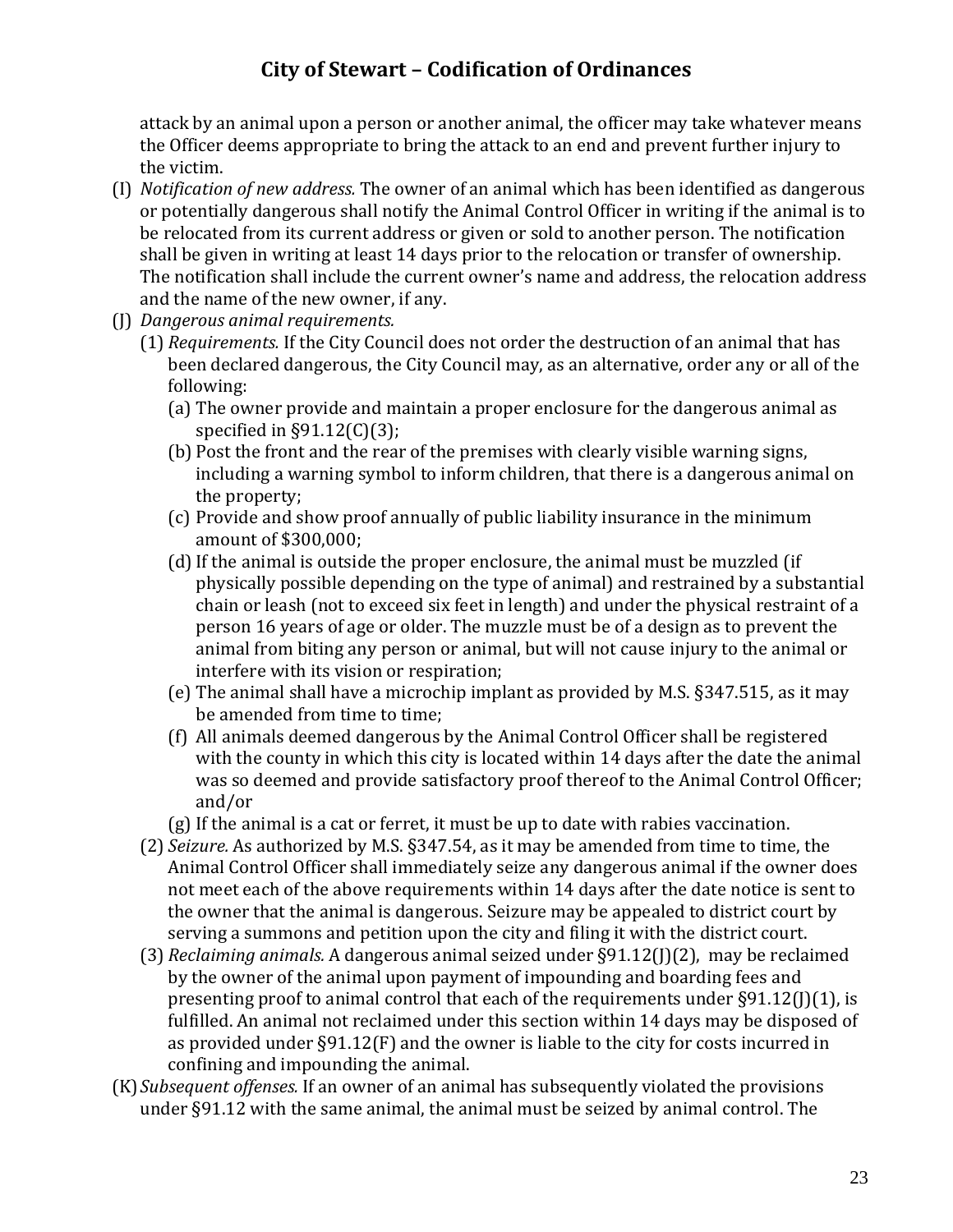attack by an animal upon a person or another animal, the officer may take whatever means the Officer deems appropriate to bring the attack to an end and prevent further injury to the victim.

(I) *Notification of new address.* The owner of an animal which has been identified as dangerous or potentially dangerous shall notify the Animal Control Officer in writing if the animal is to be relocated from its current address or given or sold to another person. The notification shall be given in writing at least 14 days prior to the relocation or transfer of ownership. The notification shall include the current owner's name and address, the relocation address and the name of the new owner, if any.

(J) *Dangerous animal requirements.*

(1) *Requirements.* If the City Council does not order the destruction of an animal that has been declared dangerous, the City Council may, as an alternative, order any or all of the following:

(a) The owner provide and maintain a proper enclosure for the dangerous animal as specified in §91.12(C)(3);

(b) Post the front and the rear of the premises with clearly visible warning signs, including a warning symbol to inform children, that there is a dangerous animal on the property;

(c) Provide and show proof annually of public liability insurance in the minimum amount of $300,000;

(d) If the animal is outside the proper enclosure, the animal must be muzzled (if physically possible depending on the type of animal) and restrained by a substantial chain or leash (not to exceed six feet in length) and under the physical restraint of a person 16 years of age or older. The muzzle must be of a design as to prevent the animal from biting any person or animal, but will not cause injury to the animal or interfere with its vision or respiration;

(e) The animal shall have a microchip implant as provided by M.S. §347.515, as it may be amended from time to time;

(f) All animals deemed dangerous by the Animal Control Officer shall be registered with the county in which this city is located within 14 days after the date the animal was so deemed and provide satisfactory proof thereof to the Animal Control Officer; and/or

(g) If the animal is a cat or ferret, it must be up to date with rabies vaccination.

(2) *Seizure.* As authorized by M.S. §347.54, as it may be amended from time to time, the Animal Control Officer shall immediately seize any dangerous animal if the owner does not meet each of the above requirements within 14 days after the date notice is sent to the owner that the animal is dangerous. Seizure may be appealed to district court by serving a summons and petition upon the city and filing it with the district court.

(3) *Reclaiming animals.* A dangerous animal seized under §91.12(J)(2), may be reclaimed by the owner of the animal upon payment of impounding and boarding fees and presenting proof to animal control that each of the requirements under §91.12(J)(1), is fulfilled. An animal not reclaimed under this section within 14 days may be disposed of as provided under §91.12(F) and the owner is liable to the city for costs incurred in confining and impounding the animal.

(K) *Subsequent offenses.* If an owner of an animal has subsequently violated the provisions under §91.12 with the same animal, the animal must be seized by animal control. The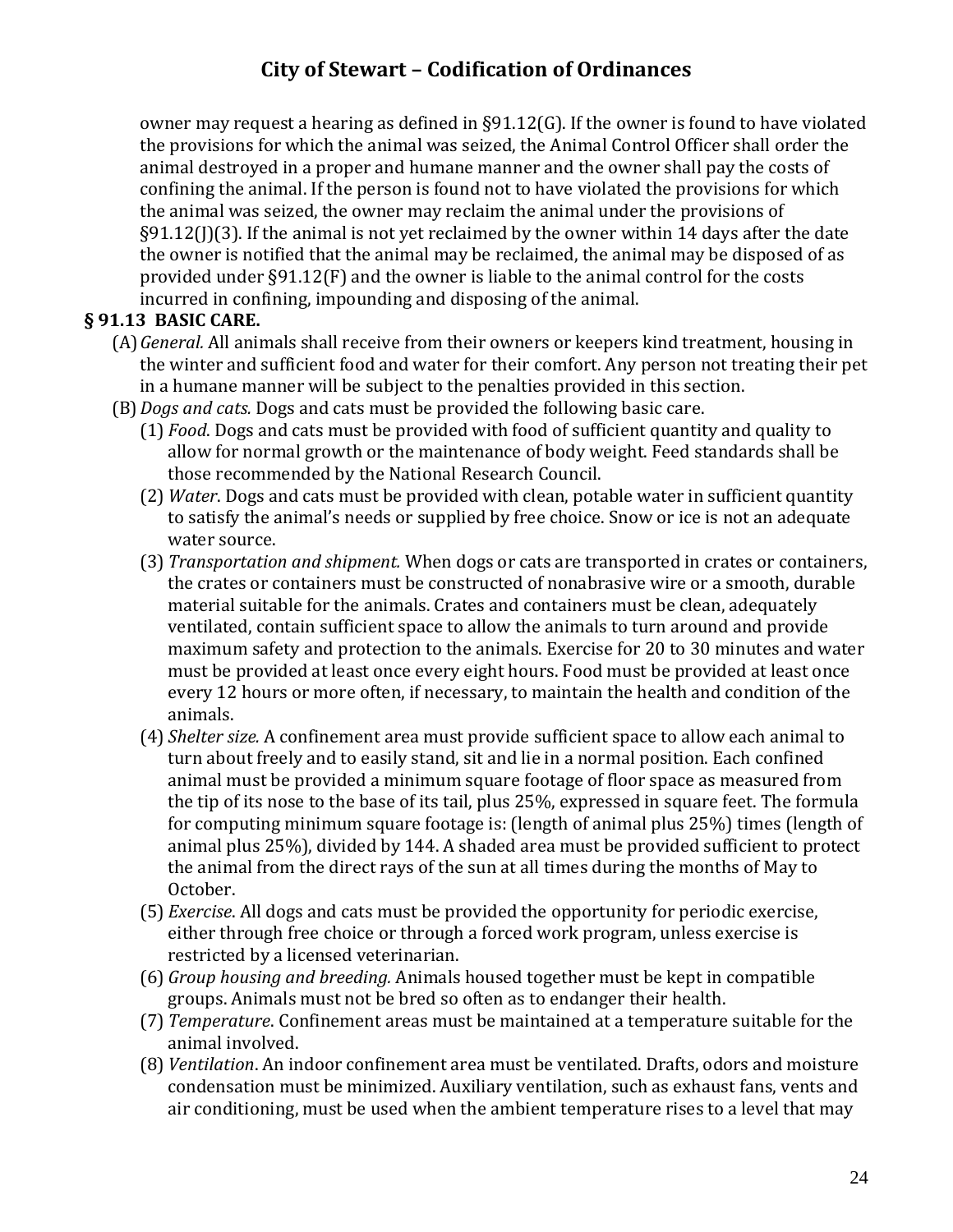owner may request a hearing as defined in §91.12(G). If the owner is found to have violated the provisions for which the animal was seized, the Animal Control Officer shall order the animal destroyed in a proper and humane manner and the owner shall pay the costs of confining the animal. If the person is found not to have violated the provisions for which the animal was seized, the owner may reclaim the animal under the provisions of §91.12(J)(3). If the animal is not yet reclaimed by the owner within 14 days after the date the owner is notified that the animal may be reclaimed, the animal may be disposed of as provided under §91.12(F) and the owner is liable to the animal control for the costs incurred in confining, impounding and disposing of the animal.

**§ 91.13 BASIC CARE.**

(A) *General.* All animals shall receive from their owners or keepers kind treatment, housing in the winter and sufficient food and water for their comfort. Any person not treating their pet in a humane manner will be subject to the penalties provided in this section.

(B) *Dogs and cats.* Dogs and cats must be provided the following basic care.

(1) *Food.* Dogs and cats must be provided with food of sufficient quantity and quality to allow for normal growth or the maintenance of body weight. Feed standards shall be those recommended by the National Research Council.

(2) *Water.* Dogs and cats must be provided with clean, potable water in sufficient quantity to satisfy the animal's needs or supplied by free choice. Snow or ice is not an adequate water source.

(3) *Transportation and shipment.* When dogs or cats are transported in crates or containers, the crates or containers must be constructed of nonabrasive wire or a smooth, durable material suitable for the animals. Crates and containers must be clean, adequately ventilated, contain sufficient space to allow the animals to turn around and provide maximum safety and protection to the animals. Exercise for 20 to 30 minutes and water must be provided at least once every eight hours. Food must be provided at least once every 12 hours or more often, if necessary, to maintain the health and condition of the animals.

(4) *Shelter size.* A confinement area must provide sufficient space to allow each animal to turn about freely and to easily stand, sit and lie in a normal position. Each confined animal must be provided a minimum square footage of floor space as measured from the tip of its nose to the base of its tail, plus 25%, expressed in square feet. The formula for computing minimum square footage is: (length of animal plus 25%) times (length of animal plus 25%), divided by 144. A shaded area must be provided sufficient to protect the animal from the direct rays of the sun at all times during the months of May to October.

(5) *Exercise*. All dogs and cats must be provided the opportunity for periodic exercise, either through free choice or through a forced work program, unless exercise is restricted by a licensed veterinarian.

(6) *Group housing and breeding.* Animals housed together must be kept in compatible groups. Animals must not be bred so often as to endanger their health.

(7) *Temperature*. Confinement areas must be maintained at a temperature suitable for the animal involved.

(8) *Ventilation*. An indoor confinement area must be ventilated. Drafts, odors and moisture condensation must be minimized. Auxiliary ventilation, such as exhaust fans, vents and air conditioning, must be used when the ambient temperature rises to a level that may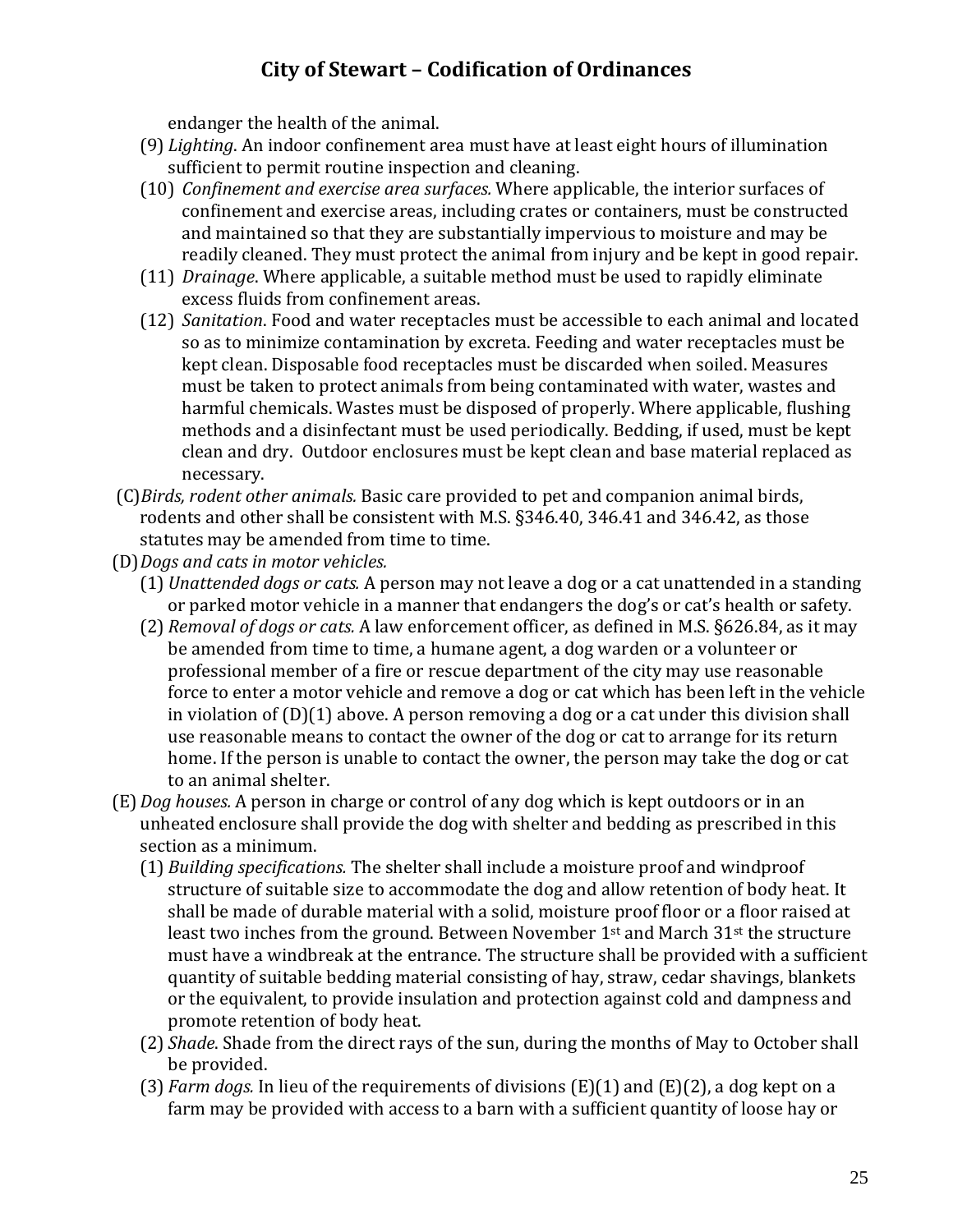endanger the health of the animal.

(9) *Lighting*. An indoor confinement area must have at least eight hours of illumination sufficient to permit routine inspection and cleaning.

(10) *Confinement and exercise area surfaces.* Where applicable, the interior surfaces of confinement and exercise areas, including crates or containers, must be constructed and maintained so that they are substantially impervious to moisture and may be readily cleaned. They must protect the animal from injury and be kept in good repair.

(11) *Drainage*. Where applicable, a suitable method must be used to rapidly eliminate excess fluids from confinement areas.

(12) *Sanitation*. Food and water receptacles must be accessible to each animal and located so as to minimize contamination by excreta. Feeding and water receptacles must be kept clean. Disposable food receptacles must be discarded when soiled. Measures must be taken to protect animals from being contaminated with water, wastes and harmful chemicals. Wastes must be disposed of properly. Where applicable, flushing methods and a disinfectant must be used periodically. Bedding, if used, must be kept clean and dry. Outdoor enclosures must be kept clean and base material replaced as necessary.

(C) *Birds, rodent other animals.* Basic care provided to pet and companion animal birds, rodents and other shall be consistent with M.S. §346.40, 346.41 and 346.42, as those statutes may be amended from time to time.

(D) *Dogs and cats in motor vehicles.*

(1) *Unattended dogs or cats.* A person may not leave a dog or a cat unattended in a standing or parked motor vehicle in a manner that endangers the dog's or cat's health or safety.

(2) *Removal of dogs or cats.* A law enforcement officer, as defined in M.S. §626.84, as it may be amended from time to time, a humane agent, a dog warden or a volunteer or professional member of a fire or rescue department of the city may use reasonable force to enter a motor vehicle and remove a dog or cat which has been left in the vehicle in violation of (D)(1) above. A person removing a dog or a cat under this division shall use reasonable means to contact the owner of the dog or cat to arrange for its return home. If the person is unable to contact the owner, the person may take the dog or cat to an animal shelter.

(E) *Dog houses.* A person in charge or control of any dog which is kept outdoors or in an unheated enclosure shall provide the dog with shelter and bedding as prescribed in this section as a minimum.

(1) *Building specifications.* The shelter shall include a moisture proof and windproof structure of suitable size to accommodate the dog and allow retention of body heat. It shall be made of durable material with a solid, moisture proof floor or a floor raised at least two inches from the ground. Between November 1st and March 31st the structure must have a windbreak at the entrance. The structure shall be provided with a sufficient quantity of suitable bedding material consisting of hay, straw, cedar shavings, blankets or the equivalent, to provide insulation and protection against cold and dampness and promote retention of body heat.

(2) *Shade*. Shade from the direct rays of the sun, during the months of May to October shall be provided.

(3) *Farm dogs.* In lieu of the requirements of divisions (E)(1) and (E)(2), a dog kept on a farm may be provided with access to a barn with a sufficient quantity of loose hay or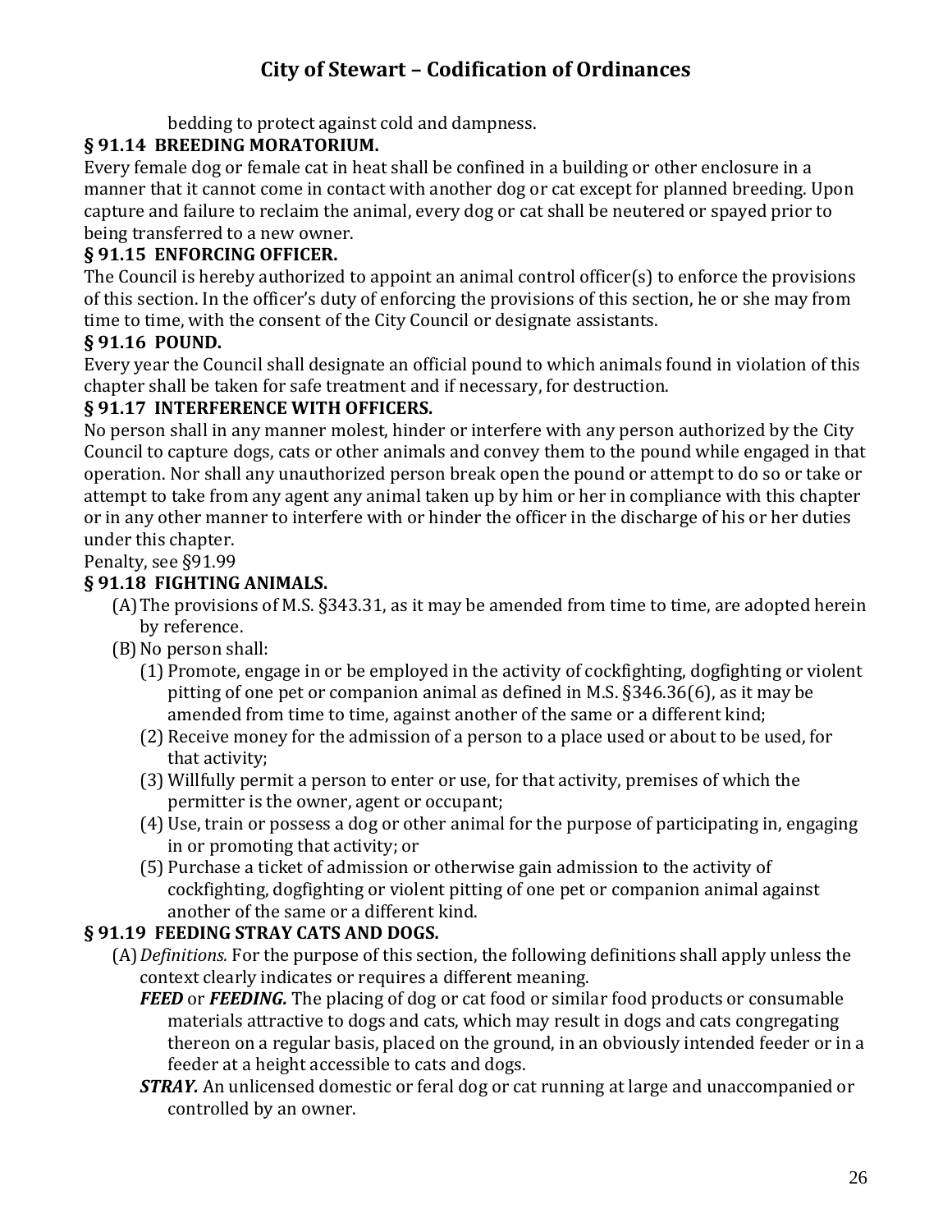bedding to protect against cold and dampness.

### § 91.14 BREEDING MORATORIUM.

Every female dog or female cat in heat shall be confined in a building or other enclosure in a manner that it cannot come in contact with another dog or cat except for planned breeding. Upon capture and failure to reclaim the animal, every dog or cat shall be neutered or spayed prior to being transferred to a new owner.

### § 91.15 ENFORCING OFFICER.

The Council is hereby authorized to appoint an animal control officer(s) to enforce the provisions of this section. In the officer's duty of enforcing the provisions of this section, he or she may from time to time, with the consent of the City Council or designate assistants.

### § 91.16 POUND.

Every year the Council shall designate an official pound to which animals found in violation of this chapter shall be taken for safe treatment and if necessary, for destruction.

### § 91.17 INTERFERENCE WITH OFFICERS.

No person shall in any manner molest, hinder or interfere with any person authorized by the City Council to capture dogs, cats or other animals and convey them to the pound while engaged in that operation. Nor shall any unauthorized person break open the pound or attempt to do so or take or attempt to take from any agent any animal taken up by him or her in compliance with this chapter or in any other manner to interfere with or hinder the officer in the discharge of his or her duties under this chapter.

Penalty, see §91.99

### § 91.18 FIGHTING ANIMALS.

(A) The provisions of M.S. §343.31, as it may be amended from time to time, are adopted herein by reference.

(B) No person shall:

(1) Promote, engage in or be employed in the activity of cockfighting, dogfighting or violent pitting of one pet or companion animal as defined in M.S. §346.36(6), as it may be amended from time to time, against another of the same or a different kind;

(2) Receive money for the admission of a person to a place used or about to be used, for that activity;

(3) Willfully permit a person to enter or use, for that activity, premises of which the permitter is the owner, agent or occupant;

(4) Use, train or possess a dog or other animal for the purpose of participating in, engaging in or promoting that activity; or

(5) Purchase a ticket of admission or otherwise gain admission to the activity of cockfighting, dogfighting or violent pitting of one pet or companion animal against another of the same or a different kind.

### § 91.19 FEEDING STRAY CATS AND DOGS.

(A) *Definitions.* For the purpose of this section, the following definitions shall apply unless the context clearly indicates or requires a different meaning.

***FEED*** or ***FEEDING.*** The placing of dog or cat food or similar food products or consumable materials attractive to dogs and cats, which may result in dogs and cats congregating thereon on a regular basis, placed on the ground, in an obviously intended feeder or in a feeder at a height accessible to cats and dogs.

***STRAY.*** An unlicensed domestic or feral dog or cat running at large and unaccompanied or controlled by an owner.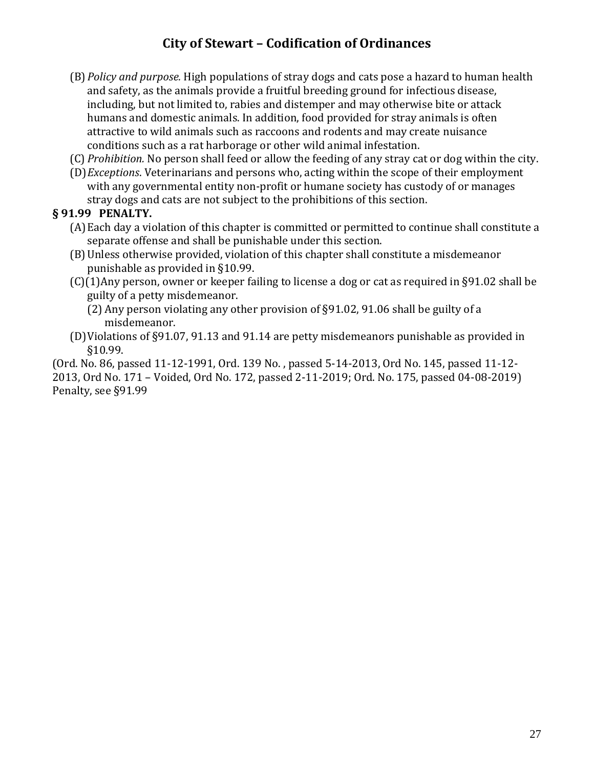(B) *Policy and purpose.* High populations of stray dogs and cats pose a hazard to human health and safety, as the animals provide a fruitful breeding ground for infectious disease, including, but not limited to, rabies and distemper and may otherwise bite or attack humans and domestic animals. In addition, food provided for stray animals is often attractive to wild animals such as raccoons and rodents and may create nuisance conditions such as a rat harborage or other wild animal infestation.

(C) *Prohibition.* No person shall feed or allow the feeding of any stray cat or dog within the city.

(D) *Exceptions*. Veterinarians and persons who, acting within the scope of their employment with any governmental entity non-profit or humane society has custody of or manages stray dogs and cats are not subject to the prohibitions of this section.

**§ 91.99 PENALTY.**

(A) Each day a violation of this chapter is committed or permitted to continue shall constitute a separate offense and shall be punishable under this section.

(B) Unless otherwise provided, violation of this chapter shall constitute a misdemeanor punishable as provided in §10.99.

(C)(1) Any person, owner or keeper failing to license a dog or cat as required in §91.02 shall be guilty of a petty misdemeanor.

(2) Any person violating any other provision of §91.02, 91.06 shall be guilty of a misdemeanor.

(D) Violations of §91.07, 91.13 and 91.14 are petty misdemeanors punishable as provided in §10.99.

(Ord. No. 86, passed 11-12-1991, Ord. 139 No. , passed 5-14-2013, Ord No. 145, passed 11-12-2013, Ord No. 171 – Voided, Ord No. 172, passed 2-11-2019; Ord. No. 175, passed 04-08-2019)
Penalty, see §91.99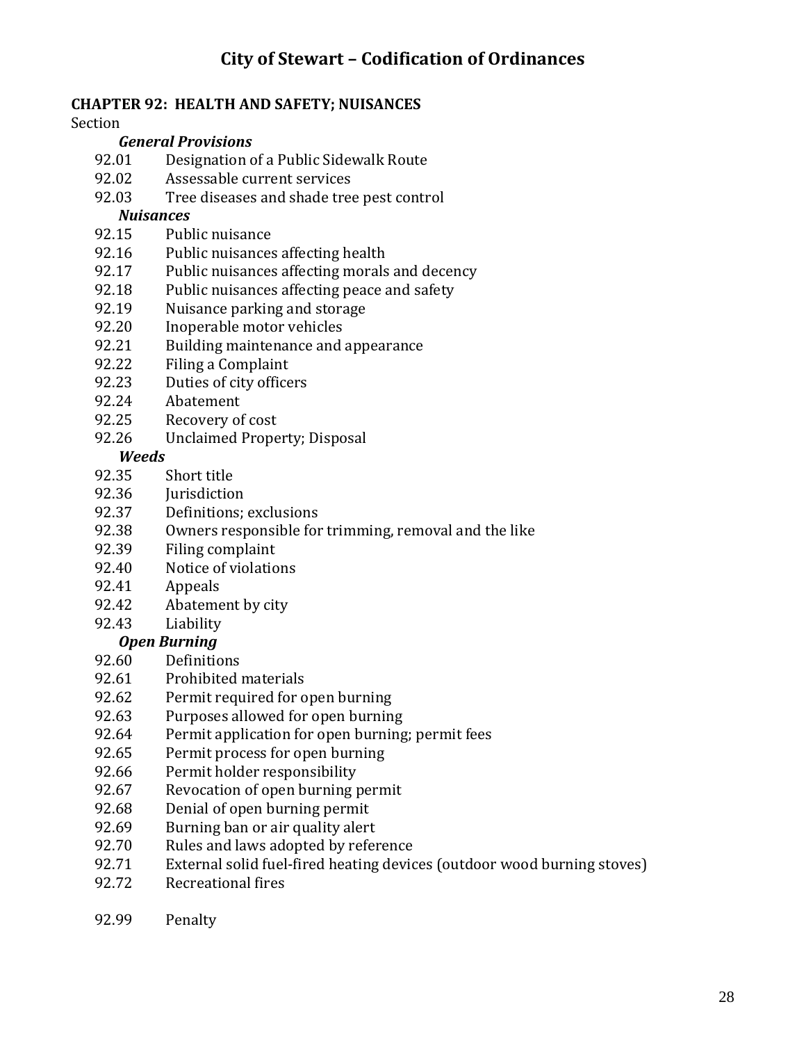# City of Stewart – Codification of Ordinances

## CHAPTER 92: HEALTH AND SAFETY; NUISANCES

Section

***General Provisions***

92.01 Designation of a Public Sidewalk Route
92.02 Assessable current services
92.03 Tree diseases and shade tree pest control

***Nuisances***

92.15 Public nuisance
92.16 Public nuisances affecting health
92.17 Public nuisances affecting morals and decency
92.18 Public nuisances affecting peace and safety
92.19 Nuisance parking and storage
92.20 Inoperable motor vehicles
92.21 Building maintenance and appearance
92.22 Filing a Complaint
92.23 Duties of city officers
92.24 Abatement
92.25 Recovery of cost
92.26 Unclaimed Property; Disposal

***Weeds***

92.35 Short title
92.36 Jurisdiction
92.37 Definitions; exclusions
92.38 Owners responsible for trimming, removal and the like
92.39 Filing complaint
92.40 Notice of violations
92.41 Appeals
92.42 Abatement by city
92.43 Liability

***Open Burning***

92.60 Definitions
92.61 Prohibited materials
92.62 Permit required for open burning
92.63 Purposes allowed for open burning
92.64 Permit application for open burning; permit fees
92.65 Permit process for open burning
92.66 Permit holder responsibility
92.67 Revocation of open burning permit
92.68 Denial of open burning permit
92.69 Burning ban or air quality alert
92.70 Rules and laws adopted by reference
92.71 External solid fuel-fired heating devices (outdoor wood burning stoves)
92.72 Recreational fires

92.99 Penalty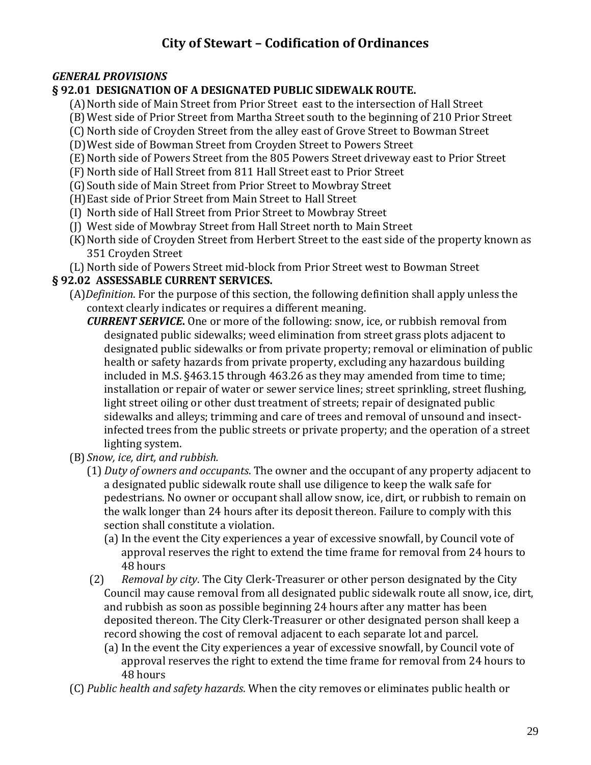# City of Stewart – Codification of Ordinances

***GENERAL PROVISIONS***

## § 92.01 DESIGNATION OF A DESIGNATED PUBLIC SIDEWALK ROUTE.

(A) North side of Main Street from Prior Street east to the intersection of Hall Street
(B) West side of Prior Street from Martha Street south to the beginning of 210 Prior Street
(C) North side of Croyden Street from the alley east of Grove Street to Bowman Street
(D) West side of Bowman Street from Croyden Street to Powers Street
(E) North side of Powers Street from the 805 Powers Street driveway east to Prior Street
(F) North side of Hall Street from 811 Hall Street east to Prior Street
(G) South side of Main Street from Prior Street to Mowbray Street
(H) East side of Prior Street from Main Street to Hall Street
(I) North side of Hall Street from Prior Street to Mowbray Street
(J) West side of Mowbray Street from Hall Street north to Main Street
(K) North side of Croyden Street from Herbert Street to the east side of the property known as 351 Croyden Street
(L) North side of Powers Street mid-block from Prior Street west to Bowman Street

## § 92.02 ASSESSABLE CURRENT SERVICES.

(A) *Definition*. For the purpose of this section, the following definition shall apply unless the context clearly indicates or requires a different meaning.

***CURRENT SERVICE.*** One or more of the following: snow, ice, or rubbish removal from designated public sidewalks; weed elimination from street grass plots adjacent to designated public sidewalks or from private property; removal or elimination of public health or safety hazards from private property, excluding any hazardous building included in M.S. §463.15 through 463.26 as they may amended from time to time; installation or repair of water or sewer service lines; street sprinkling, street flushing, light street oiling or other dust treatment of streets; repair of designated public sidewalks and alleys; trimming and care of trees and removal of unsound and insect-infected trees from the public streets or private property; and the operation of a street lighting system.

(B) *Snow, ice, dirt, and rubbish.*

(1) *Duty of owners and occupants*. The owner and the occupant of any property adjacent to a designated public sidewalk route shall use diligence to keep the walk safe for pedestrians. No owner or occupant shall allow snow, ice, dirt, or rubbish to remain on the walk longer than 24 hours after its deposit thereon. Failure to comply with this section shall constitute a violation.

(a) In the event the City experiences a year of excessive snowfall, by Council vote of approval reserves the right to extend the time frame for removal from 24 hours to 48 hours

(2) *Removal by city*. The City Clerk-Treasurer or other person designated by the City Council may cause removal from all designated public sidewalk route all snow, ice, dirt, and rubbish as soon as possible beginning 24 hours after any matter has been deposited thereon. The City Clerk-Treasurer or other designated person shall keep a record showing the cost of removal adjacent to each separate lot and parcel.

(a) In the event the City experiences a year of excessive snowfall, by Council vote of approval reserves the right to extend the time frame for removal from 24 hours to 48 hours

(C) *Public health and safety hazards*. When the city removes or eliminates public health or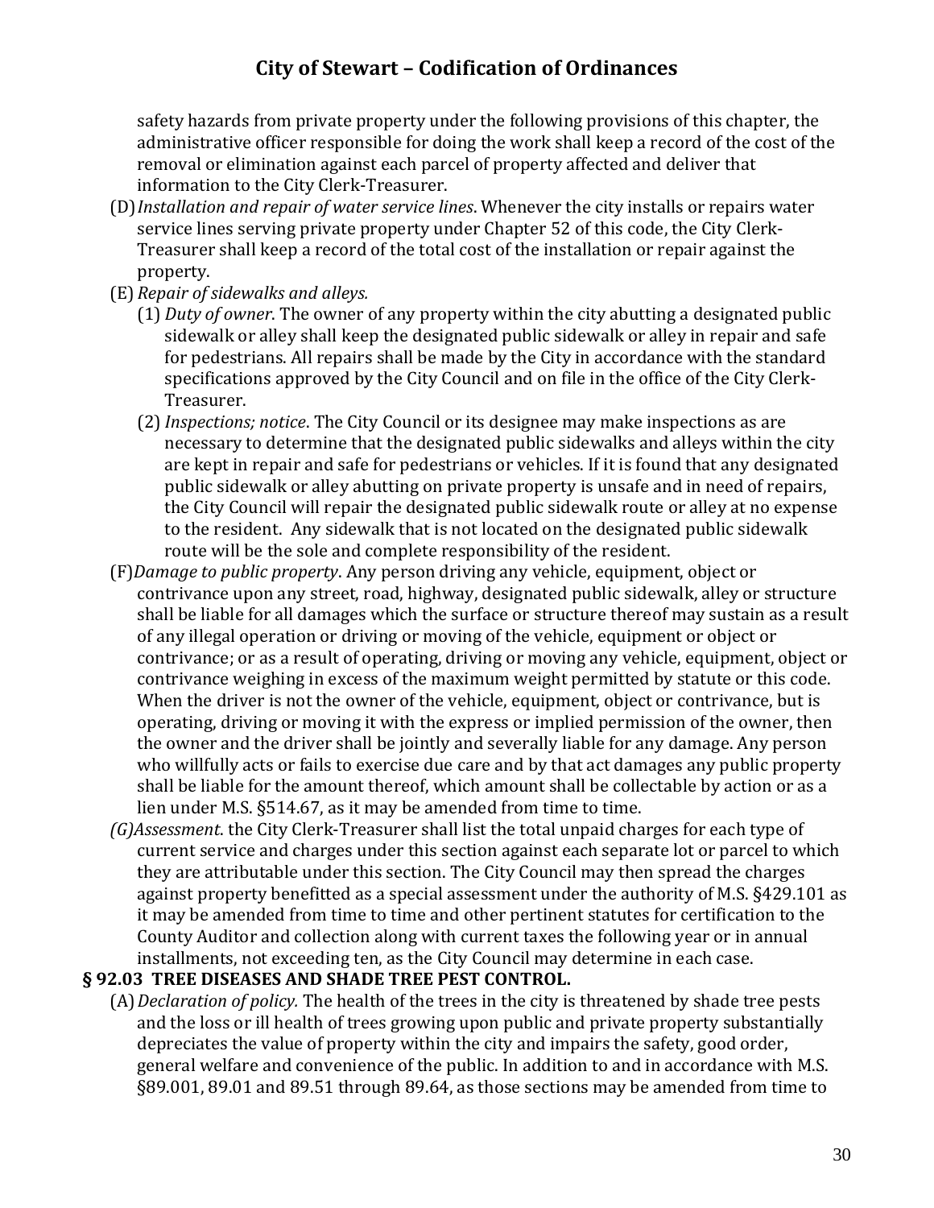safety hazards from private property under the following provisions of this chapter, the administrative officer responsible for doing the work shall keep a record of the cost of the removal or elimination against each parcel of property affected and deliver that information to the City Clerk-Treasurer.

(D) *Installation and repair of water service lines*. Whenever the city installs or repairs water service lines serving private property under Chapter 52 of this code, the City Clerk-Treasurer shall keep a record of the total cost of the installation or repair against the property.

(E) *Repair of sidewalks and alleys.*

(1) *Duty of owner*. The owner of any property within the city abutting a designated public sidewalk or alley shall keep the designated public sidewalk or alley in repair and safe for pedestrians. All repairs shall be made by the City in accordance with the standard specifications approved by the City Council and on file in the office of the City Clerk-Treasurer.

(2) *Inspections; notice*. The City Council or its designee may make inspections as are necessary to determine that the designated public sidewalks and alleys within the city are kept in repair and safe for pedestrians or vehicles. If it is found that any designated public sidewalk or alley abutting on private property is unsafe and in need of repairs, the City Council will repair the designated public sidewalk route or alley at no expense to the resident. Any sidewalk that is not located on the designated public sidewalk route will be the sole and complete responsibility of the resident.

(F) *Damage to public property*. Any person driving any vehicle, equipment, object or contrivance upon any street, road, highway, designated public sidewalk, alley or structure shall be liable for all damages which the surface or structure thereof may sustain as a result of any illegal operation or driving or moving of the vehicle, equipment or object or contrivance; or as a result of operating, driving or moving any vehicle, equipment, object or contrivance weighing in excess of the maximum weight permitted by statute or this code. When the driver is not the owner of the vehicle, equipment, object or contrivance, but is operating, driving or moving it with the express or implied permission of the owner, then the owner and the driver shall be jointly and severally liable for any damage. Any person who willfully acts or fails to exercise due care and by that act damages any public property shall be liable for the amount thereof, which amount shall be collectable by action or as a lien under M.S. §514.67, as it may be amended from time to time.

*(G)Assessment*. the City Clerk-Treasurer shall list the total unpaid charges for each type of current service and charges under this section against each separate lot or parcel to which they are attributable under this section. The City Council may then spread the charges against property benefitted as a special assessment under the authority of M.S. §429.101 as it may be amended from time to time and other pertinent statutes for certification to the County Auditor and collection along with current taxes the following year or in annual installments, not exceeding ten, as the City Council may determine in each case.

## § 92.03 TREE DISEASES AND SHADE TREE PEST CONTROL.

(A) *Declaration of policy.* The health of the trees in the city is threatened by shade tree pests and the loss or ill health of trees growing upon public and private property substantially depreciates the value of property within the city and impairs the safety, good order, general welfare and convenience of the public. In addition to and in accordance with M.S. §89.001, 89.01 and 89.51 through 89.64, as those sections may be amended from time to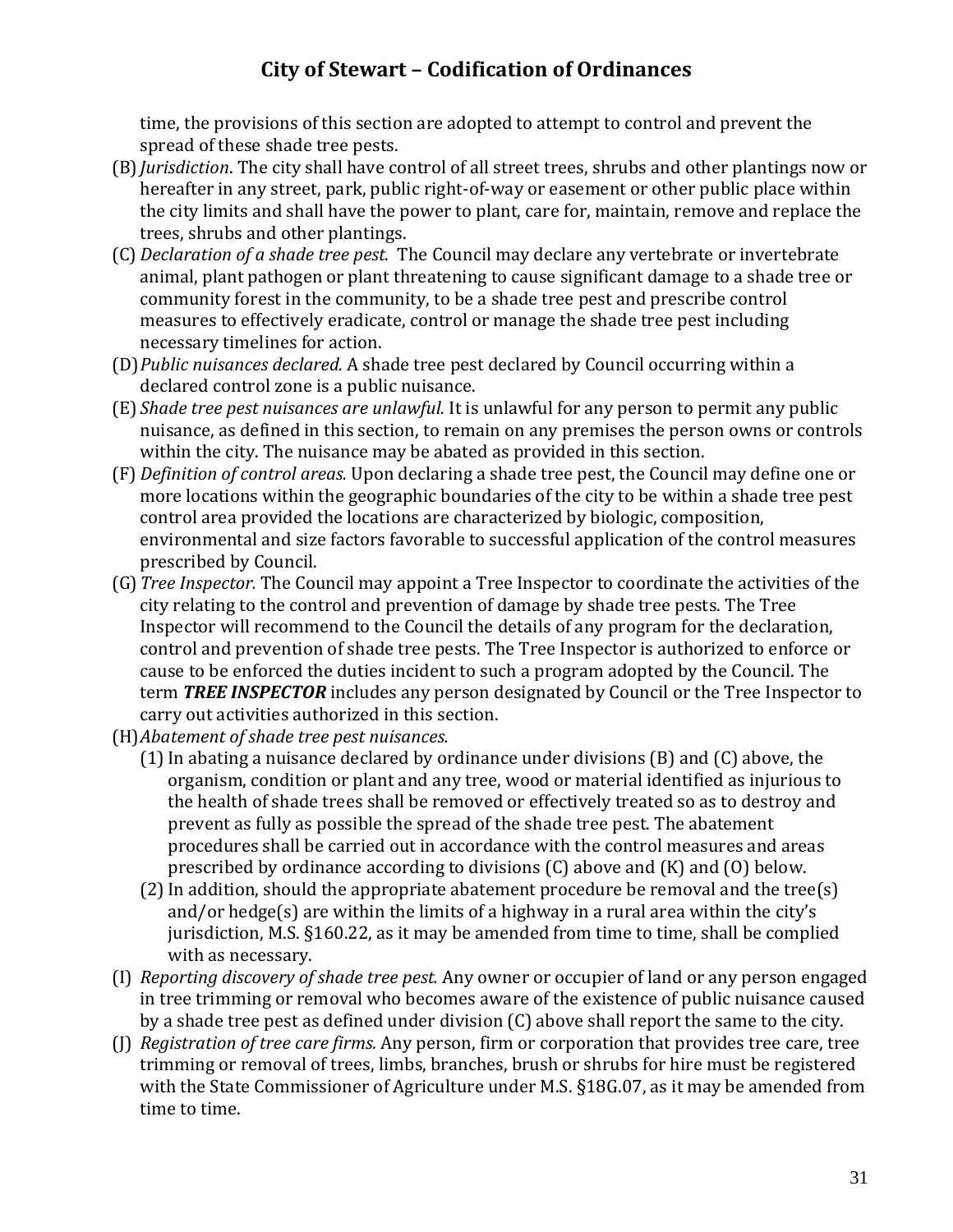time, the provisions of this section are adopted to attempt to control and prevent the spread of these shade tree pests.

(B) *Jurisdiction*. The city shall have control of all street trees, shrubs and other plantings now or hereafter in any street, park, public right-of-way or easement or other public place within the city limits and shall have the power to plant, care for, maintain, remove and replace the trees, shrubs and other plantings.

(C) *Declaration of a shade tree pest.* The Council may declare any vertebrate or invertebrate animal, plant pathogen or plant threatening to cause significant damage to a shade tree or community forest in the community, to be a shade tree pest and prescribe control measures to effectively eradicate, control or manage the shade tree pest including necessary timelines for action.

(D) *Public nuisances declared.* A shade tree pest declared by Council occurring within a declared control zone is a public nuisance.

(E) *Shade tree pest nuisances are unlawful.* It is unlawful for any person to permit any public nuisance, as defined in this section, to remain on any premises the person owns or controls within the city. The nuisance may be abated as provided in this section.

(F) *Definition of control areas.* Upon declaring a shade tree pest, the Council may define one or more locations within the geographic boundaries of the city to be within a shade tree pest control area provided the locations are characterized by biologic, composition, environmental and size factors favorable to successful application of the control measures prescribed by Council.

(G) *Tree Inspector.* The Council may appoint a Tree Inspector to coordinate the activities of the city relating to the control and prevention of damage by shade tree pests. The Tree Inspector will recommend to the Council the details of any program for the declaration, control and prevention of shade tree pests. The Tree Inspector is authorized to enforce or cause to be enforced the duties incident to such a program adopted by the Council. The term ***TREE INSPECTOR*** includes any person designated by Council or the Tree Inspector to carry out activities authorized in this section.

(H) *Abatement of shade tree pest nuisances.*

(1) In abating a nuisance declared by ordinance under divisions (B) and (C) above, the organism, condition or plant and any tree, wood or material identified as injurious to the health of shade trees shall be removed or effectively treated so as to destroy and prevent as fully as possible the spread of the shade tree pest. The abatement procedures shall be carried out in accordance with the control measures and areas prescribed by ordinance according to divisions (C) above and (K) and (O) below.

(2) In addition, should the appropriate abatement procedure be removal and the tree(s) and/or hedge(s) are within the limits of a highway in a rural area within the city's jurisdiction, M.S. §160.22, as it may be amended from time to time, shall be complied with as necessary.

(I) *Reporting discovery of shade tree pest.* Any owner or occupier of land or any person engaged in tree trimming or removal who becomes aware of the existence of public nuisance caused by a shade tree pest as defined under division (C) above shall report the same to the city.

(J) *Registration of tree care firms.* Any person, firm or corporation that provides tree care, tree trimming or removal of trees, limbs, branches, brush or shrubs for hire must be registered with the State Commissioner of Agriculture under M.S. §18G.07, as it may be amended from time to time.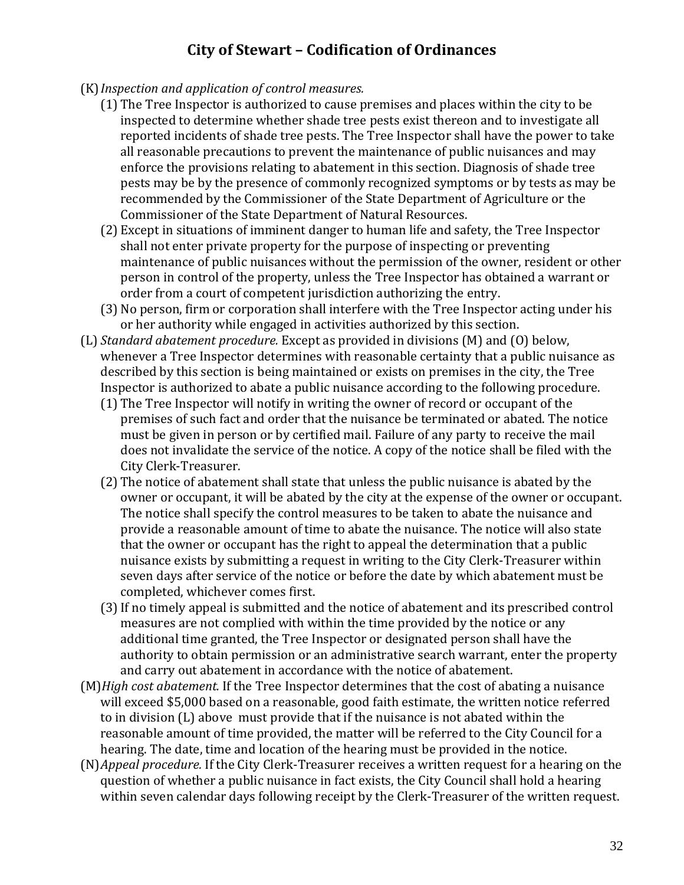(K) *Inspection and application of control measures.*

(1) The Tree Inspector is authorized to cause premises and places within the city to be inspected to determine whether shade tree pests exist thereon and to investigate all reported incidents of shade tree pests. The Tree Inspector shall have the power to take all reasonable precautions to prevent the maintenance of public nuisances and may enforce the provisions relating to abatement in this section. Diagnosis of shade tree pests may be by the presence of commonly recognized symptoms or by tests as may be recommended by the Commissioner of the State Department of Agriculture or the Commissioner of the State Department of Natural Resources.

(2) Except in situations of imminent danger to human life and safety, the Tree Inspector shall not enter private property for the purpose of inspecting or preventing maintenance of public nuisances without the permission of the owner, resident or other person in control of the property, unless the Tree Inspector has obtained a warrant or order from a court of competent jurisdiction authorizing the entry.

(3) No person, firm or corporation shall interfere with the Tree Inspector acting under his or her authority while engaged in activities authorized by this section.

(L) *Standard abatement procedure.* Except as provided in divisions (M) and (O) below, whenever a Tree Inspector determines with reasonable certainty that a public nuisance as described by this section is being maintained or exists on premises in the city, the Tree Inspector is authorized to abate a public nuisance according to the following procedure.

(1) The Tree Inspector will notify in writing the owner of record or occupant of the premises of such fact and order that the nuisance be terminated or abated. The notice must be given in person or by certified mail. Failure of any party to receive the mail does not invalidate the service of the notice. A copy of the notice shall be filed with the City Clerk-Treasurer.

(2) The notice of abatement shall state that unless the public nuisance is abated by the owner or occupant, it will be abated by the city at the expense of the owner or occupant. The notice shall specify the control measures to be taken to abate the nuisance and provide a reasonable amount of time to abate the nuisance. The notice will also state that the owner or occupant has the right to appeal the determination that a public nuisance exists by submitting a request in writing to the City Clerk-Treasurer within seven days after service of the notice or before the date by which abatement must be completed, whichever comes first.

(3) If no timely appeal is submitted and the notice of abatement and its prescribed control measures are not complied with within the time provided by the notice or any additional time granted, the Tree Inspector or designated person shall have the authority to obtain permission or an administrative search warrant, enter the property and carry out abatement in accordance with the notice of abatement.

(M) *High cost abatement.* If the Tree Inspector determines that the cost of abating a nuisance will exceed $5,000 based on a reasonable, good faith estimate, the written notice referred to in division (L) above must provide that if the nuisance is not abated within the reasonable amount of time provided, the matter will be referred to the City Council for a hearing. The date, time and location of the hearing must be provided in the notice.

(N) *Appeal procedure.* If the City Clerk-Treasurer receives a written request for a hearing on the question of whether a public nuisance in fact exists, the City Council shall hold a hearing within seven calendar days following receipt by the Clerk-Treasurer of the written request.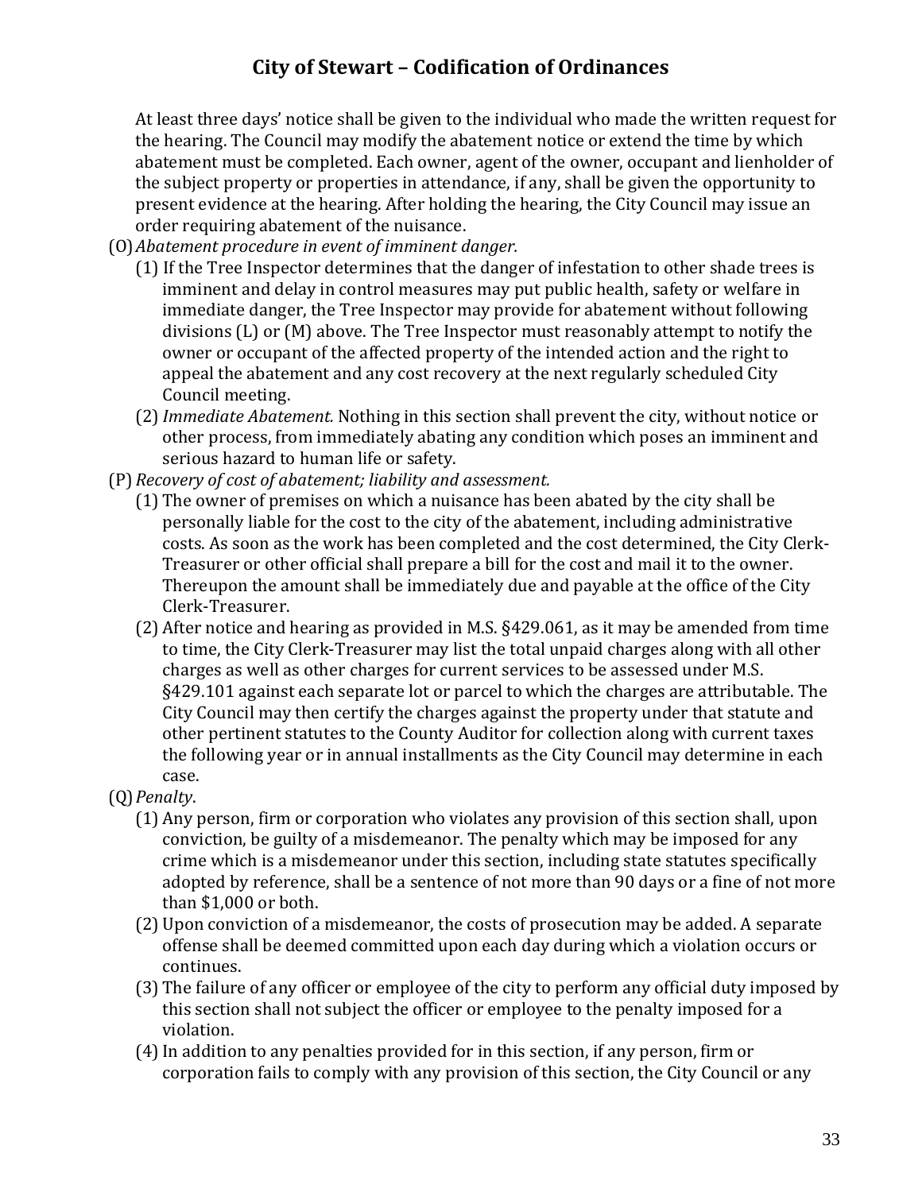At least three days' notice shall be given to the individual who made the written request for the hearing. The Council may modify the abatement notice or extend the time by which abatement must be completed. Each owner, agent of the owner, occupant and lienholder of the subject property or properties in attendance, if any, shall be given the opportunity to present evidence at the hearing. After holding the hearing, the City Council may issue an order requiring abatement of the nuisance.

(O) *Abatement procedure in event of imminent danger.*

(1) If the Tree Inspector determines that the danger of infestation to other shade trees is imminent and delay in control measures may put public health, safety or welfare in immediate danger, the Tree Inspector may provide for abatement without following divisions (L) or (M) above. The Tree Inspector must reasonably attempt to notify the owner or occupant of the affected property of the intended action and the right to appeal the abatement and any cost recovery at the next regularly scheduled City Council meeting.

(2) *Immediate Abatement.* Nothing in this section shall prevent the city, without notice or other process, from immediately abating any condition which poses an imminent and serious hazard to human life or safety.

(P) *Recovery of cost of abatement; liability and assessment.*

(1) The owner of premises on which a nuisance has been abated by the city shall be personally liable for the cost to the city of the abatement, including administrative costs. As soon as the work has been completed and the cost determined, the City Clerk-Treasurer or other official shall prepare a bill for the cost and mail it to the owner. Thereupon the amount shall be immediately due and payable at the office of the City Clerk-Treasurer.

(2) After notice and hearing as provided in M.S. §429.061, as it may be amended from time to time, the City Clerk-Treasurer may list the total unpaid charges along with all other charges as well as other charges for current services to be assessed under M.S. §429.101 against each separate lot or parcel to which the charges are attributable. The City Council may then certify the charges against the property under that statute and other pertinent statutes to the County Auditor for collection along with current taxes the following year or in annual installments as the City Council may determine in each case.

(Q) *Penalty*.

(1) Any person, firm or corporation who violates any provision of this section shall, upon conviction, be guilty of a misdemeanor. The penalty which may be imposed for any crime which is a misdemeanor under this section, including state statutes specifically adopted by reference, shall be a sentence of not more than 90 days or a fine of not more than $1,000 or both.

(2) Upon conviction of a misdemeanor, the costs of prosecution may be added. A separate offense shall be deemed committed upon each day during which a violation occurs or continues.

(3) The failure of any officer or employee of the city to perform any official duty imposed by this section shall not subject the officer or employee to the penalty imposed for a violation.

(4) In addition to any penalties provided for in this section, if any person, firm or corporation fails to comply with any provision of this section, the City Council or any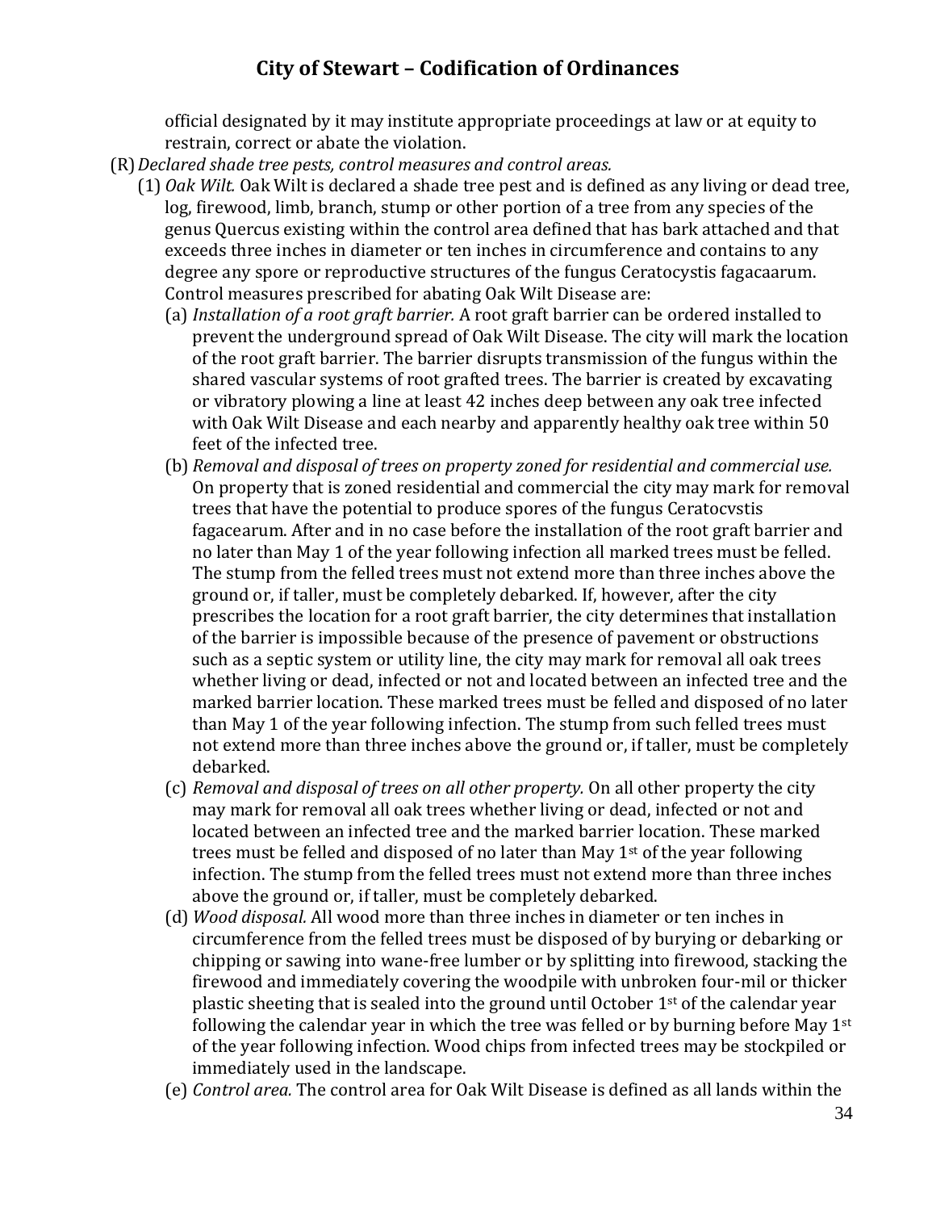official designated by it may institute appropriate proceedings at law or at equity to restrain, correct or abate the violation.

(R) *Declared shade tree pests, control measures and control areas.*

(1) *Oak Wilt.* Oak Wilt is declared a shade tree pest and is defined as any living or dead tree, log, firewood, limb, branch, stump or other portion of a tree from any species of the genus Quercus existing within the control area defined that has bark attached and that exceeds three inches in diameter or ten inches in circumference and contains to any degree any spore or reproductive structures of the fungus Ceratocystis fagacaarum. Control measures prescribed for abating Oak Wilt Disease are:

(a) *Installation of a root graft barrier.* A root graft barrier can be ordered installed to prevent the underground spread of Oak Wilt Disease. The city will mark the location of the root graft barrier. The barrier disrupts transmission of the fungus within the shared vascular systems of root grafted trees. The barrier is created by excavating or vibratory plowing a line at least 42 inches deep between any oak tree infected with Oak Wilt Disease and each nearby and apparently healthy oak tree within 50 feet of the infected tree.

(b) *Removal and disposal of trees on property zoned for residential and commercial use.* On property that is zoned residential and commercial the city may mark for removal trees that have the potential to produce spores of the fungus Ceratocvstis fagacearum. After and in no case before the installation of the root graft barrier and no later than May 1 of the year following infection all marked trees must be felled. The stump from the felled trees must not extend more than three inches above the ground or, if taller, must be completely debarked. If, however, after the city prescribes the location for a root graft barrier, the city determines that installation of the barrier is impossible because of the presence of pavement or obstructions such as a septic system or utility line, the city may mark for removal all oak trees whether living or dead, infected or not and located between an infected tree and the marked barrier location. These marked trees must be felled and disposed of no later than May 1 of the year following infection. The stump from such felled trees must not extend more than three inches above the ground or, if taller, must be completely debarked.

(c) *Removal and disposal of trees on all other property.* On all other property the city may mark for removal all oak trees whether living or dead, infected or not and located between an infected tree and the marked barrier location. These marked trees must be felled and disposed of no later than May 1st of the year following infection. The stump from the felled trees must not extend more than three inches above the ground or, if taller, must be completely debarked.

(d) *Wood disposal.* All wood more than three inches in diameter or ten inches in circumference from the felled trees must be disposed of by burying or debarking or chipping or sawing into wane-free lumber or by splitting into firewood, stacking the firewood and immediately covering the woodpile with unbroken four-mil or thicker plastic sheeting that is sealed into the ground until October 1st of the calendar year following the calendar year in which the tree was felled or by burning before May 1st of the year following infection. Wood chips from infected trees may be stockpiled or immediately used in the landscape.

(e) *Control area.* The control area for Oak Wilt Disease is defined as all lands within the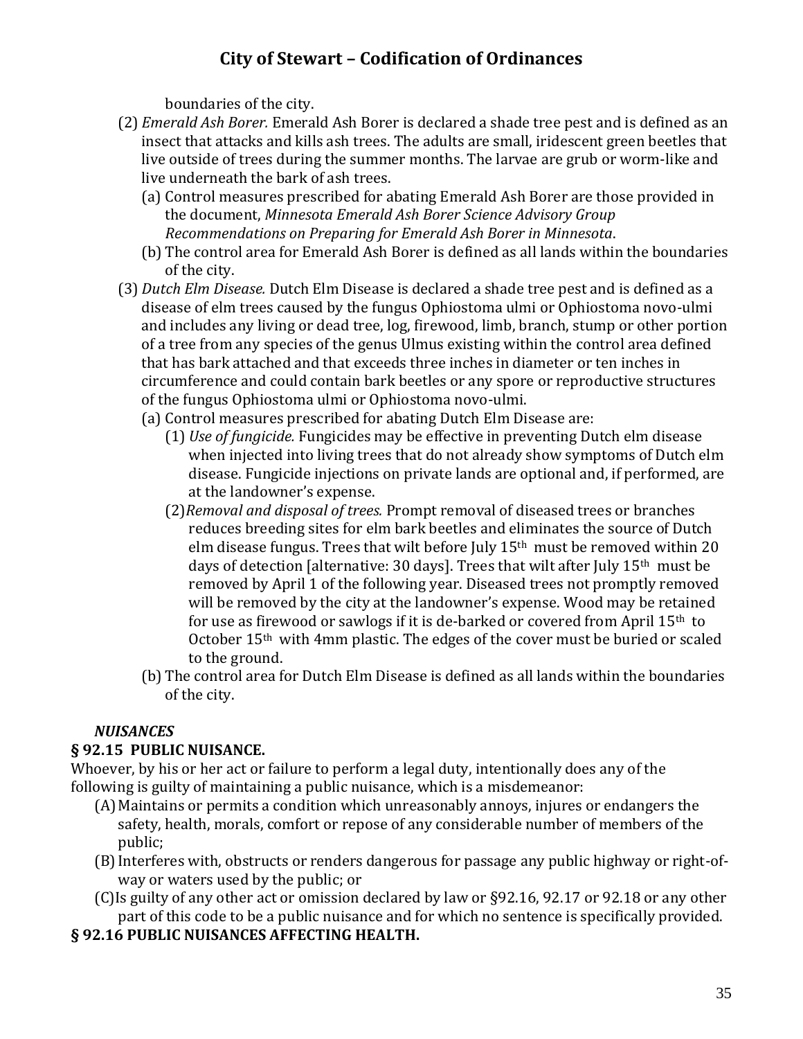boundaries of the city.

(2) *Emerald Ash Borer.* Emerald Ash Borer is declared a shade tree pest and is defined as an insect that attacks and kills ash trees. The adults are small, iridescent green beetles that live outside of trees during the summer months. The larvae are grub or worm-like and live underneath the bark of ash trees.

(a) Control measures prescribed for abating Emerald Ash Borer are those provided in the document, *Minnesota Emerald Ash Borer Science Advisory Group Recommendations on Preparing for Emerald Ash Borer in Minnesota*.

(b) The control area for Emerald Ash Borer is defined as all lands within the boundaries of the city.

(3) *Dutch Elm Disease.* Dutch Elm Disease is declared a shade tree pest and is defined as a disease of elm trees caused by the fungus Ophiostoma ulmi or Ophiostoma novo-ulmi and includes any living or dead tree, log, firewood, limb, branch, stump or other portion of a tree from any species of the genus Ulmus existing within the control area defined that has bark attached and that exceeds three inches in diameter or ten inches in circumference and could contain bark beetles or any spore or reproductive structures of the fungus Ophiostoma ulmi or Ophiostoma novo-ulmi.

(a) Control measures prescribed for abating Dutch Elm Disease are:

(1) *Use of fungicide.* Fungicides may be effective in preventing Dutch elm disease when injected into living trees that do not already show symptoms of Dutch elm disease. Fungicide injections on private lands are optional and, if performed, are at the landowner's expense.

(2) *Removal and disposal of trees.* Prompt removal of diseased trees or branches reduces breeding sites for elm bark beetles and eliminates the source of Dutch elm disease fungus. Trees that wilt before July 15th must be removed within 20 days of detection [alternative: 30 days]. Trees that wilt after July 15th must be removed by April 1 of the following year. Diseased trees not promptly removed will be removed by the city at the landowner's expense. Wood may be retained for use as firewood or sawlogs if it is de-barked or covered from April 15th to October 15th with 4mm plastic. The edges of the cover must be buried or scaled to the ground.

(b) The control area for Dutch Elm Disease is defined as all lands within the boundaries of the city.

***NUISANCES***

**§ 92.15 PUBLIC NUISANCE.**

Whoever, by his or her act or failure to perform a legal duty, intentionally does any of the following is guilty of maintaining a public nuisance, which is a misdemeanor:

(A) Maintains or permits a condition which unreasonably annoys, injures or endangers the safety, health, morals, comfort or repose of any considerable number of members of the public;

(B) Interferes with, obstructs or renders dangerous for passage any public highway or right-of-way or waters used by the public; or

(C) Is guilty of any other act or omission declared by law or §92.16, 92.17 or 92.18 or any other part of this code to be a public nuisance and for which no sentence is specifically provided.

**§ 92.16 PUBLIC NUISANCES AFFECTING HEALTH.**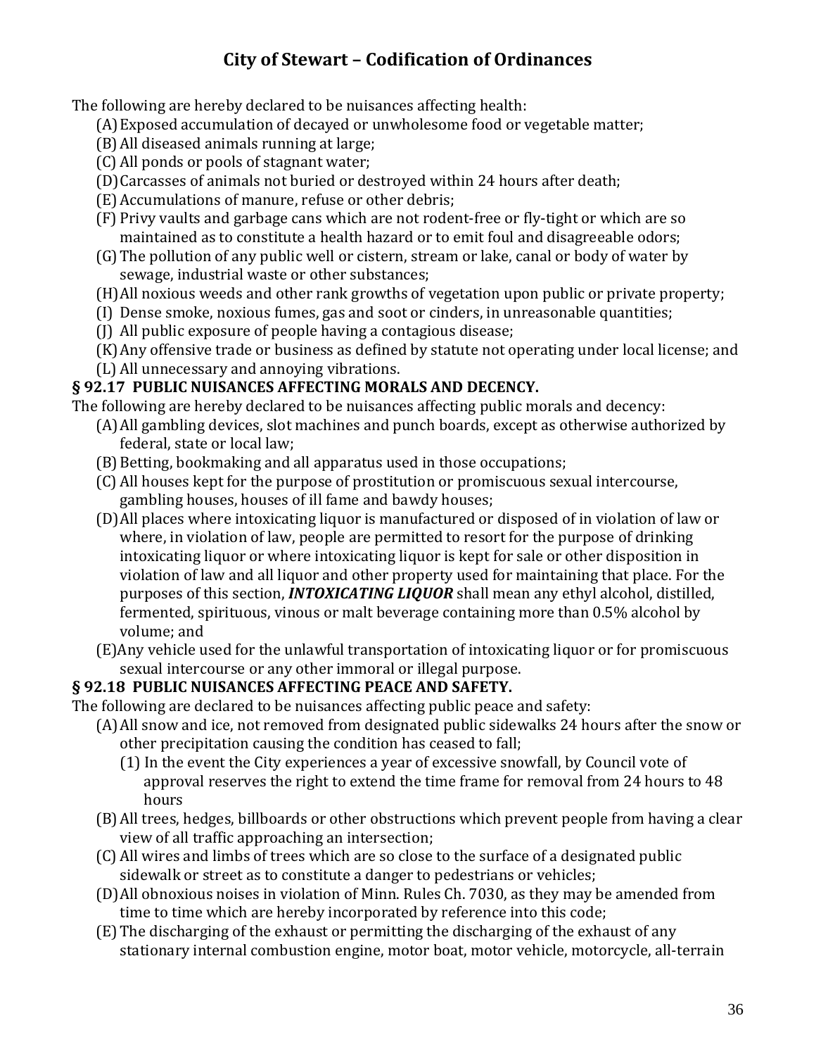The following are hereby declared to be nuisances affecting health:

(A) Exposed accumulation of decayed or unwholesome food or vegetable matter;

(B) All diseased animals running at large;

(C) All ponds or pools of stagnant water;

(D) Carcasses of animals not buried or destroyed within 24 hours after death;

(E) Accumulations of manure, refuse or other debris;

(F) Privy vaults and garbage cans which are not rodent-free or fly-tight or which are so maintained as to constitute a health hazard or to emit foul and disagreeable odors;

(G) The pollution of any public well or cistern, stream or lake, canal or body of water by sewage, industrial waste or other substances;

(H) All noxious weeds and other rank growths of vegetation upon public or private property;

(I) Dense smoke, noxious fumes, gas and soot or cinders, in unreasonable quantities;

(J) All public exposure of people having a contagious disease;

(K) Any offensive trade or business as defined by statute not operating under local license; and

(L) All unnecessary and annoying vibrations.

### § 92.17 PUBLIC NUISANCES AFFECTING MORALS AND DECENCY.

The following are hereby declared to be nuisances affecting public morals and decency:

(A) All gambling devices, slot machines and punch boards, except as otherwise authorized by federal, state or local law;

(B) Betting, bookmaking and all apparatus used in those occupations;

(C) All houses kept for the purpose of prostitution or promiscuous sexual intercourse, gambling houses, houses of ill fame and bawdy houses;

(D) All places where intoxicating liquor is manufactured or disposed of in violation of law or where, in violation of law, people are permitted to resort for the purpose of drinking intoxicating liquor or where intoxicating liquor is kept for sale or other disposition in violation of law and all liquor and other property used for maintaining that place. For the purposes of this section, ***INTOXICATING LIQUOR*** shall mean any ethyl alcohol, distilled, fermented, spirituous, vinous or malt beverage containing more than 0.5% alcohol by volume; and

(E) Any vehicle used for the unlawful transportation of intoxicating liquor or for promiscuous sexual intercourse or any other immoral or illegal purpose.

### § 92.18 PUBLIC NUISANCES AFFECTING PEACE AND SAFETY.

The following are declared to be nuisances affecting public peace and safety:

(A) All snow and ice, not removed from designated public sidewalks 24 hours after the snow or other precipitation causing the condition has ceased to fall;

(1) In the event the City experiences a year of excessive snowfall, by Council vote of approval reserves the right to extend the time frame for removal from 24 hours to 48 hours

(B) All trees, hedges, billboards or other obstructions which prevent people from having a clear view of all traffic approaching an intersection;

(C) All wires and limbs of trees which are so close to the surface of a designated public sidewalk or street as to constitute a danger to pedestrians or vehicles;

(D) All obnoxious noises in violation of Minn. Rules Ch. 7030, as they may be amended from time to time which are hereby incorporated by reference into this code;

(E) The discharging of the exhaust or permitting the discharging of the exhaust of any stationary internal combustion engine, motor boat, motor vehicle, motorcycle, all-terrain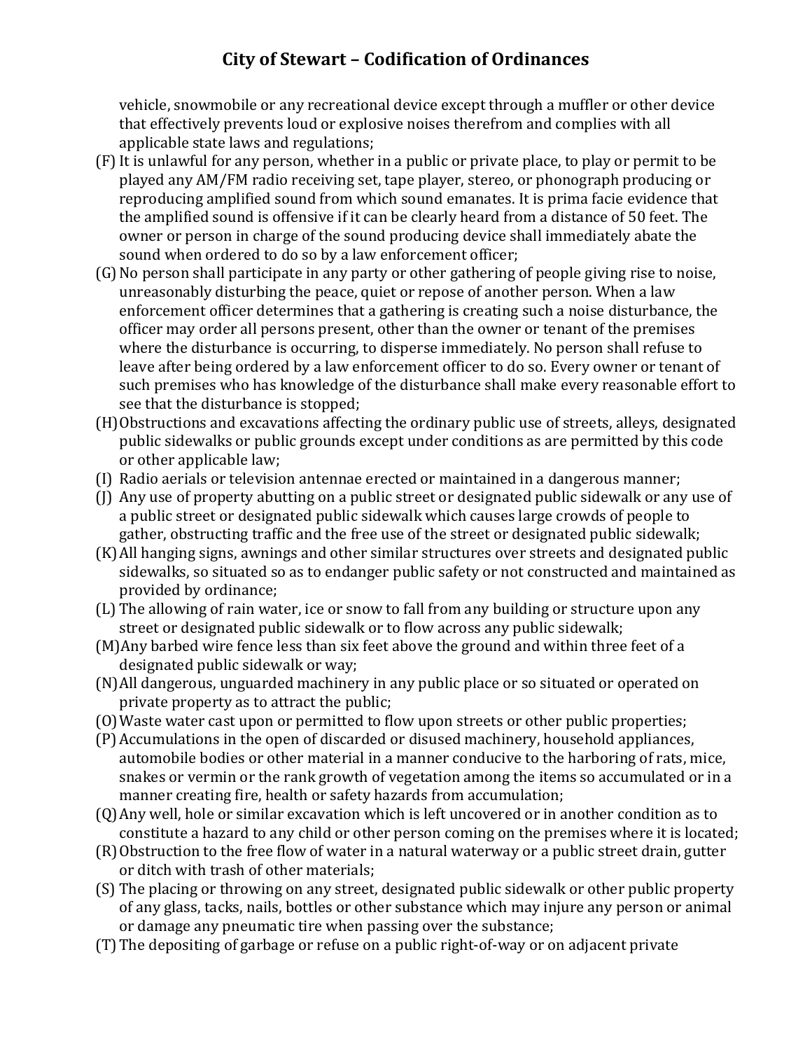vehicle, snowmobile or any recreational device except through a muffler or other device that effectively prevents loud or explosive noises therefrom and complies with all applicable state laws and regulations;

(F) It is unlawful for any person, whether in a public or private place, to play or permit to be played any AM/FM radio receiving set, tape player, stereo, or phonograph producing or reproducing amplified sound from which sound emanates. It is prima facie evidence that the amplified sound is offensive if it can be clearly heard from a distance of 50 feet. The owner or person in charge of the sound producing device shall immediately abate the sound when ordered to do so by a law enforcement officer;

(G) No person shall participate in any party or other gathering of people giving rise to noise, unreasonably disturbing the peace, quiet or repose of another person. When a law enforcement officer determines that a gathering is creating such a noise disturbance, the officer may order all persons present, other than the owner or tenant of the premises where the disturbance is occurring, to disperse immediately. No person shall refuse to leave after being ordered by a law enforcement officer to do so. Every owner or tenant of such premises who has knowledge of the disturbance shall make every reasonable effort to see that the disturbance is stopped;

(H) Obstructions and excavations affecting the ordinary public use of streets, alleys, designated public sidewalks or public grounds except under conditions as are permitted by this code or other applicable law;

(I) Radio aerials or television antennae erected or maintained in a dangerous manner;

(J) Any use of property abutting on a public street or designated public sidewalk or any use of a public street or designated public sidewalk which causes large crowds of people to gather, obstructing traffic and the free use of the street or designated public sidewalk;

(K) All hanging signs, awnings and other similar structures over streets and designated public sidewalks, so situated so as to endanger public safety or not constructed and maintained as provided by ordinance;

(L) The allowing of rain water, ice or snow to fall from any building or structure upon any street or designated public sidewalk or to flow across any public sidewalk;

(M) Any barbed wire fence less than six feet above the ground and within three feet of a designated public sidewalk or way;

(N) All dangerous, unguarded machinery in any public place or so situated or operated on private property as to attract the public;

(O) Waste water cast upon or permitted to flow upon streets or other public properties;

(P) Accumulations in the open of discarded or disused machinery, household appliances, automobile bodies or other material in a manner conducive to the harboring of rats, mice, snakes or vermin or the rank growth of vegetation among the items so accumulated or in a manner creating fire, health or safety hazards from accumulation;

(Q) Any well, hole or similar excavation which is left uncovered or in another condition as to constitute a hazard to any child or other person coming on the premises where it is located;

(R) Obstruction to the free flow of water in a natural waterway or a public street drain, gutter or ditch with trash of other materials;

(S) The placing or throwing on any street, designated public sidewalk or other public property of any glass, tacks, nails, bottles or other substance which may injure any person or animal or damage any pneumatic tire when passing over the substance;

(T) The depositing of garbage or refuse on a public right-of-way or on adjacent private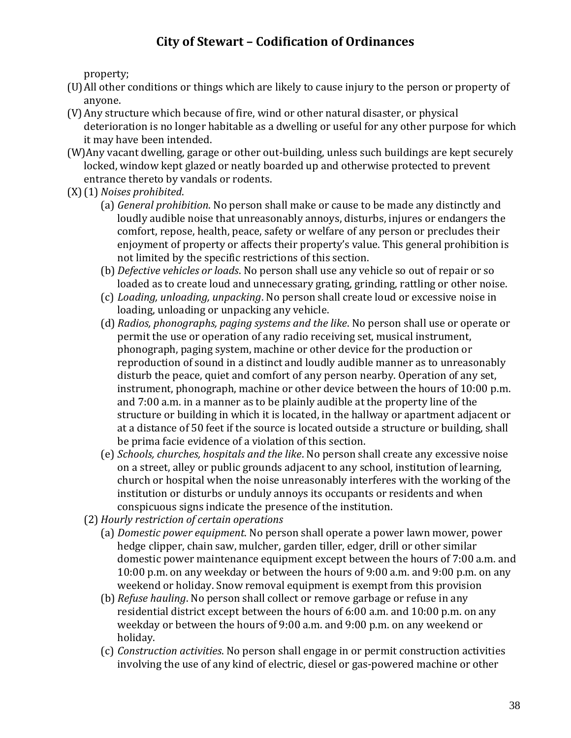property;

(U) All other conditions or things which are likely to cause injury to the person or property of anyone.

(V) Any structure which because of fire, wind or other natural disaster, or physical deterioration is no longer habitable as a dwelling or useful for any other purpose for which it may have been intended.

(W) Any vacant dwelling, garage or other out-building, unless such buildings are kept securely locked, window kept glazed or neatly boarded up and otherwise protected to prevent entrance thereto by vandals or rodents.

(X) (1) *Noises prohibited*.

- (a) *General prohibition*. No person shall make or cause to be made any distinctly and loudly audible noise that unreasonably annoys, disturbs, injures or endangers the comfort, repose, health, peace, safety or welfare of any person or precludes their enjoyment of property or affects their property's value. This general prohibition is not limited by the specific restrictions of this section.
- (b) *Defective vehicles or loads*. No person shall use any vehicle so out of repair or so loaded as to create loud and unnecessary grating, grinding, rattling or other noise.
- (c) *Loading, unloading, unpacking*. No person shall create loud or excessive noise in loading, unloading or unpacking any vehicle.
- (d) *Radios, phonographs, paging systems and the like*. No person shall use or operate or permit the use or operation of any radio receiving set, musical instrument, phonograph, paging system, machine or other device for the production or reproduction of sound in a distinct and loudly audible manner as to unreasonably disturb the peace, quiet and comfort of any person nearby. Operation of any set, instrument, phonograph, machine or other device between the hours of 10:00 p.m. and 7:00 a.m. in a manner as to be plainly audible at the property line of the structure or building in which it is located, in the hallway or apartment adjacent or at a distance of 50 feet if the source is located outside a structure or building, shall be prima facie evidence of a violation of this section.
- (e) *Schools, churches, hospitals and the like*. No person shall create any excessive noise on a street, alley or public grounds adjacent to any school, institution of learning, church or hospital when the noise unreasonably interferes with the working of the institution or disturbs or unduly annoys its occupants or residents and when conspicuous signs indicate the presence of the institution.

(2) *Hourly restriction of certain operations*

- (a) *Domestic power equipment*. No person shall operate a power lawn mower, power hedge clipper, chain saw, mulcher, garden tiller, edger, drill or other similar domestic power maintenance equipment except between the hours of 7:00 a.m. and 10:00 p.m. on any weekday or between the hours of 9:00 a.m. and 9:00 p.m. on any weekend or holiday. Snow removal equipment is exempt from this provision
- (b) *Refuse hauling*. No person shall collect or remove garbage or refuse in any residential district except between the hours of 6:00 a.m. and 10:00 p.m. on any weekday or between the hours of 9:00 a.m. and 9:00 p.m. on any weekend or holiday.
- (c) *Construction activities*. No person shall engage in or permit construction activities involving the use of any kind of electric, diesel or gas-powered machine or other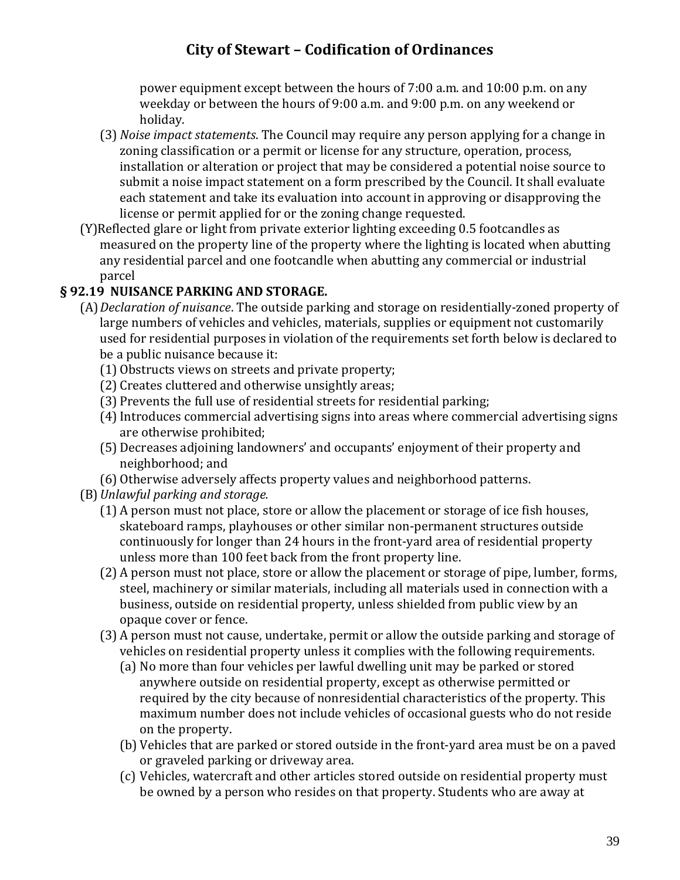power equipment except between the hours of 7:00 a.m. and 10:00 p.m. on any weekday or between the hours of 9:00 a.m. and 9:00 p.m. on any weekend or holiday.

(3) *Noise impact statements*. The Council may require any person applying for a change in zoning classification or a permit or license for any structure, operation, process, installation or alteration or project that may be considered a potential noise source to submit a noise impact statement on a form prescribed by the Council. It shall evaluate each statement and take its evaluation into account in approving or disapproving the license or permit applied for or the zoning change requested.

(Y)Reflected glare or light from private exterior lighting exceeding 0.5 footcandles as measured on the property line of the property where the lighting is located when abutting any residential parcel and one footcandle when abutting any commercial or industrial parcel

**§ 92.19 NUISANCE PARKING AND STORAGE.**

(A) *Declaration of nuisance*. The outside parking and storage on residentially-zoned property of large numbers of vehicles and vehicles, materials, supplies or equipment not customarily used for residential purposes in violation of the requirements set forth below is declared to be a public nuisance because it:

(1) Obstructs views on streets and private property;

(2) Creates cluttered and otherwise unsightly areas;

(3) Prevents the full use of residential streets for residential parking;

(4) Introduces commercial advertising signs into areas where commercial advertising signs are otherwise prohibited;

(5) Decreases adjoining landowners' and occupants' enjoyment of their property and neighborhood; and

(6) Otherwise adversely affects property values and neighborhood patterns.

(B) *Unlawful parking and storage.*

(1) A person must not place, store or allow the placement or storage of ice fish houses, skateboard ramps, playhouses or other similar non-permanent structures outside continuously for longer than 24 hours in the front-yard area of residential property unless more than 100 feet back from the front property line.

(2) A person must not place, store or allow the placement or storage of pipe, lumber, forms, steel, machinery or similar materials, including all materials used in connection with a business, outside on residential property, unless shielded from public view by an opaque cover or fence.

(3) A person must not cause, undertake, permit or allow the outside parking and storage of vehicles on residential property unless it complies with the following requirements.

(a) No more than four vehicles per lawful dwelling unit may be parked or stored anywhere outside on residential property, except as otherwise permitted or required by the city because of nonresidential characteristics of the property. This maximum number does not include vehicles of occasional guests who do not reside on the property.

(b) Vehicles that are parked or stored outside in the front-yard area must be on a paved or graveled parking or driveway area.

(c) Vehicles, watercraft and other articles stored outside on residential property must be owned by a person who resides on that property. Students who are away at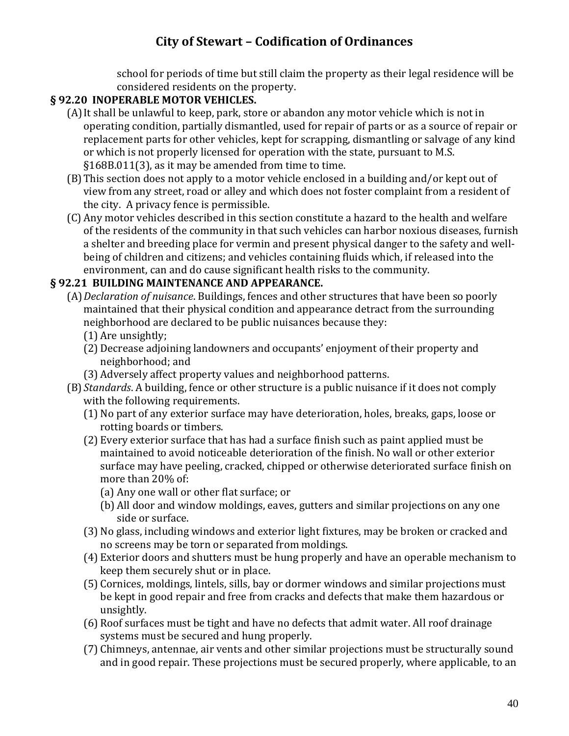school for periods of time but still claim the property as their legal residence will be considered residents on the property.

### § 92.20 INOPERABLE MOTOR VEHICLES.

(A) It shall be unlawful to keep, park, store or abandon any motor vehicle which is not in operating condition, partially dismantled, used for repair of parts or as a source of repair or replacement parts for other vehicles, kept for scrapping, dismantling or salvage of any kind or which is not properly licensed for operation with the state, pursuant to M.S. §168B.011(3), as it may be amended from time to time.

(B) This section does not apply to a motor vehicle enclosed in a building and/or kept out of view from any street, road or alley and which does not foster complaint from a resident of the city. A privacy fence is permissible.

(C) Any motor vehicles described in this section constitute a hazard to the health and welfare of the residents of the community in that such vehicles can harbor noxious diseases, furnish a shelter and breeding place for vermin and present physical danger to the safety and well-being of children and citizens; and vehicles containing fluids which, if released into the environment, can and do cause significant health risks to the community.

### § 92.21 BUILDING MAINTENANCE AND APPEARANCE.

(A) *Declaration of nuisance*. Buildings, fences and other structures that have been so poorly maintained that their physical condition and appearance detract from the surrounding neighborhood are declared to be public nuisances because they:

(1) Are unsightly;

(2) Decrease adjoining landowners and occupants' enjoyment of their property and neighborhood; and

(3) Adversely affect property values and neighborhood patterns.

(B) *Standards*. A building, fence or other structure is a public nuisance if it does not comply with the following requirements.

(1) No part of any exterior surface may have deterioration, holes, breaks, gaps, loose or rotting boards or timbers.

(2) Every exterior surface that has had a surface finish such as paint applied must be maintained to avoid noticeable deterioration of the finish. No wall or other exterior surface may have peeling, cracked, chipped or otherwise deteriorated surface finish on more than 20% of:

(a) Any one wall or other flat surface; or

(b) All door and window moldings, eaves, gutters and similar projections on any one side or surface.

(3) No glass, including windows and exterior light fixtures, may be broken or cracked and no screens may be torn or separated from moldings.

(4) Exterior doors and shutters must be hung properly and have an operable mechanism to keep them securely shut or in place.

(5) Cornices, moldings, lintels, sills, bay or dormer windows and similar projections must be kept in good repair and free from cracks and defects that make them hazardous or unsightly.

(6) Roof surfaces must be tight and have no defects that admit water. All roof drainage systems must be secured and hung properly.

(7) Chimneys, antennae, air vents and other similar projections must be structurally sound and in good repair. These projections must be secured properly, where applicable, to an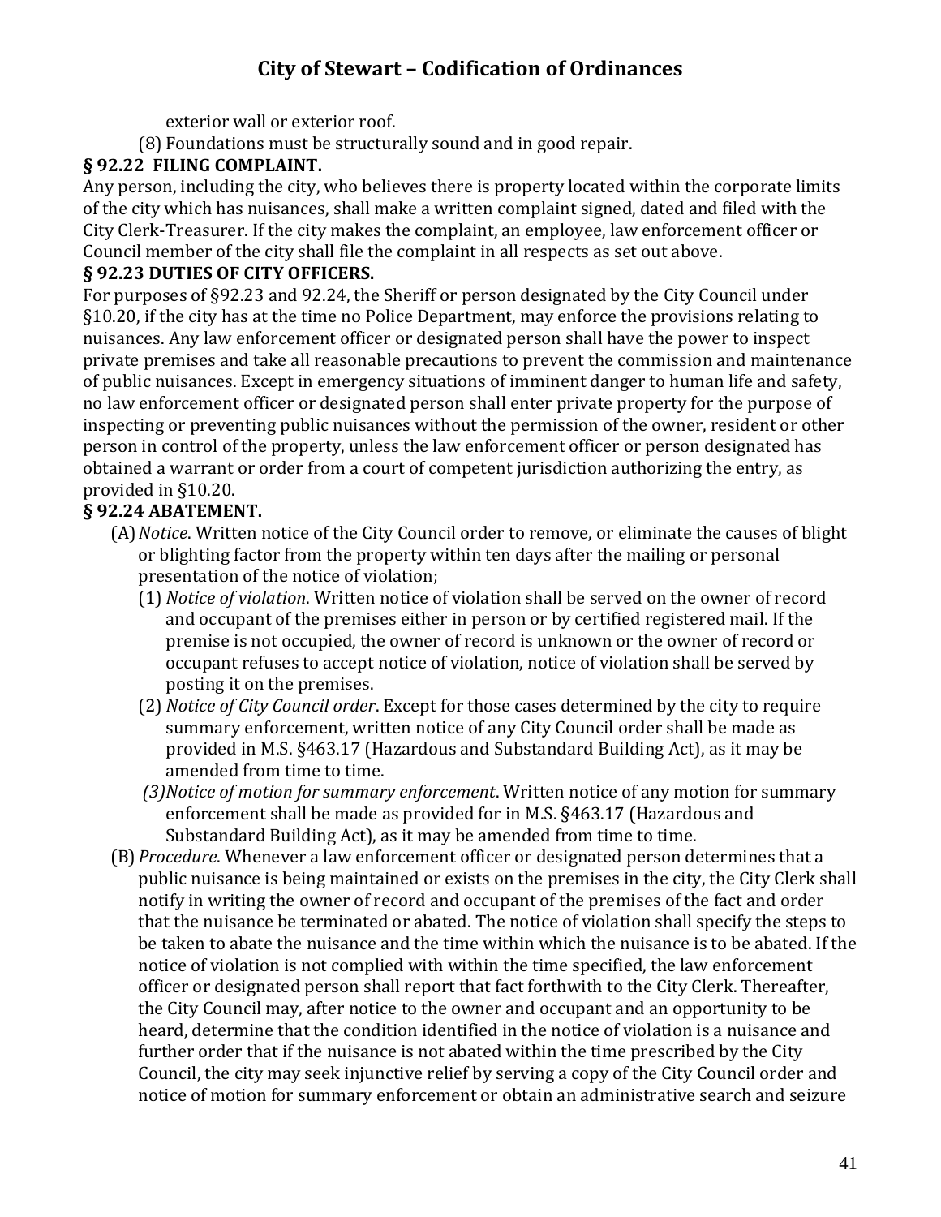exterior wall or exterior roof.

(8) Foundations must be structurally sound and in good repair.

### § 92.22 FILING COMPLAINT.

Any person, including the city, who believes there is property located within the corporate limits of the city which has nuisances, shall make a written complaint signed, dated and filed with the City Clerk-Treasurer. If the city makes the complaint, an employee, law enforcement officer or Council member of the city shall file the complaint in all respects as set out above.

### § 92.23 DUTIES OF CITY OFFICERS.

For purposes of §92.23 and 92.24, the Sheriff or person designated by the City Council under §10.20, if the city has at the time no Police Department, may enforce the provisions relating to nuisances. Any law enforcement officer or designated person shall have the power to inspect private premises and take all reasonable precautions to prevent the commission and maintenance of public nuisances. Except in emergency situations of imminent danger to human life and safety, no law enforcement officer or designated person shall enter private property for the purpose of inspecting or preventing public nuisances without the permission of the owner, resident or other person in control of the property, unless the law enforcement officer or person designated has obtained a warrant or order from a court of competent jurisdiction authorizing the entry, as provided in §10.20.

### § 92.24 ABATEMENT.

(A) *Notice*. Written notice of the City Council order to remove, or eliminate the causes of blight or blighting factor from the property within ten days after the mailing or personal presentation of the notice of violation;

(1) *Notice of violation*. Written notice of violation shall be served on the owner of record and occupant of the premises either in person or by certified registered mail. If the premise is not occupied, the owner of record is unknown or the owner of record or occupant refuses to accept notice of violation, notice of violation shall be served by posting it on the premises.

(2) *Notice of City Council order*. Except for those cases determined by the city to require summary enforcement, written notice of any City Council order shall be made as provided in M.S. §463.17 (Hazardous and Substandard Building Act), as it may be amended from time to time.

(3) *Notice of motion for summary enforcement*. Written notice of any motion for summary enforcement shall be made as provided for in M.S. §463.17 (Hazardous and Substandard Building Act), as it may be amended from time to time.

(B) *Procedure*. Whenever a law enforcement officer or designated person determines that a public nuisance is being maintained or exists on the premises in the city, the City Clerk shall notify in writing the owner of record and occupant of the premises of the fact and order that the nuisance be terminated or abated. The notice of violation shall specify the steps to be taken to abate the nuisance and the time within which the nuisance is to be abated. If the notice of violation is not complied with within the time specified, the law enforcement officer or designated person shall report that fact forthwith to the City Clerk. Thereafter, the City Council may, after notice to the owner and occupant and an opportunity to be heard, determine that the condition identified in the notice of violation is a nuisance and further order that if the nuisance is not abated within the time prescribed by the City Council, the city may seek injunctive relief by serving a copy of the City Council order and notice of motion for summary enforcement or obtain an administrative search and seizure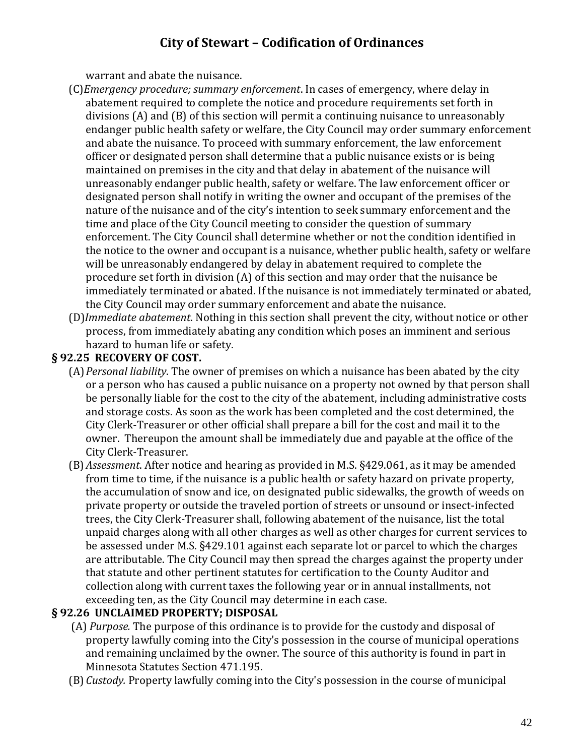warrant and abate the nuisance.

(C) *Emergency procedure; summary enforcement*. In cases of emergency, where delay in abatement required to complete the notice and procedure requirements set forth in divisions (A) and (B) of this section will permit a continuing nuisance to unreasonably endanger public health safety or welfare, the City Council may order summary enforcement and abate the nuisance. To proceed with summary enforcement, the law enforcement officer or designated person shall determine that a public nuisance exists or is being maintained on premises in the city and that delay in abatement of the nuisance will unreasonably endanger public health, safety or welfare. The law enforcement officer or designated person shall notify in writing the owner and occupant of the premises of the nature of the nuisance and of the city's intention to seek summary enforcement and the time and place of the City Council meeting to consider the question of summary enforcement. The City Council shall determine whether or not the condition identified in the notice to the owner and occupant is a nuisance, whether public health, safety or welfare will be unreasonably endangered by delay in abatement required to complete the procedure set forth in division (A) of this section and may order that the nuisance be immediately terminated or abated. If the nuisance is not immediately terminated or abated, the City Council may order summary enforcement and abate the nuisance.

(D) *Immediate abatement*. Nothing in this section shall prevent the city, without notice or other process, from immediately abating any condition which poses an imminent and serious hazard to human life or safety.

**§ 92.25 RECOVERY OF COST.**

(A) *Personal liability*. The owner of premises on which a nuisance has been abated by the city or a person who has caused a public nuisance on a property not owned by that person shall be personally liable for the cost to the city of the abatement, including administrative costs and storage costs. As soon as the work has been completed and the cost determined, the City Clerk-Treasurer or other official shall prepare a bill for the cost and mail it to the owner. Thereupon the amount shall be immediately due and payable at the office of the City Clerk-Treasurer.

(B) *Assessment.* After notice and hearing as provided in M.S. §429.061, as it may be amended from time to time, if the nuisance is a public health or safety hazard on private property, the accumulation of snow and ice, on designated public sidewalks, the growth of weeds on private property or outside the traveled portion of streets or unsound or insect-infected trees, the City Clerk-Treasurer shall, following abatement of the nuisance, list the total unpaid charges along with all other charges as well as other charges for current services to be assessed under M.S. §429.101 against each separate lot or parcel to which the charges are attributable. The City Council may then spread the charges against the property under that statute and other pertinent statutes for certification to the County Auditor and collection along with current taxes the following year or in annual installments, not exceeding ten, as the City Council may determine in each case.

**§ 92.26 UNCLAIMED PROPERTY; DISPOSAL**

(A) *Purpose.* The purpose of this ordinance is to provide for the custody and disposal of property lawfully coming into the City's possession in the course of municipal operations and remaining unclaimed by the owner. The source of this authority is found in part in Minnesota Statutes Section 471.195.

(B) *Custody.* Property lawfully coming into the City's possession in the course of municipal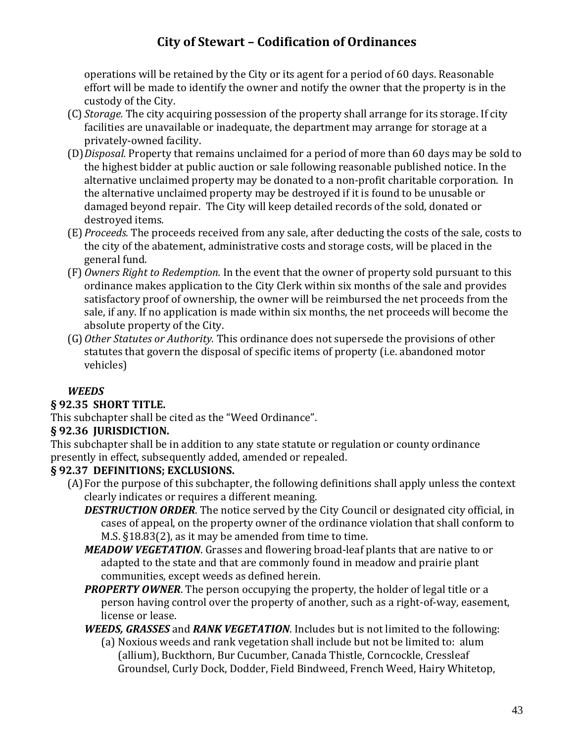operations will be retained by the City or its agent for a period of 60 days. Reasonable effort will be made to identify the owner and notify the owner that the property is in the custody of the City.

(C) *Storage.* The city acquiring possession of the property shall arrange for its storage. If city facilities are unavailable or inadequate, the department may arrange for storage at a privately-owned facility.

(D) *Disposal.* Property that remains unclaimed for a period of more than 60 days may be sold to the highest bidder at public auction or sale following reasonable published notice. In the alternative unclaimed property may be donated to a non-profit charitable corporation. In the alternative unclaimed property may be destroyed if it is found to be unusable or damaged beyond repair. The City will keep detailed records of the sold, donated or destroyed items.

(E) *Proceeds.* The proceeds received from any sale, after deducting the costs of the sale, costs to the city of the abatement, administrative costs and storage costs, will be placed in the general fund.

(F) *Owners Right to Redemption.* In the event that the owner of property sold pursuant to this ordinance makes application to the City Clerk within six months of the sale and provides satisfactory proof of ownership, the owner will be reimbursed the net proceeds from the sale, if any. If no application is made within six months, the net proceeds will become the absolute property of the City.

(G) *Other Statutes or Authority.* This ordinance does not supersede the provisions of other statutes that govern the disposal of specific items of property (i.e. abandoned motor vehicles)

***WEEDS***

**§ 92.35 SHORT TITLE.**

This subchapter shall be cited as the "Weed Ordinance".

**§ 92.36 JURISDICTION.**

This subchapter shall be in addition to any state statute or regulation or county ordinance presently in effect, subsequently added, amended or repealed.

**§ 92.37 DEFINITIONS; EXCLUSIONS.**

(A) For the purpose of this subchapter, the following definitions shall apply unless the context clearly indicates or requires a different meaning.

***DESTRUCTION ORDER***. The notice served by the City Council or designated city official, in cases of appeal, on the property owner of the ordinance violation that shall conform to M.S. §18.83(2), as it may be amended from time to time.

***MEADOW VEGETATION***. Grasses and flowering broad-leaf plants that are native to or adapted to the state and that are commonly found in meadow and prairie plant communities, except weeds as defined herein.

***PROPERTY OWNER***. The person occupying the property, the holder of legal title or a person having control over the property of another, such as a right-of-way, easement, license or lease.

***WEEDS, GRASSES*** and ***RANK VEGETATION***. Includes but is not limited to the following:

(a) Noxious weeds and rank vegetation shall include but not be limited to: alum (allium), Buckthorn, Bur Cucumber, Canada Thistle, Corncockle, Cressleaf Groundsel, Curly Dock, Dodder, Field Bindweed, French Weed, Hairy Whitetop,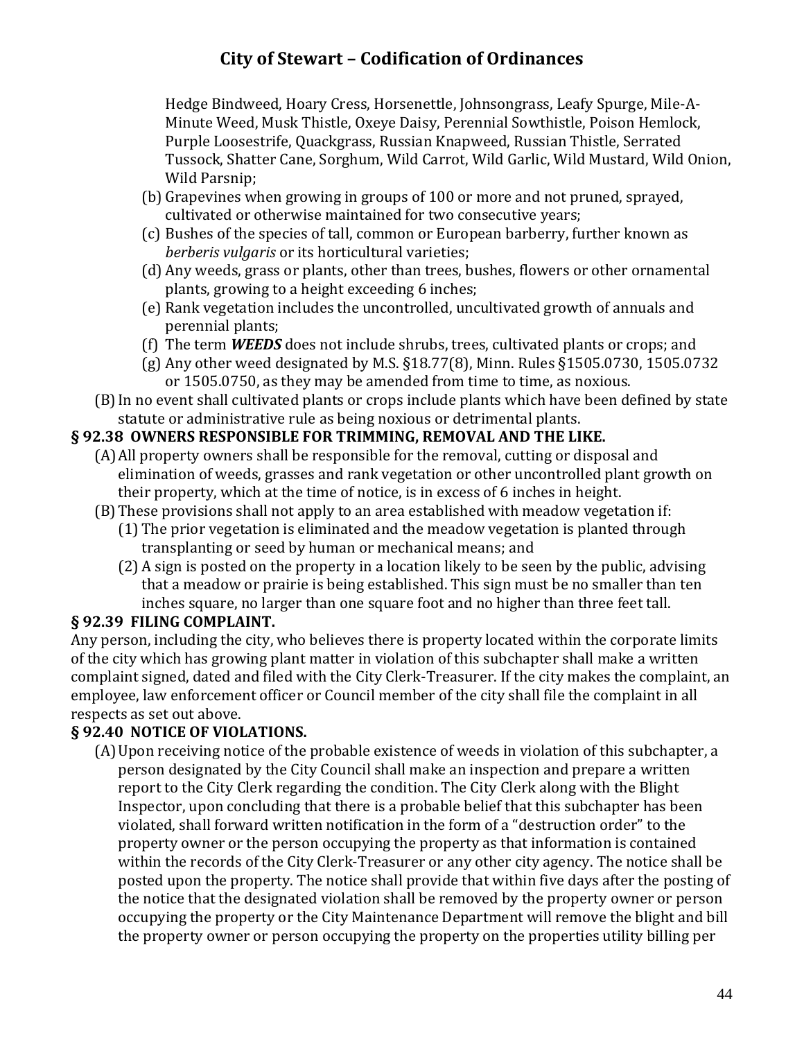Hedge Bindweed, Hoary Cress, Horsenettle, Johnsongrass, Leafy Spurge, Mile-A-Minute Weed, Musk Thistle, Oxeye Daisy, Perennial Sowthistle, Poison Hemlock, Purple Loosestrife, Quackgrass, Russian Knapweed, Russian Thistle, Serrated Tussock, Shatter Cane, Sorghum, Wild Carrot, Wild Garlic, Wild Mustard, Wild Onion, Wild Parsnip;

(b) Grapevines when growing in groups of 100 or more and not pruned, sprayed, cultivated or otherwise maintained for two consecutive years;

(c) Bushes of the species of tall, common or European barberry, further known as *berberis vulgaris* or its horticultural varieties;

(d) Any weeds, grass or plants, other than trees, bushes, flowers or other ornamental plants, growing to a height exceeding 6 inches;

(e) Rank vegetation includes the uncontrolled, uncultivated growth of annuals and perennial plants;

(f) The term ***WEEDS*** does not include shrubs, trees, cultivated plants or crops; and

(g) Any other weed designated by M.S. §18.77(8), Minn. Rules §1505.0730, 1505.0732 or 1505.0750, as they may be amended from time to time, as noxious.

(B) In no event shall cultivated plants or crops include plants which have been defined by state statute or administrative rule as being noxious or detrimental plants.

### § 92.38 OWNERS RESPONSIBLE FOR TRIMMING, REMOVAL AND THE LIKE.

(A) All property owners shall be responsible for the removal, cutting or disposal and elimination of weeds, grasses and rank vegetation or other uncontrolled plant growth on their property, which at the time of notice, is in excess of 6 inches in height.

(B) These provisions shall not apply to an area established with meadow vegetation if:

(1) The prior vegetation is eliminated and the meadow vegetation is planted through transplanting or seed by human or mechanical means; and

(2) A sign is posted on the property in a location likely to be seen by the public, advising that a meadow or prairie is being established. This sign must be no smaller than ten inches square, no larger than one square foot and no higher than three feet tall.

### § 92.39 FILING COMPLAINT.

Any person, including the city, who believes there is property located within the corporate limits of the city which has growing plant matter in violation of this subchapter shall make a written complaint signed, dated and filed with the City Clerk-Treasurer. If the city makes the complaint, an employee, law enforcement officer or Council member of the city shall file the complaint in all respects as set out above.

### § 92.40 NOTICE OF VIOLATIONS.

(A) Upon receiving notice of the probable existence of weeds in violation of this subchapter, a person designated by the City Council shall make an inspection and prepare a written report to the City Clerk regarding the condition. The City Clerk along with the Blight Inspector, upon concluding that there is a probable belief that this subchapter has been violated, shall forward written notification in the form of a "destruction order" to the property owner or the person occupying the property as that information is contained within the records of the City Clerk-Treasurer or any other city agency. The notice shall be posted upon the property. The notice shall provide that within five days after the posting of the notice that the designated violation shall be removed by the property owner or person occupying the property or the City Maintenance Department will remove the blight and bill the property owner or person occupying the property on the properties utility billing per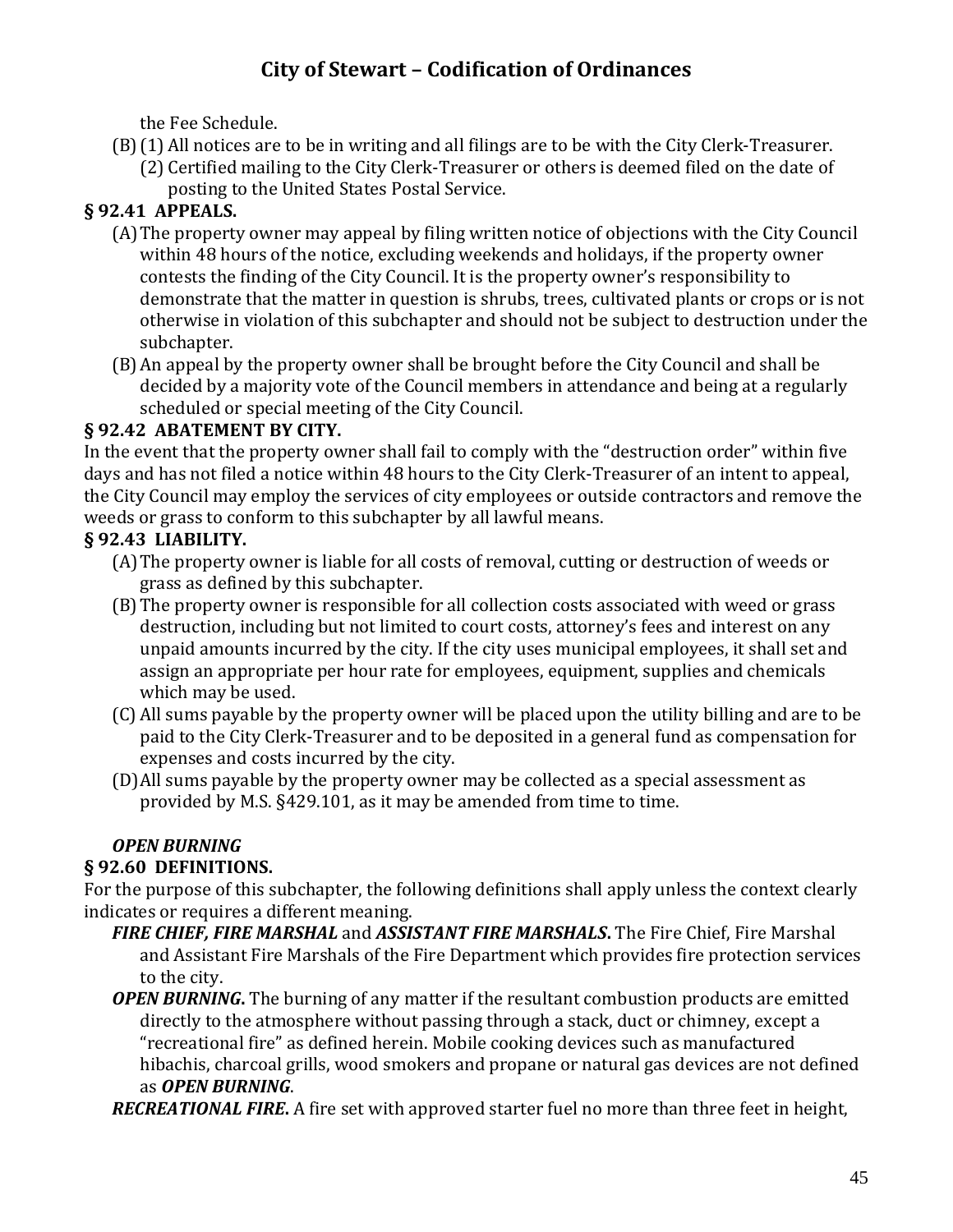the Fee Schedule.

(B) (1) All notices are to be in writing and all filings are to be with the City Clerk-Treasurer.

(2) Certified mailing to the City Clerk-Treasurer or others is deemed filed on the date of posting to the United States Postal Service.

### § 92.41 APPEALS.

(A) The property owner may appeal by filing written notice of objections with the City Council within 48 hours of the notice, excluding weekends and holidays, if the property owner contests the finding of the City Council. It is the property owner's responsibility to demonstrate that the matter in question is shrubs, trees, cultivated plants or crops or is not otherwise in violation of this subchapter and should not be subject to destruction under the subchapter.

(B) An appeal by the property owner shall be brought before the City Council and shall be decided by a majority vote of the Council members in attendance and being at a regularly scheduled or special meeting of the City Council.

### § 92.42 ABATEMENT BY CITY.

In the event that the property owner shall fail to comply with the "destruction order" within five days and has not filed a notice within 48 hours to the City Clerk-Treasurer of an intent to appeal, the City Council may employ the services of city employees or outside contractors and remove the weeds or grass to conform to this subchapter by all lawful means.

### § 92.43 LIABILITY.

(A) The property owner is liable for all costs of removal, cutting or destruction of weeds or grass as defined by this subchapter.

(B) The property owner is responsible for all collection costs associated with weed or grass destruction, including but not limited to court costs, attorney's fees and interest on any unpaid amounts incurred by the city. If the city uses municipal employees, it shall set and assign an appropriate per hour rate for employees, equipment, supplies and chemicals which may be used.

(C) All sums payable by the property owner will be placed upon the utility billing and are to be paid to the City Clerk-Treasurer and to be deposited in a general fund as compensation for expenses and costs incurred by the city.

(D) All sums payable by the property owner may be collected as a special assessment as provided by M.S. §429.101, as it may be amended from time to time.

***OPEN BURNING***

### § 92.60 DEFINITIONS.

For the purpose of this subchapter, the following definitions shall apply unless the context clearly indicates or requires a different meaning.

***FIRE CHIEF, FIRE MARSHAL*** and ***ASSISTANT FIRE MARSHALS***. The Fire Chief, Fire Marshal and Assistant Fire Marshals of the Fire Department which provides fire protection services to the city.

***OPEN BURNING***. The burning of any matter if the resultant combustion products are emitted directly to the atmosphere without passing through a stack, duct or chimney, except a "recreational fire" as defined herein. Mobile cooking devices such as manufactured hibachis, charcoal grills, wood smokers and propane or natural gas devices are not defined as ***OPEN BURNING***.

***RECREATIONAL FIRE***. A fire set with approved starter fuel no more than three feet in height,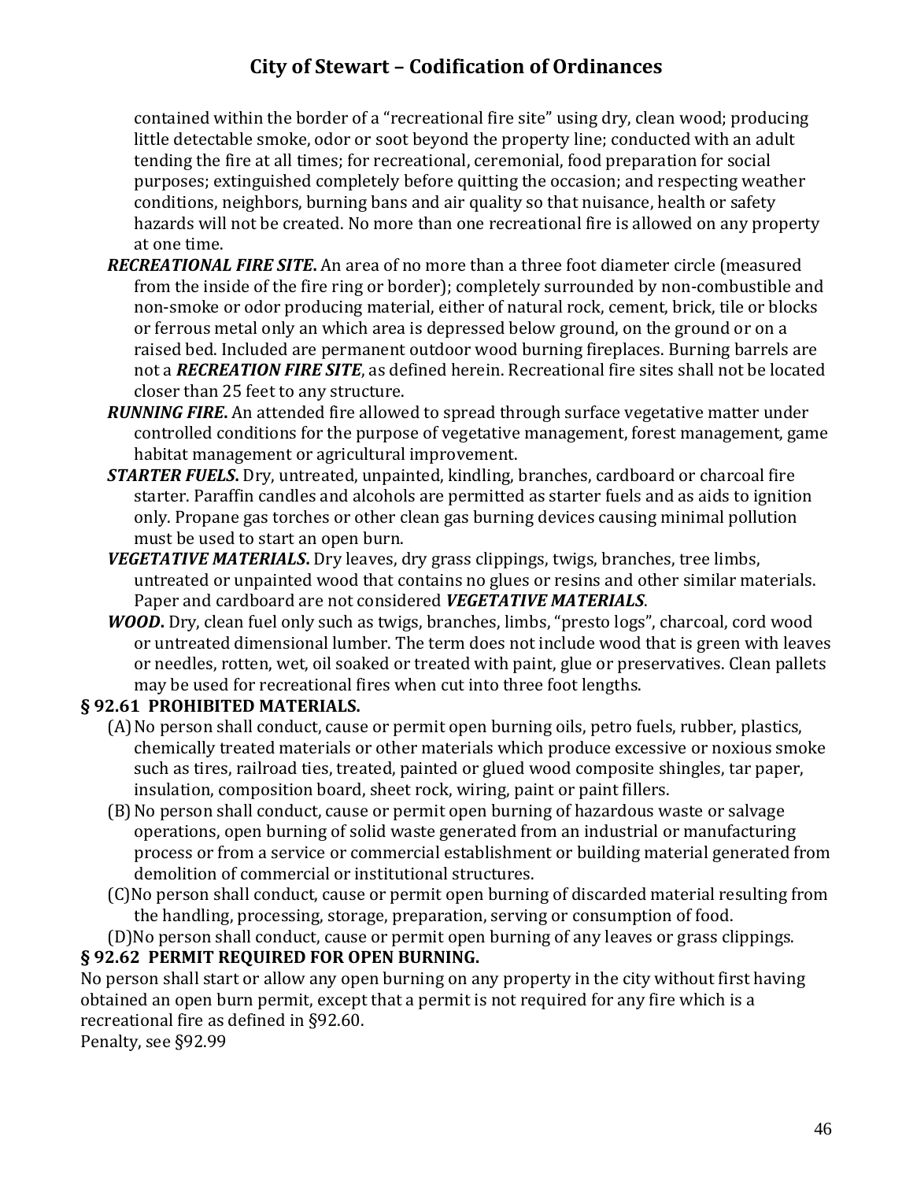contained within the border of a "recreational fire site" using dry, clean wood; producing little detectable smoke, odor or soot beyond the property line; conducted with an adult tending the fire at all times; for recreational, ceremonial, food preparation for social purposes; extinguished completely before quitting the occasion; and respecting weather conditions, neighbors, burning bans and air quality so that nuisance, health or safety hazards will not be created. No more than one recreational fire is allowed on any property at one time.

***RECREATIONAL FIRE SITE*.** An area of no more than a three foot diameter circle (measured from the inside of the fire ring or border); completely surrounded by non-combustible and non-smoke or odor producing material, either of natural rock, cement, brick, tile or blocks or ferrous metal only an which area is depressed below ground, on the ground or on a raised bed. Included are permanent outdoor wood burning fireplaces. Burning barrels are not a ***RECREATION FIRE SITE***, as defined herein. Recreational fire sites shall not be located closer than 25 feet to any structure.

***RUNNING FIRE*.** An attended fire allowed to spread through surface vegetative matter under controlled conditions for the purpose of vegetative management, forest management, game habitat management or agricultural improvement.

***STARTER FUELS*.** Dry, untreated, unpainted, kindling, branches, cardboard or charcoal fire starter. Paraffin candles and alcohols are permitted as starter fuels and as aids to ignition only. Propane gas torches or other clean gas burning devices causing minimal pollution must be used to start an open burn.

***VEGETATIVE MATERIALS*.** Dry leaves, dry grass clippings, twigs, branches, tree limbs, untreated or unpainted wood that contains no glues or resins and other similar materials. Paper and cardboard are not considered ***VEGETATIVE MATERIALS***.

***WOOD*.** Dry, clean fuel only such as twigs, branches, limbs, "presto logs", charcoal, cord wood or untreated dimensional lumber. The term does not include wood that is green with leaves or needles, rotten, wet, oil soaked or treated with paint, glue or preservatives. Clean pallets may be used for recreational fires when cut into three foot lengths.

### § 92.61 PROHIBITED MATERIALS.

(A) No person shall conduct, cause or permit open burning oils, petro fuels, rubber, plastics, chemically treated materials or other materials which produce excessive or noxious smoke such as tires, railroad ties, treated, painted or glued wood composite shingles, tar paper, insulation, composition board, sheet rock, wiring, paint or paint fillers.

(B) No person shall conduct, cause or permit open burning of hazardous waste or salvage operations, open burning of solid waste generated from an industrial or manufacturing process or from a service or commercial establishment or building material generated from demolition of commercial or institutional structures.

(C) No person shall conduct, cause or permit open burning of discarded material resulting from the handling, processing, storage, preparation, serving or consumption of food.

(D) No person shall conduct, cause or permit open burning of any leaves or grass clippings.

### § 92.62 PERMIT REQUIRED FOR OPEN BURNING.

No person shall start or allow any open burning on any property in the city without first having obtained an open burn permit, except that a permit is not required for any fire which is a recreational fire as defined in §92.60.

Penalty, see §92.99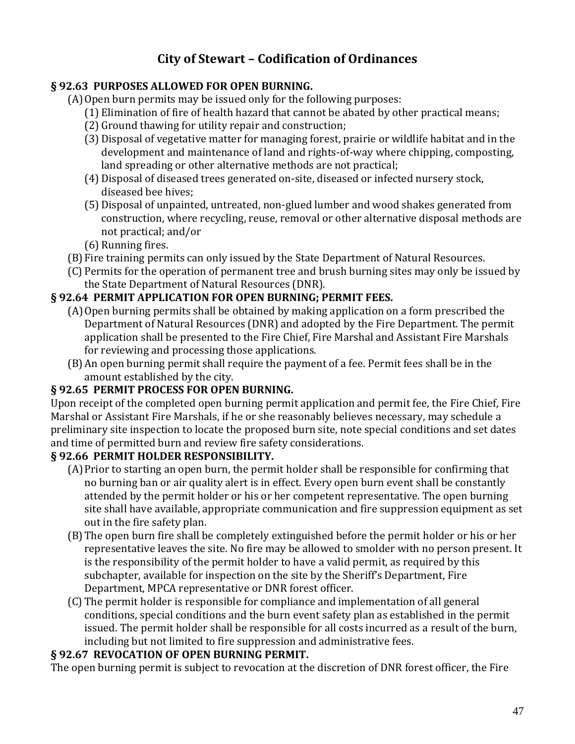# City of Stewart – Codification of Ordinances

**§ 92.63 PURPOSES ALLOWED FOR OPEN BURNING.**

(A) Open burn permits may be issued only for the following purposes:

(1) Elimination of fire of health hazard that cannot be abated by other practical means;

(2) Ground thawing for utility repair and construction;

(3) Disposal of vegetative matter for managing forest, prairie or wildlife habitat and in the development and maintenance of land and rights-of-way where chipping, composting, land spreading or other alternative methods are not practical;

(4) Disposal of diseased trees generated on-site, diseased or infected nursery stock, diseased bee hives;

(5) Disposal of unpainted, untreated, non-glued lumber and wood shakes generated from construction, where recycling, reuse, removal or other alternative disposal methods are not practical; and/or

(6) Running fires.

(B) Fire training permits can only issued by the State Department of Natural Resources.

(C) Permits for the operation of permanent tree and brush burning sites may only be issued by the State Department of Natural Resources (DNR).

**§ 92.64 PERMIT APPLICATION FOR OPEN BURNING; PERMIT FEES.**

(A) Open burning permits shall be obtained by making application on a form prescribed the Department of Natural Resources (DNR) and adopted by the Fire Department. The permit application shall be presented to the Fire Chief, Fire Marshal and Assistant Fire Marshals for reviewing and processing those applications.

(B) An open burning permit shall require the payment of a fee. Permit fees shall be in the amount established by the city.

**§ 92.65 PERMIT PROCESS FOR OPEN BURNING.**

Upon receipt of the completed open burning permit application and permit fee, the Fire Chief, Fire Marshal or Assistant Fire Marshals, if he or she reasonably believes necessary, may schedule a preliminary site inspection to locate the proposed burn site, note special conditions and set dates and time of permitted burn and review fire safety considerations.

**§ 92.66 PERMIT HOLDER RESPONSIBILITY.**

(A) Prior to starting an open burn, the permit holder shall be responsible for confirming that no burning ban or air quality alert is in effect. Every open burn event shall be constantly attended by the permit holder or his or her competent representative. The open burning site shall have available, appropriate communication and fire suppression equipment as set out in the fire safety plan.

(B) The open burn fire shall be completely extinguished before the permit holder or his or her representative leaves the site. No fire may be allowed to smolder with no person present. It is the responsibility of the permit holder to have a valid permit, as required by this subchapter, available for inspection on the site by the Sheriff's Department, Fire Department, MPCA representative or DNR forest officer.

(C) The permit holder is responsible for compliance and implementation of all general conditions, special conditions and the burn event safety plan as established in the permit issued. The permit holder shall be responsible for all costs incurred as a result of the burn, including but not limited to fire suppression and administrative fees.

**§ 92.67 REVOCATION OF OPEN BURNING PERMIT.**

The open burning permit is subject to revocation at the discretion of DNR forest officer, the Fire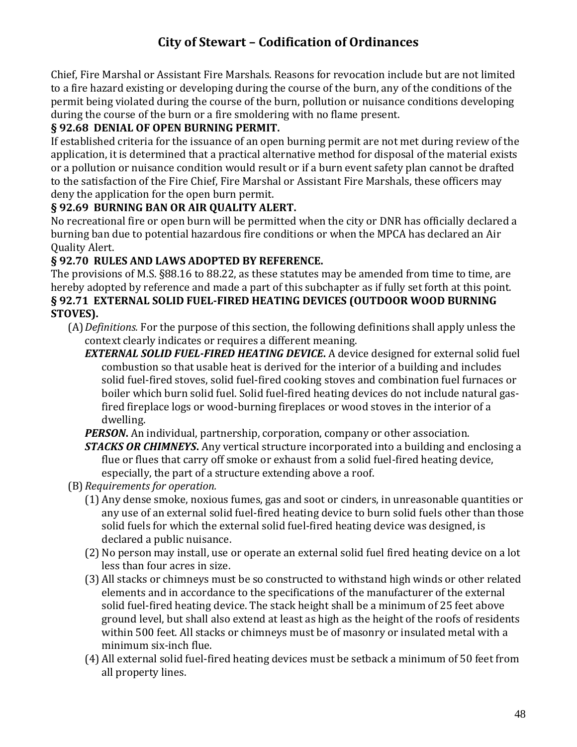Chief, Fire Marshal or Assistant Fire Marshals. Reasons for revocation include but are not limited to a fire hazard existing or developing during the course of the burn, any of the conditions of the permit being violated during the course of the burn, pollution or nuisance conditions developing during the course of the burn or a fire smoldering with no flame present.

### § 92.68 DENIAL OF OPEN BURNING PERMIT.

If established criteria for the issuance of an open burning permit are not met during review of the application, it is determined that a practical alternative method for disposal of the material exists or a pollution or nuisance condition would result or if a burn event safety plan cannot be drafted to the satisfaction of the Fire Chief, Fire Marshal or Assistant Fire Marshals, these officers may deny the application for the open burn permit.

### § 92.69 BURNING BAN OR AIR QUALITY ALERT.

No recreational fire or open burn will be permitted when the city or DNR has officially declared a burning ban due to potential hazardous fire conditions or when the MPCA has declared an Air Quality Alert.

### § 92.70 RULES AND LAWS ADOPTED BY REFERENCE.

The provisions of M.S. §88.16 to 88.22, as these statutes may be amended from time to time, are hereby adopted by reference and made a part of this subchapter as if fully set forth at this point.

### § 92.71 EXTERNAL SOLID FUEL-FIRED HEATING DEVICES (OUTDOOR WOOD BURNING STOVES).

(A) *Definitions.* For the purpose of this section, the following definitions shall apply unless the context clearly indicates or requires a different meaning.

***EXTERNAL SOLID FUEL-FIRED HEATING DEVICE.*** A device designed for external solid fuel combustion so that usable heat is derived for the interior of a building and includes solid fuel-fired stoves, solid fuel-fired cooking stoves and combination fuel furnaces or boiler which burn solid fuel. Solid fuel-fired heating devices do not include natural gas-fired fireplace logs or wood-burning fireplaces or wood stoves in the interior of a dwelling.

***PERSON.*** An individual, partnership, corporation, company or other association.

***STACKS OR CHIMNEYS.*** Any vertical structure incorporated into a building and enclosing a flue or flues that carry off smoke or exhaust from a solid fuel-fired heating device, especially, the part of a structure extending above a roof.

(B) *Requirements for operation.*

(1) Any dense smoke, noxious fumes, gas and soot or cinders, in unreasonable quantities or any use of an external solid fuel-fired heating device to burn solid fuels other than those solid fuels for which the external solid fuel-fired heating device was designed, is declared a public nuisance.

(2) No person may install, use or operate an external solid fuel fired heating device on a lot less than four acres in size.

(3) All stacks or chimneys must be so constructed to withstand high winds or other related elements and in accordance to the specifications of the manufacturer of the external solid fuel-fired heating device. The stack height shall be a minimum of 25 feet above ground level, but shall also extend at least as high as the height of the roofs of residents within 500 feet. All stacks or chimneys must be of masonry or insulated metal with a minimum six-inch flue.

(4) All external solid fuel-fired heating devices must be setback a minimum of 50 feet from all property lines.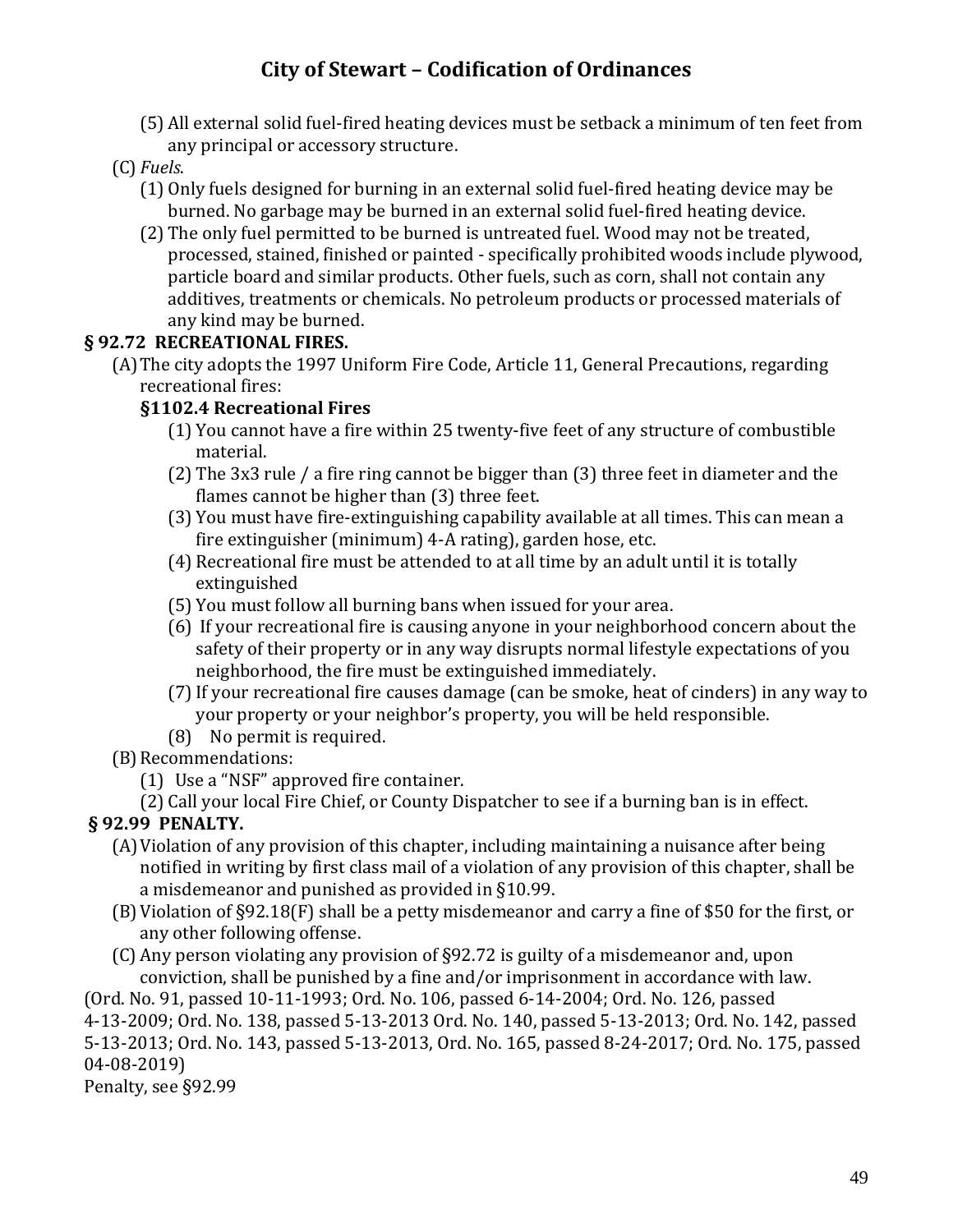(5) All external solid fuel-fired heating devices must be setback a minimum of ten feet from any principal or accessory structure.

(C) *Fuels*.

(1) Only fuels designed for burning in an external solid fuel-fired heating device may be burned. No garbage may be burned in an external solid fuel-fired heating device.

(2) The only fuel permitted to be burned is untreated fuel. Wood may not be treated, processed, stained, finished or painted - specifically prohibited woods include plywood, particle board and similar products. Other fuels, such as corn, shall not contain any additives, treatments or chemicals. No petroleum products or processed materials of any kind may be burned.

## § 92.72 RECREATIONAL FIRES.

(A) The city adopts the 1997 Uniform Fire Code, Article 11, General Precautions, regarding recreational fires:

**§1102.4 Recreational Fires**

(1) You cannot have a fire within 25 twenty-five feet of any structure of combustible material.

(2) The 3x3 rule / a fire ring cannot be bigger than (3) three feet in diameter and the flames cannot be higher than (3) three feet.

(3) You must have fire-extinguishing capability available at all times. This can mean a fire extinguisher (minimum) 4-A rating), garden hose, etc.

(4) Recreational fire must be attended to at all time by an adult until it is totally extinguished

(5) You must follow all burning bans when issued for your area.

(6) If your recreational fire is causing anyone in your neighborhood concern about the safety of their property or in any way disrupts normal lifestyle expectations of you neighborhood, the fire must be extinguished immediately.

(7) If your recreational fire causes damage (can be smoke, heat of cinders) in any way to your property or your neighbor's property, you will be held responsible.

(8) No permit is required.

(B) Recommendations:

(1) Use a "NSF" approved fire container.

(2) Call your local Fire Chief, or County Dispatcher to see if a burning ban is in effect.

## § 92.99 PENALTY.

(A) Violation of any provision of this chapter, including maintaining a nuisance after being notified in writing by first class mail of a violation of any provision of this chapter, shall be a misdemeanor and punished as provided in §10.99.

(B) Violation of §92.18(F) shall be a petty misdemeanor and carry a fine of $50 for the first, or any other following offense.

(C) Any person violating any provision of §92.72 is guilty of a misdemeanor and, upon conviction, shall be punished by a fine and/or imprisonment in accordance with law.

(Ord. No. 91, passed 10-11-1993; Ord. No. 106, passed 6-14-2004; Ord. No. 126, passed 4-13-2009; Ord. No. 138, passed 5-13-2013 Ord. No. 140, passed 5-13-2013; Ord. No. 142, passed 5-13-2013; Ord. No. 143, passed 5-13-2013, Ord. No. 165, passed 8-24-2017; Ord. No. 175, passed 04-08-2019)

Penalty, see §92.99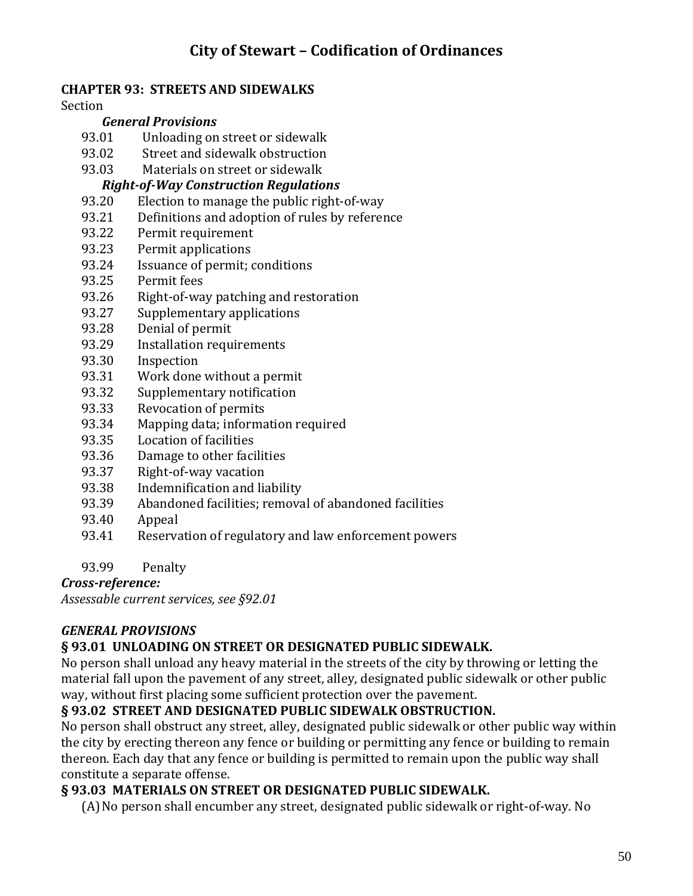# City of Stewart – Codification of Ordinances

**CHAPTER 93: STREETS AND SIDEWALKS**

Section

***General Provisions***

93.01 Unloading on street or sidewalk
93.02 Street and sidewalk obstruction
93.03 Materials on street or sidewalk

***Right-of-Way Construction Regulations***

93.20 Election to manage the public right-of-way
93.21 Definitions and adoption of rules by reference
93.22 Permit requirement
93.23 Permit applications
93.24 Issuance of permit; conditions
93.25 Permit fees
93.26 Right-of-way patching and restoration
93.27 Supplementary applications
93.28 Denial of permit
93.29 Installation requirements
93.30 Inspection
93.31 Work done without a permit
93.32 Supplementary notification
93.33 Revocation of permits
93.34 Mapping data; information required
93.35 Location of facilities
93.36 Damage to other facilities
93.37 Right-of-way vacation
93.38 Indemnification and liability
93.39 Abandoned facilities; removal of abandoned facilities
93.40 Appeal
93.41 Reservation of regulatory and law enforcement powers

93.99 Penalty

***Cross-reference:***

*Assessable current services, see §92.01*

***GENERAL PROVISIONS***

**§ 93.01 UNLOADING ON STREET OR DESIGNATED PUBLIC SIDEWALK.**

No person shall unload any heavy material in the streets of the city by throwing or letting the material fall upon the pavement of any street, alley, designated public sidewalk or other public way, without first placing some sufficient protection over the pavement.

**§ 93.02 STREET AND DESIGNATED PUBLIC SIDEWALK OBSTRUCTION.**

No person shall obstruct any street, alley, designated public sidewalk or other public way within the city by erecting thereon any fence or building or permitting any fence or building to remain thereon. Each day that any fence or building is permitted to remain upon the public way shall constitute a separate offense.

**§ 93.03 MATERIALS ON STREET OR DESIGNATED PUBLIC SIDEWALK.**

(A) No person shall encumber any street, designated public sidewalk or right-of-way. No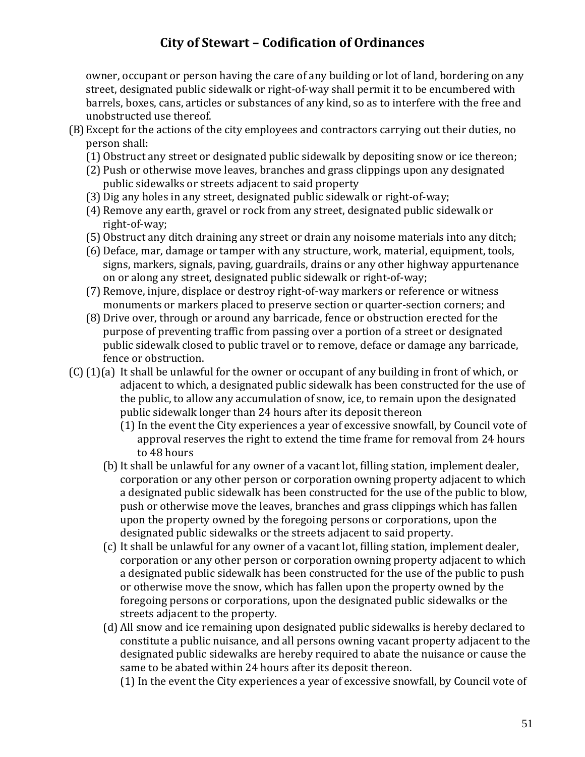owner, occupant or person having the care of any building or lot of land, bordering on any street, designated public sidewalk or right-of-way shall permit it to be encumbered with barrels, boxes, cans, articles or substances of any kind, so as to interfere with the free and unobstructed use thereof.

(B) Except for the actions of the city employees and contractors carrying out their duties, no person shall:

(1) Obstruct any street or designated public sidewalk by depositing snow or ice thereon;

(2) Push or otherwise move leaves, branches and grass clippings upon any designated public sidewalks or streets adjacent to said property

(3) Dig any holes in any street, designated public sidewalk or right-of-way;

(4) Remove any earth, gravel or rock from any street, designated public sidewalk or right-of-way;

(5) Obstruct any ditch draining any street or drain any noisome materials into any ditch;

(6) Deface, mar, damage or tamper with any structure, work, material, equipment, tools, signs, markers, signals, paving, guardrails, drains or any other highway appurtenance on or along any street, designated public sidewalk or right-of-way;

(7) Remove, injure, displace or destroy right-of-way markers or reference or witness monuments or markers placed to preserve section or quarter-section corners; and

(8) Drive over, through or around any barricade, fence or obstruction erected for the purpose of preventing traffic from passing over a portion of a street or designated public sidewalk closed to public travel or to remove, deface or damage any barricade, fence or obstruction.

(C) (1)(a) It shall be unlawful for the owner or occupant of any building in front of which, or adjacent to which, a designated public sidewalk has been constructed for the use of the public, to allow any accumulation of snow, ice, to remain upon the designated public sidewalk longer than 24 hours after its deposit thereon

(1) In the event the City experiences a year of excessive snowfall, by Council vote of approval reserves the right to extend the time frame for removal from 24 hours to 48 hours

(b) It shall be unlawful for any owner of a vacant lot, filling station, implement dealer, corporation or any other person or corporation owning property adjacent to which a designated public sidewalk has been constructed for the use of the public to blow, push or otherwise move the leaves, branches and grass clippings which has fallen upon the property owned by the foregoing persons or corporations, upon the designated public sidewalks or the streets adjacent to said property.

(c) It shall be unlawful for any owner of a vacant lot, filling station, implement dealer, corporation or any other person or corporation owning property adjacent to which a designated public sidewalk has been constructed for the use of the public to push or otherwise move the snow, which has fallen upon the property owned by the foregoing persons or corporations, upon the designated public sidewalks or the streets adjacent to the property.

(d) All snow and ice remaining upon designated public sidewalks is hereby declared to constitute a public nuisance, and all persons owning vacant property adjacent to the designated public sidewalks are hereby required to abate the nuisance or cause the same to be abated within 24 hours after its deposit thereon.

(1) In the event the City experiences a year of excessive snowfall, by Council vote of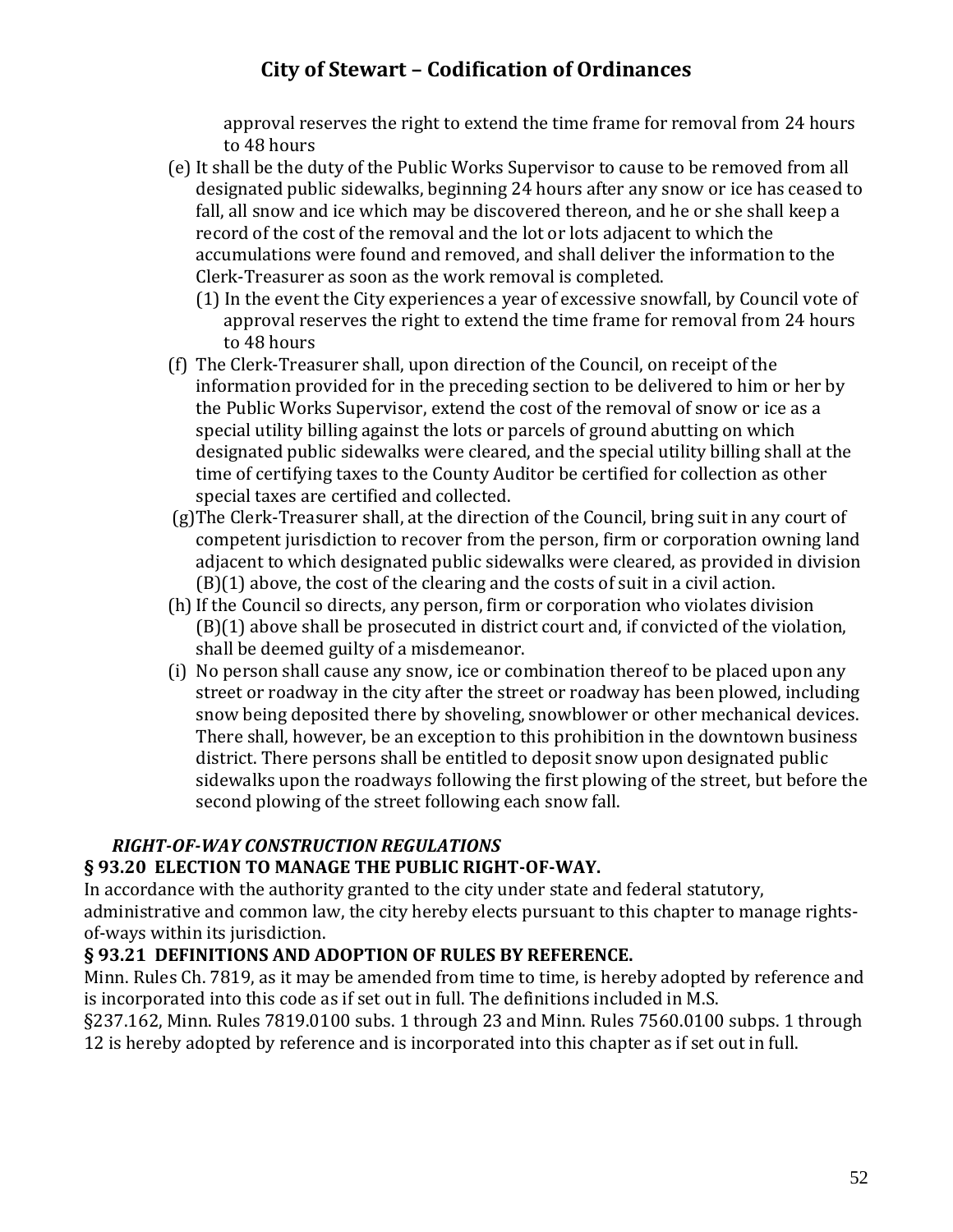approval reserves the right to extend the time frame for removal from 24 hours to 48 hours

(e) It shall be the duty of the Public Works Supervisor to cause to be removed from all designated public sidewalks, beginning 24 hours after any snow or ice has ceased to fall, all snow and ice which may be discovered thereon, and he or she shall keep a record of the cost of the removal and the lot or lots adjacent to which the accumulations were found and removed, and shall deliver the information to the Clerk-Treasurer as soon as the work removal is completed.

(1) In the event the City experiences a year of excessive snowfall, by Council vote of approval reserves the right to extend the time frame for removal from 24 hours to 48 hours

(f) The Clerk-Treasurer shall, upon direction of the Council, on receipt of the information provided for in the preceding section to be delivered to him or her by the Public Works Supervisor, extend the cost of the removal of snow or ice as a special utility billing against the lots or parcels of ground abutting on which designated public sidewalks were cleared, and the special utility billing shall at the time of certifying taxes to the County Auditor be certified for collection as other special taxes are certified and collected.

(g) The Clerk-Treasurer shall, at the direction of the Council, bring suit in any court of competent jurisdiction to recover from the person, firm or corporation owning land adjacent to which designated public sidewalks were cleared, as provided in division (B)(1) above, the cost of the clearing and the costs of suit in a civil action.

(h) If the Council so directs, any person, firm or corporation who violates division (B)(1) above shall be prosecuted in district court and, if convicted of the violation, shall be deemed guilty of a misdemeanor.

(i) No person shall cause any snow, ice or combination thereof to be placed upon any street or roadway in the city after the street or roadway has been plowed, including snow being deposited there by shoveling, snowblower or other mechanical devices. There shall, however, be an exception to this prohibition in the downtown business district. There persons shall be entitled to deposit snow upon designated public sidewalks upon the roadways following the first plowing of the street, but before the second plowing of the street following each snow fall.

***RIGHT-OF-WAY CONSTRUCTION REGULATIONS***

**§ 93.20 ELECTION TO MANAGE THE PUBLIC RIGHT-OF-WAY.**

In accordance with the authority granted to the city under state and federal statutory, administrative and common law, the city hereby elects pursuant to this chapter to manage rights-of-ways within its jurisdiction.

**§ 93.21 DEFINITIONS AND ADOPTION OF RULES BY REFERENCE.**

Minn. Rules Ch. 7819, as it may be amended from time to time, is hereby adopted by reference and is incorporated into this code as if set out in full. The definitions included in M.S. §237.162, Minn. Rules 7819.0100 subs. 1 through 23 and Minn. Rules 7560.0100 subps. 1 through 12 is hereby adopted by reference and is incorporated into this chapter as if set out in full.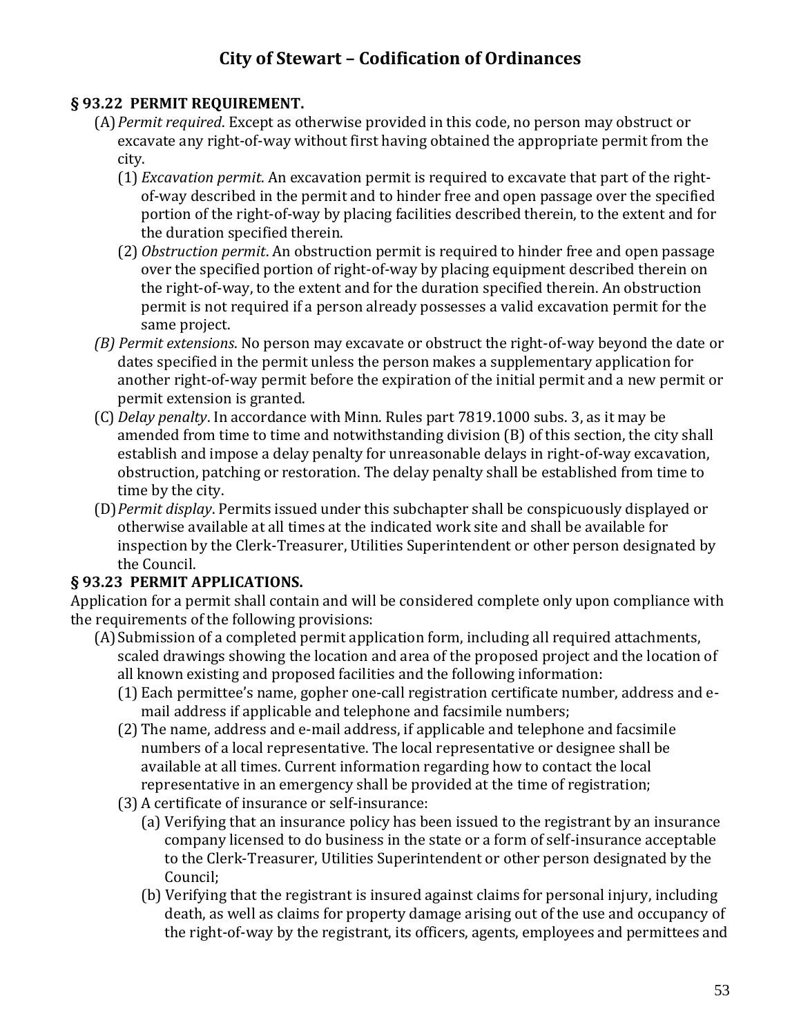**§ 93.22 PERMIT REQUIREMENT.**

(A) *Permit required*. Except as otherwise provided in this code, no person may obstruct or excavate any right-of-way without first having obtained the appropriate permit from the city.

(1) *Excavation permit*. An excavation permit is required to excavate that part of the right-of-way described in the permit and to hinder free and open passage over the specified portion of the right-of-way by placing facilities described therein, to the extent and for the duration specified therein.

(2) *Obstruction permit*. An obstruction permit is required to hinder free and open passage over the specified portion of right-of-way by placing equipment described therein on the right-of-way, to the extent and for the duration specified therein. An obstruction permit is not required if a person already possesses a valid excavation permit for the same project.

*(B) Permit extensions*. No person may excavate or obstruct the right-of-way beyond the date or dates specified in the permit unless the person makes a supplementary application for another right-of-way permit before the expiration of the initial permit and a new permit or permit extension is granted.

(C) *Delay penalty*. In accordance with Minn. Rules part 7819.1000 subs. 3, as it may be amended from time to time and notwithstanding division (B) of this section, the city shall establish and impose a delay penalty for unreasonable delays in right-of-way excavation, obstruction, patching or restoration. The delay penalty shall be established from time to time by the city.

(D) *Permit display*. Permits issued under this subchapter shall be conspicuously displayed or otherwise available at all times at the indicated work site and shall be available for inspection by the Clerk-Treasurer, Utilities Superintendent or other person designated by the Council.

**§ 93.23 PERMIT APPLICATIONS.**

Application for a permit shall contain and will be considered complete only upon compliance with the requirements of the following provisions:

(A) Submission of a completed permit application form, including all required attachments, scaled drawings showing the location and area of the proposed project and the location of all known existing and proposed facilities and the following information:

(1) Each permittee's name, gopher one-call registration certificate number, address and e-mail address if applicable and telephone and facsimile numbers;

(2) The name, address and e-mail address, if applicable and telephone and facsimile numbers of a local representative. The local representative or designee shall be available at all times. Current information regarding how to contact the local representative in an emergency shall be provided at the time of registration;

(3) A certificate of insurance or self-insurance:

(a) Verifying that an insurance policy has been issued to the registrant by an insurance company licensed to do business in the state or a form of self-insurance acceptable to the Clerk-Treasurer, Utilities Superintendent or other person designated by the Council;

(b) Verifying that the registrant is insured against claims for personal injury, including death, as well as claims for property damage arising out of the use and occupancy of the right-of-way by the registrant, its officers, agents, employees and permittees and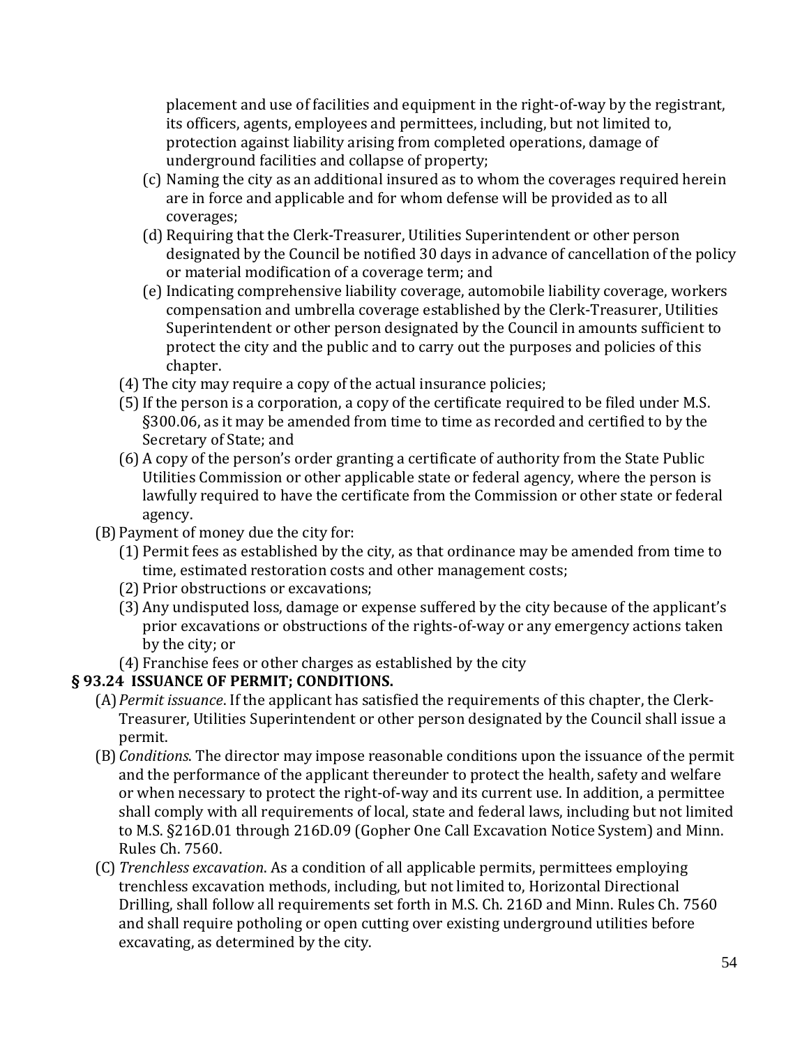placement and use of facilities and equipment in the right-of-way by the registrant, its officers, agents, employees and permittees, including, but not limited to, protection against liability arising from completed operations, damage of underground facilities and collapse of property;

(c) Naming the city as an additional insured as to whom the coverages required herein are in force and applicable and for whom defense will be provided as to all coverages;

(d) Requiring that the Clerk-Treasurer, Utilities Superintendent or other person designated by the Council be notified 30 days in advance of cancellation of the policy or material modification of a coverage term; and

(e) Indicating comprehensive liability coverage, automobile liability coverage, workers compensation and umbrella coverage established by the Clerk-Treasurer, Utilities Superintendent or other person designated by the Council in amounts sufficient to protect the city and the public and to carry out the purposes and policies of this chapter.

(4) The city may require a copy of the actual insurance policies;

(5) If the person is a corporation, a copy of the certificate required to be filed under M.S. §300.06, as it may be amended from time to time as recorded and certified to by the Secretary of State; and

(6) A copy of the person's order granting a certificate of authority from the State Public Utilities Commission or other applicable state or federal agency, where the person is lawfully required to have the certificate from the Commission or other state or federal agency.

(B) Payment of money due the city for:

(1) Permit fees as established by the city, as that ordinance may be amended from time to time, estimated restoration costs and other management costs;

(2) Prior obstructions or excavations;

(3) Any undisputed loss, damage or expense suffered by the city because of the applicant's prior excavations or obstructions of the rights-of-way or any emergency actions taken by the city; or

(4) Franchise fees or other charges as established by the city

**§ 93.24 ISSUANCE OF PERMIT; CONDITIONS.**

(A) *Permit issuance*. If the applicant has satisfied the requirements of this chapter, the Clerk-Treasurer, Utilities Superintendent or other person designated by the Council shall issue a permit.

(B) *Conditions*. The director may impose reasonable conditions upon the issuance of the permit and the performance of the applicant thereunder to protect the health, safety and welfare or when necessary to protect the right-of-way and its current use. In addition, a permittee shall comply with all requirements of local, state and federal laws, including but not limited to M.S. §216D.01 through 216D.09 (Gopher One Call Excavation Notice System) and Minn. Rules Ch. 7560.

(C) *Trenchless excavation*. As a condition of all applicable permits, permittees employing trenchless excavation methods, including, but not limited to, Horizontal Directional Drilling, shall follow all requirements set forth in M.S. Ch. 216D and Minn. Rules Ch. 7560 and shall require potholing or open cutting over existing underground utilities before excavating, as determined by the city.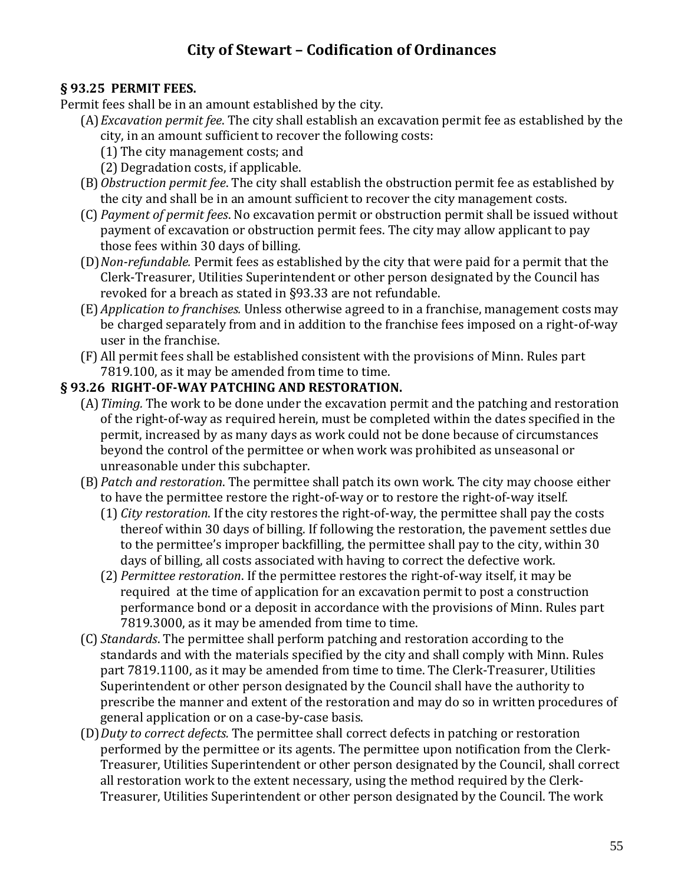# City of Stewart – Codification of Ordinances

**§ 93.25 PERMIT FEES.**

Permit fees shall be in an amount established by the city.

(A) *Excavation permit fee*. The city shall establish an excavation permit fee as established by the city, in an amount sufficient to recover the following costs:

(1) The city management costs; and

(2) Degradation costs, if applicable.

(B) *Obstruction permit fee*. The city shall establish the obstruction permit fee as established by the city and shall be in an amount sufficient to recover the city management costs.

(C) *Payment of permit fees*. No excavation permit or obstruction permit shall be issued without payment of excavation or obstruction permit fees. The city may allow applicant to pay those fees within 30 days of billing.

(D) *Non-refundable.* Permit fees as established by the city that were paid for a permit that the Clerk-Treasurer, Utilities Superintendent or other person designated by the Council has revoked for a breach as stated in §93.33 are not refundable.

(E) *Application to franchises.* Unless otherwise agreed to in a franchise, management costs may be charged separately from and in addition to the franchise fees imposed on a right-of-way user in the franchise.

(F) All permit fees shall be established consistent with the provisions of Minn. Rules part 7819.100, as it may be amended from time to time.

**§ 93.26 RIGHT-OF-WAY PATCHING AND RESTORATION.**

(A) *Timing.* The work to be done under the excavation permit and the patching and restoration of the right-of-way as required herein, must be completed within the dates specified in the permit, increased by as many days as work could not be done because of circumstances beyond the control of the permittee or when work was prohibited as unseasonal or unreasonable under this subchapter.

(B) *Patch and restoration*. The permittee shall patch its own work. The city may choose either to have the permittee restore the right-of-way or to restore the right-of-way itself.

(1) *City restoration*. If the city restores the right-of-way, the permittee shall pay the costs thereof within 30 days of billing. If following the restoration, the pavement settles due to the permittee's improper backfilling, the permittee shall pay to the city, within 30 days of billing, all costs associated with having to correct the defective work.

(2) *Permittee restoration*. If the permittee restores the right-of-way itself, it may be required at the time of application for an excavation permit to post a construction performance bond or a deposit in accordance with the provisions of Minn. Rules part 7819.3000, as it may be amended from time to time.

(C) *Standards*. The permittee shall perform patching and restoration according to the standards and with the materials specified by the city and shall comply with Minn. Rules part 7819.1100, as it may be amended from time to time. The Clerk-Treasurer, Utilities Superintendent or other person designated by the Council shall have the authority to prescribe the manner and extent of the restoration and may do so in written procedures of general application or on a case-by-case basis.

(D) *Duty to correct defects.* The permittee shall correct defects in patching or restoration performed by the permittee or its agents. The permittee upon notification from the Clerk-Treasurer, Utilities Superintendent or other person designated by the Council, shall correct all restoration work to the extent necessary, using the method required by the Clerk-Treasurer, Utilities Superintendent or other person designated by the Council. The work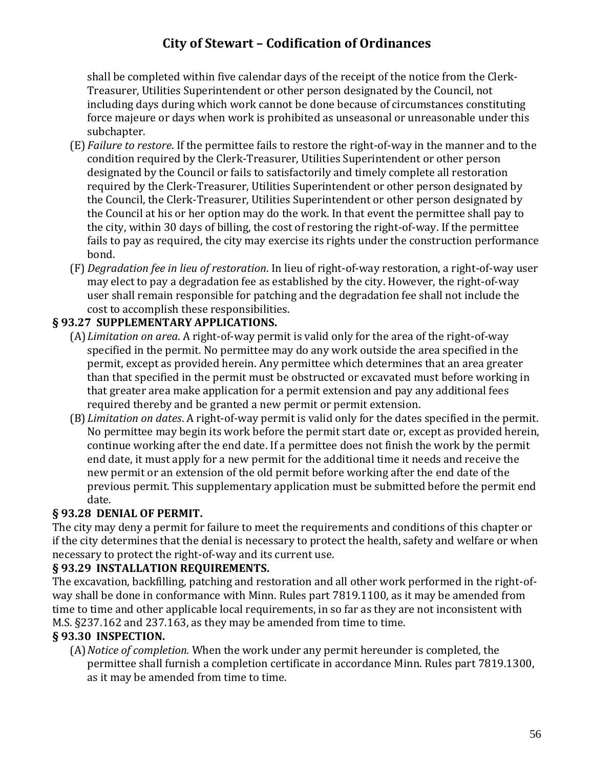shall be completed within five calendar days of the receipt of the notice from the Clerk-Treasurer, Utilities Superintendent or other person designated by the Council, not including days during which work cannot be done because of circumstances constituting force majeure or days when work is prohibited as unseasonal or unreasonable under this subchapter.

(E) *Failure to restore*. If the permittee fails to restore the right-of-way in the manner and to the condition required by the Clerk-Treasurer, Utilities Superintendent or other person designated by the Council or fails to satisfactorily and timely complete all restoration required by the Clerk-Treasurer, Utilities Superintendent or other person designated by the Council, the Clerk-Treasurer, Utilities Superintendent or other person designated by the Council at his or her option may do the work. In that event the permittee shall pay to the city, within 30 days of billing, the cost of restoring the right-of-way. If the permittee fails to pay as required, the city may exercise its rights under the construction performance bond.

(F) *Degradation fee in lieu of restoration*. In lieu of right-of-way restoration, a right-of-way user may elect to pay a degradation fee as established by the city. However, the right-of-way user shall remain responsible for patching and the degradation fee shall not include the cost to accomplish these responsibilities.

### § 93.27 SUPPLEMENTARY APPLICATIONS.

(A) *Limitation on area*. A right-of-way permit is valid only for the area of the right-of-way specified in the permit. No permittee may do any work outside the area specified in the permit, except as provided herein. Any permittee which determines that an area greater than that specified in the permit must be obstructed or excavated must before working in that greater area make application for a permit extension and pay any additional fees required thereby and be granted a new permit or permit extension.

(B) *Limitation on dates*. A right-of-way permit is valid only for the dates specified in the permit. No permittee may begin its work before the permit start date or, except as provided herein, continue working after the end date. If a permittee does not finish the work by the permit end date, it must apply for a new permit for the additional time it needs and receive the new permit or an extension of the old permit before working after the end date of the previous permit. This supplementary application must be submitted before the permit end date.

### § 93.28 DENIAL OF PERMIT.

The city may deny a permit for failure to meet the requirements and conditions of this chapter or if the city determines that the denial is necessary to protect the health, safety and welfare or when necessary to protect the right-of-way and its current use.

### § 93.29 INSTALLATION REQUIREMENTS.

The excavation, backfilling, patching and restoration and all other work performed in the right-of-way shall be done in conformance with Minn. Rules part 7819.1100, as it may be amended from time to time and other applicable local requirements, in so far as they are not inconsistent with M.S. §237.162 and 237.163, as they may be amended from time to time.

### § 93.30 INSPECTION.

(A) *Notice of completion.* When the work under any permit hereunder is completed, the permittee shall furnish a completion certificate in accordance Minn. Rules part 7819.1300, as it may be amended from time to time.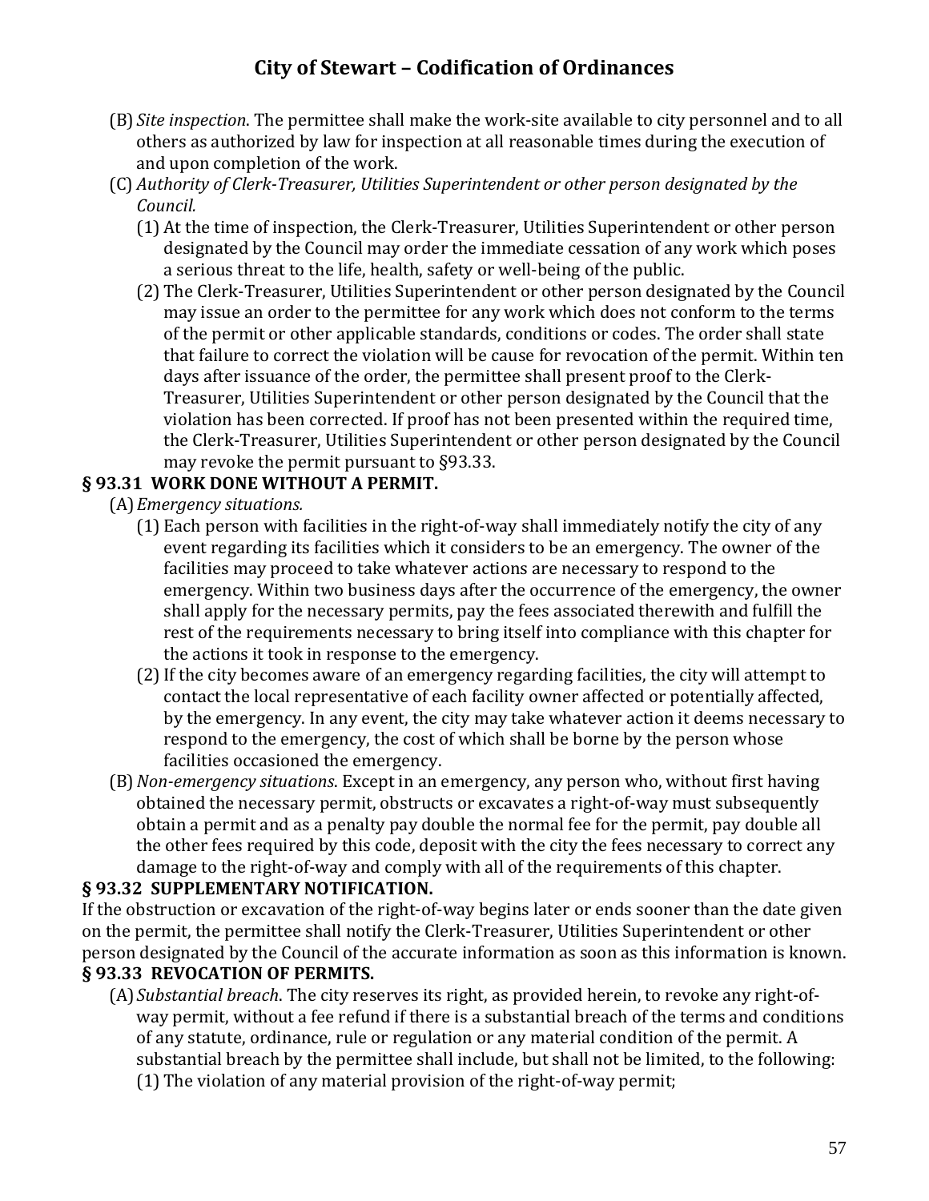(B) *Site inspection*. The permittee shall make the work-site available to city personnel and to all others as authorized by law for inspection at all reasonable times during the execution of and upon completion of the work.

(C) *Authority of Clerk-Treasurer, Utilities Superintendent or other person designated by the Council.*

(1) At the time of inspection, the Clerk-Treasurer, Utilities Superintendent or other person designated by the Council may order the immediate cessation of any work which poses a serious threat to the life, health, safety or well-being of the public.

(2) The Clerk-Treasurer, Utilities Superintendent or other person designated by the Council may issue an order to the permittee for any work which does not conform to the terms of the permit or other applicable standards, conditions or codes. The order shall state that failure to correct the violation will be cause for revocation of the permit. Within ten days after issuance of the order, the permittee shall present proof to the Clerk-Treasurer, Utilities Superintendent or other person designated by the Council that the violation has been corrected. If proof has not been presented within the required time, the Clerk-Treasurer, Utilities Superintendent or other person designated by the Council may revoke the permit pursuant to §93.33.

### § 93.31 WORK DONE WITHOUT A PERMIT.

(A) *Emergency situations.*

(1) Each person with facilities in the right-of-way shall immediately notify the city of any event regarding its facilities which it considers to be an emergency. The owner of the facilities may proceed to take whatever actions are necessary to respond to the emergency. Within two business days after the occurrence of the emergency, the owner shall apply for the necessary permits, pay the fees associated therewith and fulfill the rest of the requirements necessary to bring itself into compliance with this chapter for the actions it took in response to the emergency.

(2) If the city becomes aware of an emergency regarding facilities, the city will attempt to contact the local representative of each facility owner affected or potentially affected, by the emergency. In any event, the city may take whatever action it deems necessary to respond to the emergency, the cost of which shall be borne by the person whose facilities occasioned the emergency.

(B) *Non-emergency situations*. Except in an emergency, any person who, without first having obtained the necessary permit, obstructs or excavates a right-of-way must subsequently obtain a permit and as a penalty pay double the normal fee for the permit, pay double all the other fees required by this code, deposit with the city the fees necessary to correct any damage to the right-of-way and comply with all of the requirements of this chapter.

### § 93.32 SUPPLEMENTARY NOTIFICATION.

If the obstruction or excavation of the right-of-way begins later or ends sooner than the date given on the permit, the permittee shall notify the Clerk-Treasurer, Utilities Superintendent or other person designated by the Council of the accurate information as soon as this information is known.

### § 93.33 REVOCATION OF PERMITS.

(A) *Substantial breach*. The city reserves its right, as provided herein, to revoke any right-of-way permit, without a fee refund if there is a substantial breach of the terms and conditions of any statute, ordinance, rule or regulation or any material condition of the permit. A substantial breach by the permittee shall include, but shall not be limited, to the following:

(1) The violation of any material provision of the right-of-way permit;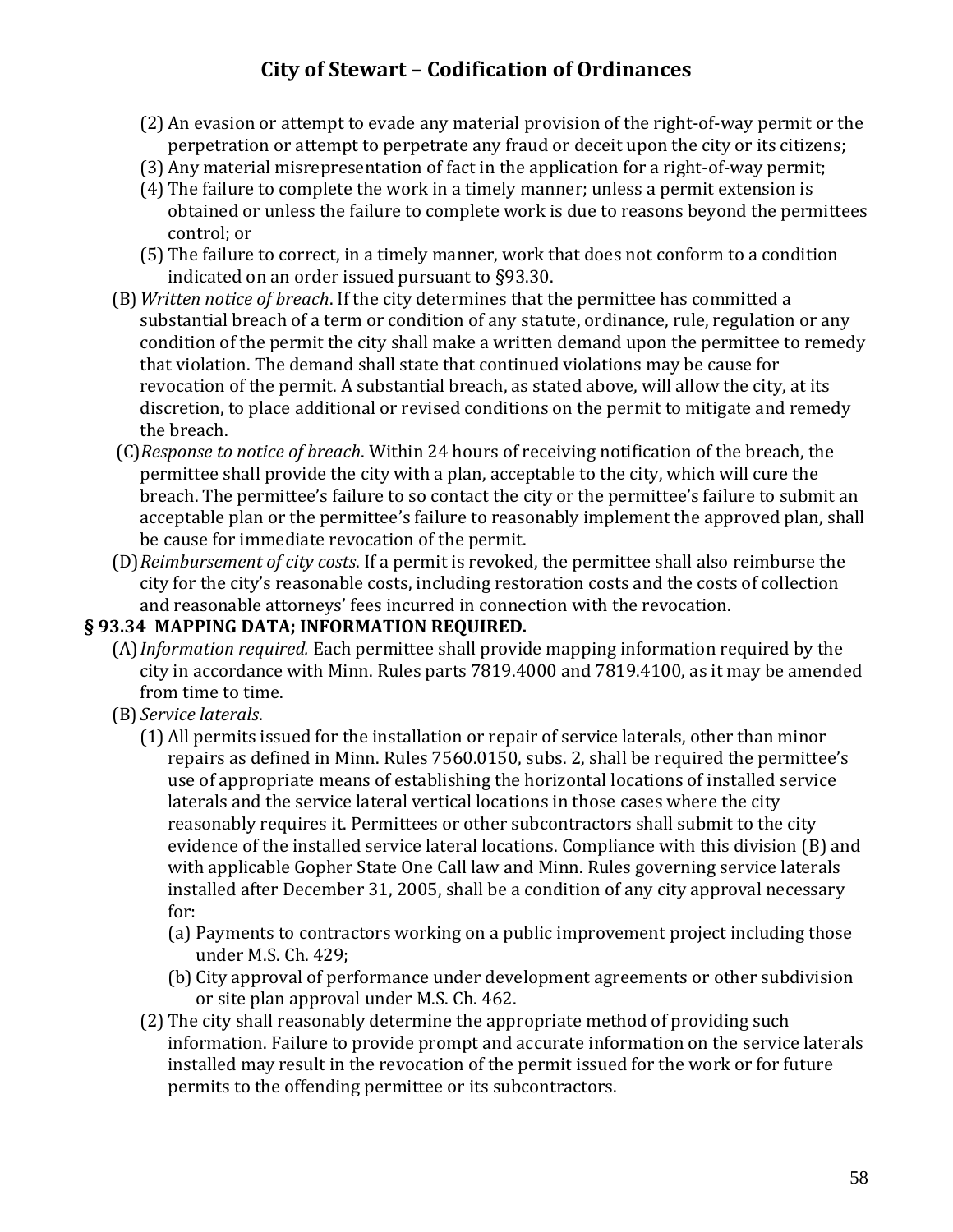(2) An evasion or attempt to evade any material provision of the right-of-way permit or the perpetration or attempt to perpetrate any fraud or deceit upon the city or its citizens;

(3) Any material misrepresentation of fact in the application for a right-of-way permit;

(4) The failure to complete the work in a timely manner; unless a permit extension is obtained or unless the failure to complete work is due to reasons beyond the permittees control; or

(5) The failure to correct, in a timely manner, work that does not conform to a condition indicated on an order issued pursuant to §93.30.

(B) *Written notice of breach*. If the city determines that the permittee has committed a substantial breach of a term or condition of any statute, ordinance, rule, regulation or any condition of the permit the city shall make a written demand upon the permittee to remedy that violation. The demand shall state that continued violations may be cause for revocation of the permit. A substantial breach, as stated above, will allow the city, at its discretion, to place additional or revised conditions on the permit to mitigate and remedy the breach.

(C) *Response to notice of breach*. Within 24 hours of receiving notification of the breach, the permittee shall provide the city with a plan, acceptable to the city, which will cure the breach. The permittee's failure to so contact the city or the permittee's failure to submit an acceptable plan or the permittee's failure to reasonably implement the approved plan, shall be cause for immediate revocation of the permit.

(D) *Reimbursement of city costs*. If a permit is revoked, the permittee shall also reimburse the city for the city's reasonable costs, including restoration costs and the costs of collection and reasonable attorneys' fees incurred in connection with the revocation.

### § 93.34 MAPPING DATA; INFORMATION REQUIRED.

(A) *Information required.* Each permittee shall provide mapping information required by the city in accordance with Minn. Rules parts 7819.4000 and 7819.4100, as it may be amended from time to time.

(B) *Service laterals*.

(1) All permits issued for the installation or repair of service laterals, other than minor repairs as defined in Minn. Rules 7560.0150, subs. 2, shall be required the permittee's use of appropriate means of establishing the horizontal locations of installed service laterals and the service lateral vertical locations in those cases where the city reasonably requires it. Permittees or other subcontractors shall submit to the city evidence of the installed service lateral locations. Compliance with this division (B) and with applicable Gopher State One Call law and Minn. Rules governing service laterals installed after December 31, 2005, shall be a condition of any city approval necessary for:

(a) Payments to contractors working on a public improvement project including those under M.S. Ch. 429;

(b) City approval of performance under development agreements or other subdivision or site plan approval under M.S. Ch. 462.

(2) The city shall reasonably determine the appropriate method of providing such information. Failure to provide prompt and accurate information on the service laterals installed may result in the revocation of the permit issued for the work or for future permits to the offending permittee or its subcontractors.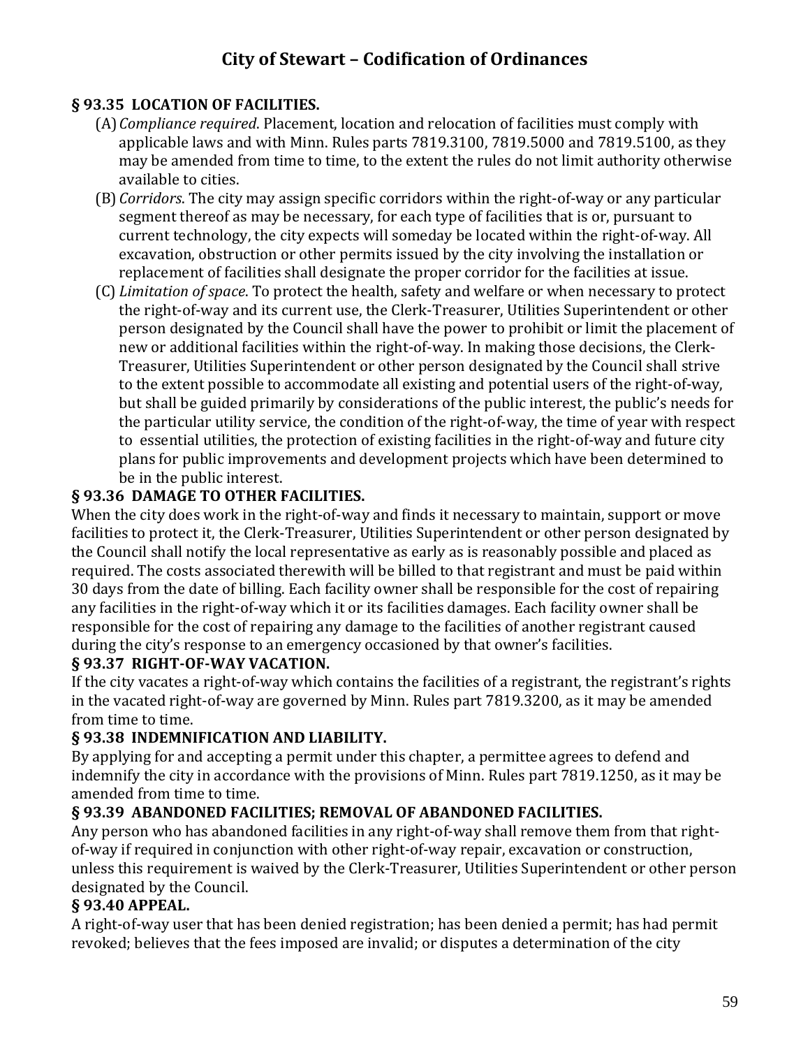### § 93.35 LOCATION OF FACILITIES.

(A) *Compliance required*. Placement, location and relocation of facilities must comply with applicable laws and with Minn. Rules parts 7819.3100, 7819.5000 and 7819.5100, as they may be amended from time to time, to the extent the rules do not limit authority otherwise available to cities.

(B) *Corridors*. The city may assign specific corridors within the right-of-way or any particular segment thereof as may be necessary, for each type of facilities that is or, pursuant to current technology, the city expects will someday be located within the right-of-way. All excavation, obstruction or other permits issued by the city involving the installation or replacement of facilities shall designate the proper corridor for the facilities at issue.

(C) *Limitation of space*. To protect the health, safety and welfare or when necessary to protect the right-of-way and its current use, the Clerk-Treasurer, Utilities Superintendent or other person designated by the Council shall have the power to prohibit or limit the placement of new or additional facilities within the right-of-way. In making those decisions, the Clerk-Treasurer, Utilities Superintendent or other person designated by the Council shall strive to the extent possible to accommodate all existing and potential users of the right-of-way, but shall be guided primarily by considerations of the public interest, the public's needs for the particular utility service, the condition of the right-of-way, the time of year with respect to essential utilities, the protection of existing facilities in the right-of-way and future city plans for public improvements and development projects which have been determined to be in the public interest.

### § 93.36 DAMAGE TO OTHER FACILITIES.

When the city does work in the right-of-way and finds it necessary to maintain, support or move facilities to protect it, the Clerk-Treasurer, Utilities Superintendent or other person designated by the Council shall notify the local representative as early as is reasonably possible and placed as required. The costs associated therewith will be billed to that registrant and must be paid within 30 days from the date of billing. Each facility owner shall be responsible for the cost of repairing any facilities in the right-of-way which it or its facilities damages. Each facility owner shall be responsible for the cost of repairing any damage to the facilities of another registrant caused during the city's response to an emergency occasioned by that owner's facilities.

### § 93.37 RIGHT-OF-WAY VACATION.

If the city vacates a right-of-way which contains the facilities of a registrant, the registrant's rights in the vacated right-of-way are governed by Minn. Rules part 7819.3200, as it may be amended from time to time.

### § 93.38 INDEMNIFICATION AND LIABILITY.

By applying for and accepting a permit under this chapter, a permittee agrees to defend and indemnify the city in accordance with the provisions of Minn. Rules part 7819.1250, as it may be amended from time to time.

### § 93.39 ABANDONED FACILITIES; REMOVAL OF ABANDONED FACILITIES.

Any person who has abandoned facilities in any right-of-way shall remove them from that right-of-way if required in conjunction with other right-of-way repair, excavation or construction, unless this requirement is waived by the Clerk-Treasurer, Utilities Superintendent or other person designated by the Council.

### § 93.40 APPEAL.

A right-of-way user that has been denied registration; has been denied a permit; has had permit revoked; believes that the fees imposed are invalid; or disputes a determination of the city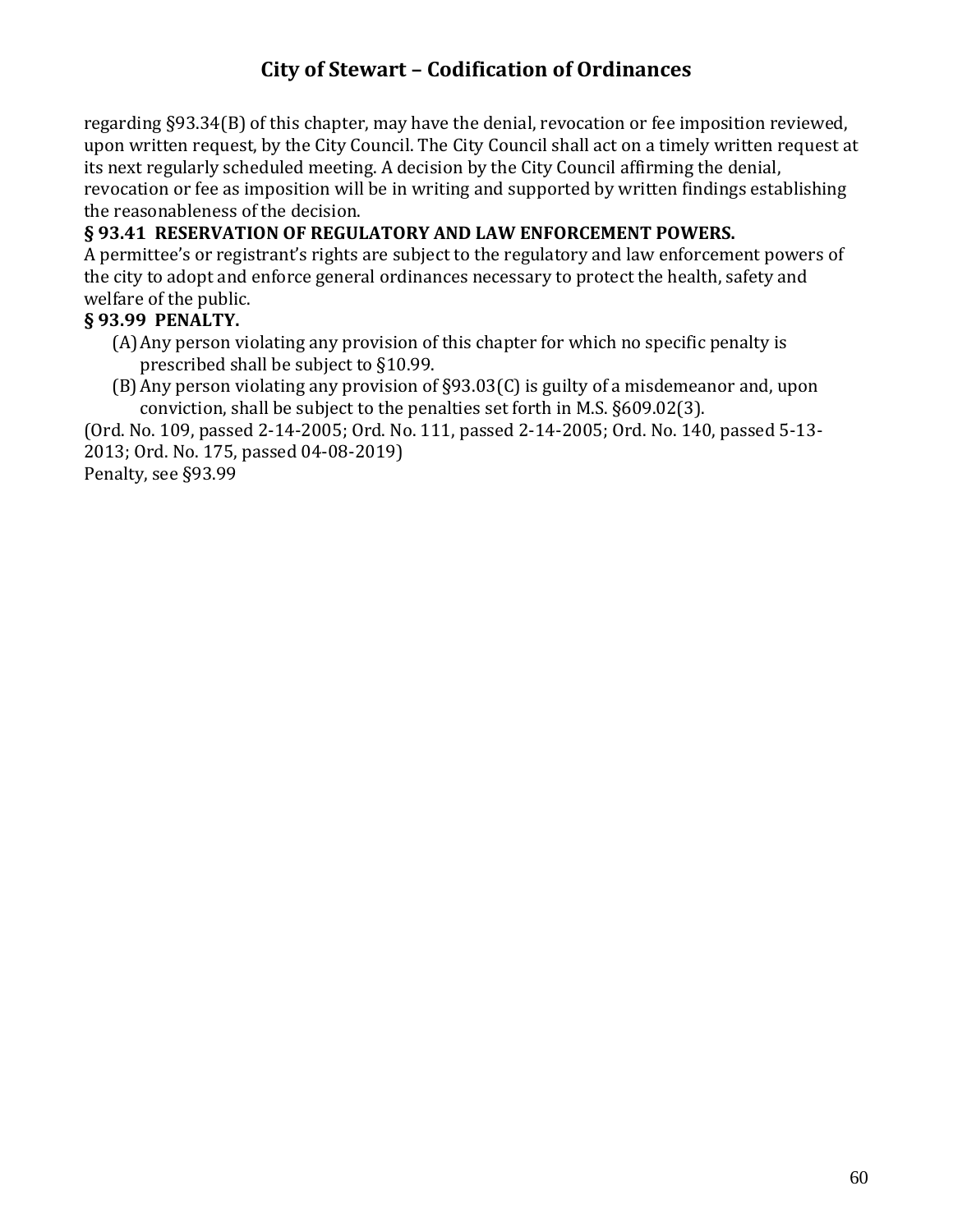regarding §93.34(B) of this chapter, may have the denial, revocation or fee imposition reviewed, upon written request, by the City Council. The City Council shall act on a timely written request at its next regularly scheduled meeting. A decision by the City Council affirming the denial, revocation or fee as imposition will be in writing and supported by written findings establishing the reasonableness of the decision.

**§ 93.41 RESERVATION OF REGULATORY AND LAW ENFORCEMENT POWERS.**

A permittee's or registrant's rights are subject to the regulatory and law enforcement powers of the city to adopt and enforce general ordinances necessary to protect the health, safety and welfare of the public.

**§ 93.99 PENALTY.**

(A) Any person violating any provision of this chapter for which no specific penalty is prescribed shall be subject to §10.99.

(B) Any person violating any provision of §93.03(C) is guilty of a misdemeanor and, upon conviction, shall be subject to the penalties set forth in M.S. §609.02(3).

(Ord. No. 109, passed 2-14-2005; Ord. No. 111, passed 2-14-2005; Ord. No. 140, passed 5-13-2013; Ord. No. 175, passed 04-08-2019)

Penalty, see §93.99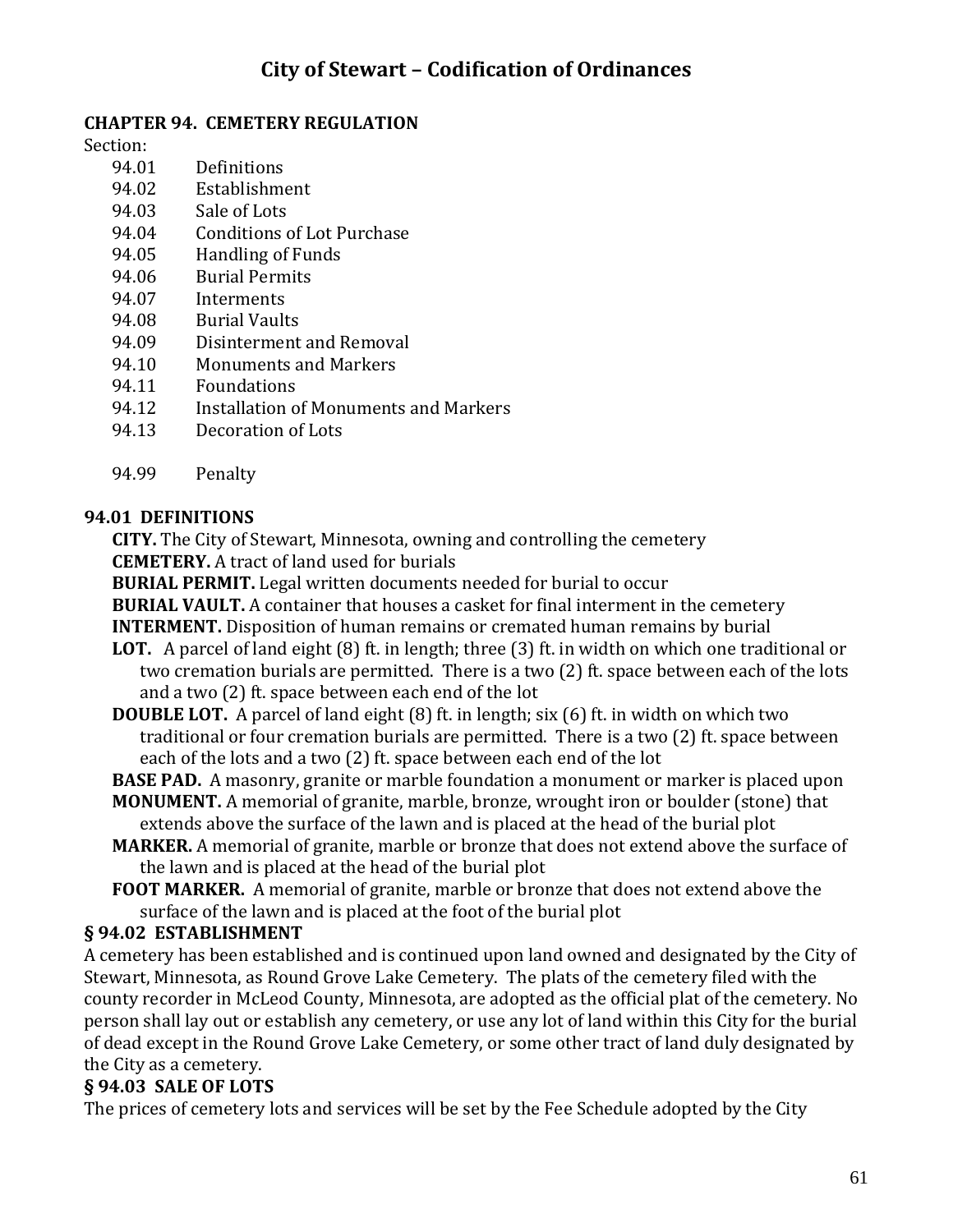# City of Stewart – Codification of Ordinances

## CHAPTER 94. CEMETERY REGULATION

Section:

- 94.01 Definitions
- 94.02 Establishment
- 94.03 Sale of Lots
- 94.04 Conditions of Lot Purchase
- 94.05 Handling of Funds
- 94.06 Burial Permits
- 94.07 Interments
- 94.08 Burial Vaults
- 94.09 Disinterment and Removal
- 94.10 Monuments and Markers
- 94.11 Foundations
- 94.12 Installation of Monuments and Markers
- 94.13 Decoration of Lots

- 94.99 Penalty

### 94.01 DEFINITIONS

**CITY.** The City of Stewart, Minnesota, owning and controlling the cemetery

**CEMETERY.** A tract of land used for burials

**BURIAL PERMIT.** Legal written documents needed for burial to occur

**BURIAL VAULT.** A container that houses a casket for final interment in the cemetery

**INTERMENT.** Disposition of human remains or cremated human remains by burial

**LOT.** A parcel of land eight (8) ft. in length; three (3) ft. in width on which one traditional or two cremation burials are permitted. There is a two (2) ft. space between each of the lots and a two (2) ft. space between each end of the lot

**DOUBLE LOT.** A parcel of land eight (8) ft. in length; six (6) ft. in width on which two traditional or four cremation burials are permitted. There is a two (2) ft. space between each of the lots and a two (2) ft. space between each end of the lot

**BASE PAD.** A masonry, granite or marble foundation a monument or marker is placed upon

**MONUMENT.** A memorial of granite, marble, bronze, wrought iron or boulder (stone) that extends above the surface of the lawn and is placed at the head of the burial plot

**MARKER.** A memorial of granite, marble or bronze that does not extend above the surface of the lawn and is placed at the head of the burial plot

**FOOT MARKER.** A memorial of granite, marble or bronze that does not extend above the surface of the lawn and is placed at the foot of the burial plot

### § 94.02 ESTABLISHMENT

A cemetery has been established and is continued upon land owned and designated by the City of Stewart, Minnesota, as Round Grove Lake Cemetery. The plats of the cemetery filed with the county recorder in McLeod County, Minnesota, are adopted as the official plat of the cemetery. No person shall lay out or establish any cemetery, or use any lot of land within this City for the burial of dead except in the Round Grove Lake Cemetery, or some other tract of land duly designated by the City as a cemetery.

### § 94.03 SALE OF LOTS

The prices of cemetery lots and services will be set by the Fee Schedule adopted by the City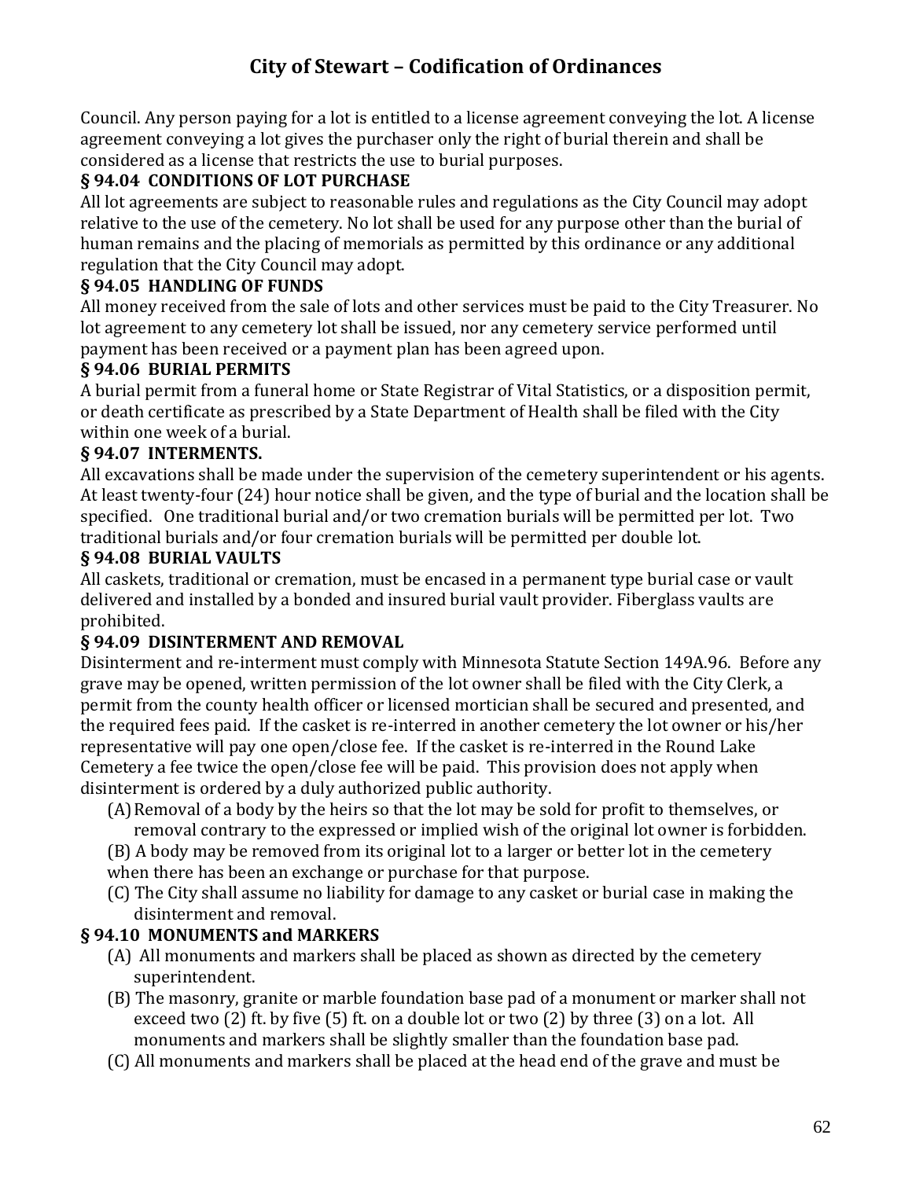Council. Any person paying for a lot is entitled to a license agreement conveying the lot. A license agreement conveying a lot gives the purchaser only the right of burial therein and shall be considered as a license that restricts the use to burial purposes.

### § 94.04 CONDITIONS OF LOT PURCHASE

All lot agreements are subject to reasonable rules and regulations as the City Council may adopt relative to the use of the cemetery. No lot shall be used for any purpose other than the burial of human remains and the placing of memorials as permitted by this ordinance or any additional regulation that the City Council may adopt.

### § 94.05 HANDLING OF FUNDS

All money received from the sale of lots and other services must be paid to the City Treasurer. No lot agreement to any cemetery lot shall be issued, nor any cemetery service performed until payment has been received or a payment plan has been agreed upon.

### § 94.06 BURIAL PERMITS

A burial permit from a funeral home or State Registrar of Vital Statistics, or a disposition permit, or death certificate as prescribed by a State Department of Health shall be filed with the City within one week of a burial.

### § 94.07 INTERMENTS.

All excavations shall be made under the supervision of the cemetery superintendent or his agents. At least twenty-four (24) hour notice shall be given, and the type of burial and the location shall be specified. One traditional burial and/or two cremation burials will be permitted per lot. Two traditional burials and/or four cremation burials will be permitted per double lot.

### § 94.08 BURIAL VAULTS

All caskets, traditional or cremation, must be encased in a permanent type burial case or vault delivered and installed by a bonded and insured burial vault provider. Fiberglass vaults are prohibited.

### § 94.09 DISINTERMENT AND REMOVAL

Disinterment and re-interment must comply with Minnesota Statute Section 149A.96. Before any grave may be opened, written permission of the lot owner shall be filed with the City Clerk, a permit from the county health officer or licensed mortician shall be secured and presented, and the required fees paid. If the casket is re-interred in another cemetery the lot owner or his/her representative will pay one open/close fee. If the casket is re-interred in the Round Lake Cemetery a fee twice the open/close fee will be paid. This provision does not apply when disinterment is ordered by a duly authorized public authority.

(A) Removal of a body by the heirs so that the lot may be sold for profit to themselves, or removal contrary to the expressed or implied wish of the original lot owner is forbidden.

(B) A body may be removed from its original lot to a larger or better lot in the cemetery when there has been an exchange or purchase for that purpose.

(C) The City shall assume no liability for damage to any casket or burial case in making the disinterment and removal.

### § 94.10 MONUMENTS and MARKERS

(A) All monuments and markers shall be placed as shown as directed by the cemetery superintendent.

(B) The masonry, granite or marble foundation base pad of a monument or marker shall not exceed two (2) ft. by five (5) ft. on a double lot or two (2) by three (3) on a lot. All monuments and markers shall be slightly smaller than the foundation base pad.

(C) All monuments and markers shall be placed at the head end of the grave and must be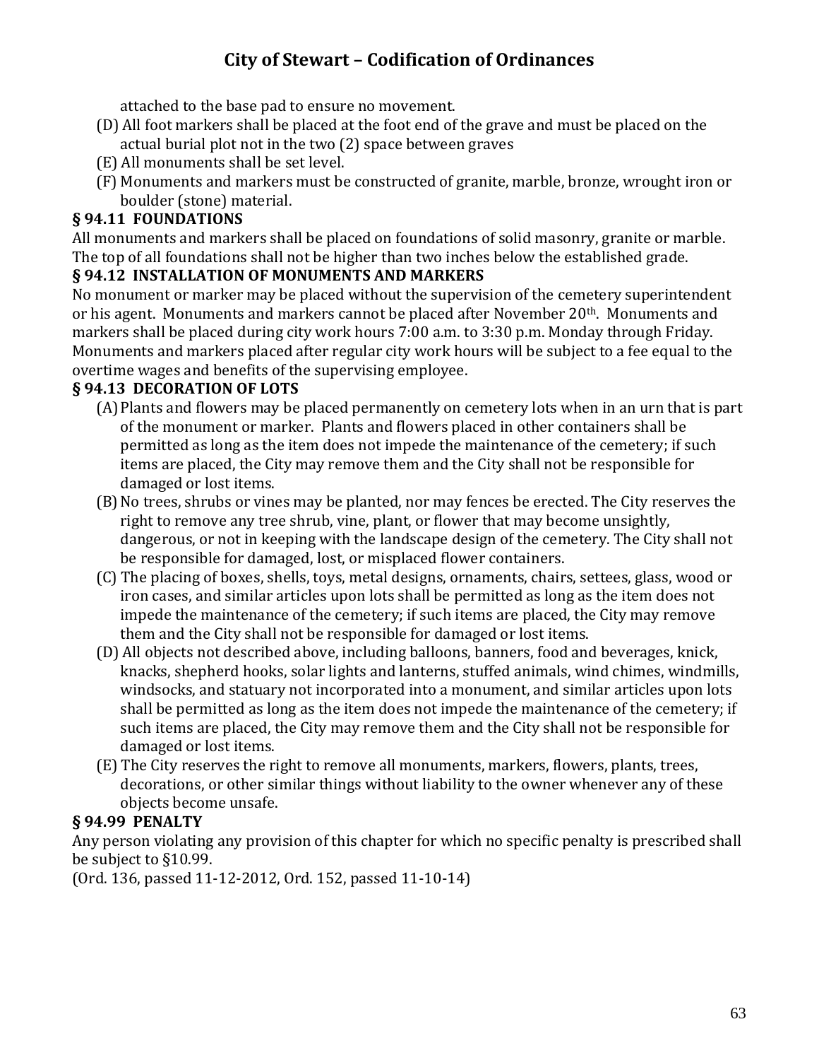attached to the base pad to ensure no movement.

(D) All foot markers shall be placed at the foot end of the grave and must be placed on the actual burial plot not in the two (2) space between graves

(E) All monuments shall be set level.

(F) Monuments and markers must be constructed of granite, marble, bronze, wrought iron or boulder (stone) material.

**§ 94.11 FOUNDATIONS**

All monuments and markers shall be placed on foundations of solid masonry, granite or marble. The top of all foundations shall not be higher than two inches below the established grade.

**§ 94.12 INSTALLATION OF MONUMENTS AND MARKERS**

No monument or marker may be placed without the supervision of the cemetery superintendent or his agent. Monuments and markers cannot be placed after November 20th. Monuments and markers shall be placed during city work hours 7:00 a.m. to 3:30 p.m. Monday through Friday. Monuments and markers placed after regular city work hours will be subject to a fee equal to the overtime wages and benefits of the supervising employee.

**§ 94.13 DECORATION OF LOTS**

(A) Plants and flowers may be placed permanently on cemetery lots when in an urn that is part of the monument or marker. Plants and flowers placed in other containers shall be permitted as long as the item does not impede the maintenance of the cemetery; if such items are placed, the City may remove them and the City shall not be responsible for damaged or lost items.

(B) No trees, shrubs or vines may be planted, nor may fences be erected. The City reserves the right to remove any tree shrub, vine, plant, or flower that may become unsightly, dangerous, or not in keeping with the landscape design of the cemetery. The City shall not be responsible for damaged, lost, or misplaced flower containers.

(C) The placing of boxes, shells, toys, metal designs, ornaments, chairs, settees, glass, wood or iron cases, and similar articles upon lots shall be permitted as long as the item does not impede the maintenance of the cemetery; if such items are placed, the City may remove them and the City shall not be responsible for damaged or lost items.

(D) All objects not described above, including balloons, banners, food and beverages, knick, knacks, shepherd hooks, solar lights and lanterns, stuffed animals, wind chimes, windmills, windsocks, and statuary not incorporated into a monument, and similar articles upon lots shall be permitted as long as the item does not impede the maintenance of the cemetery; if such items are placed, the City may remove them and the City shall not be responsible for damaged or lost items.

(E) The City reserves the right to remove all monuments, markers, flowers, plants, trees, decorations, or other similar things without liability to the owner whenever any of these objects become unsafe.

**§ 94.99 PENALTY**

Any person violating any provision of this chapter for which no specific penalty is prescribed shall be subject to §10.99.

(Ord. 136, passed 11-12-2012, Ord. 152, passed 11-10-14)